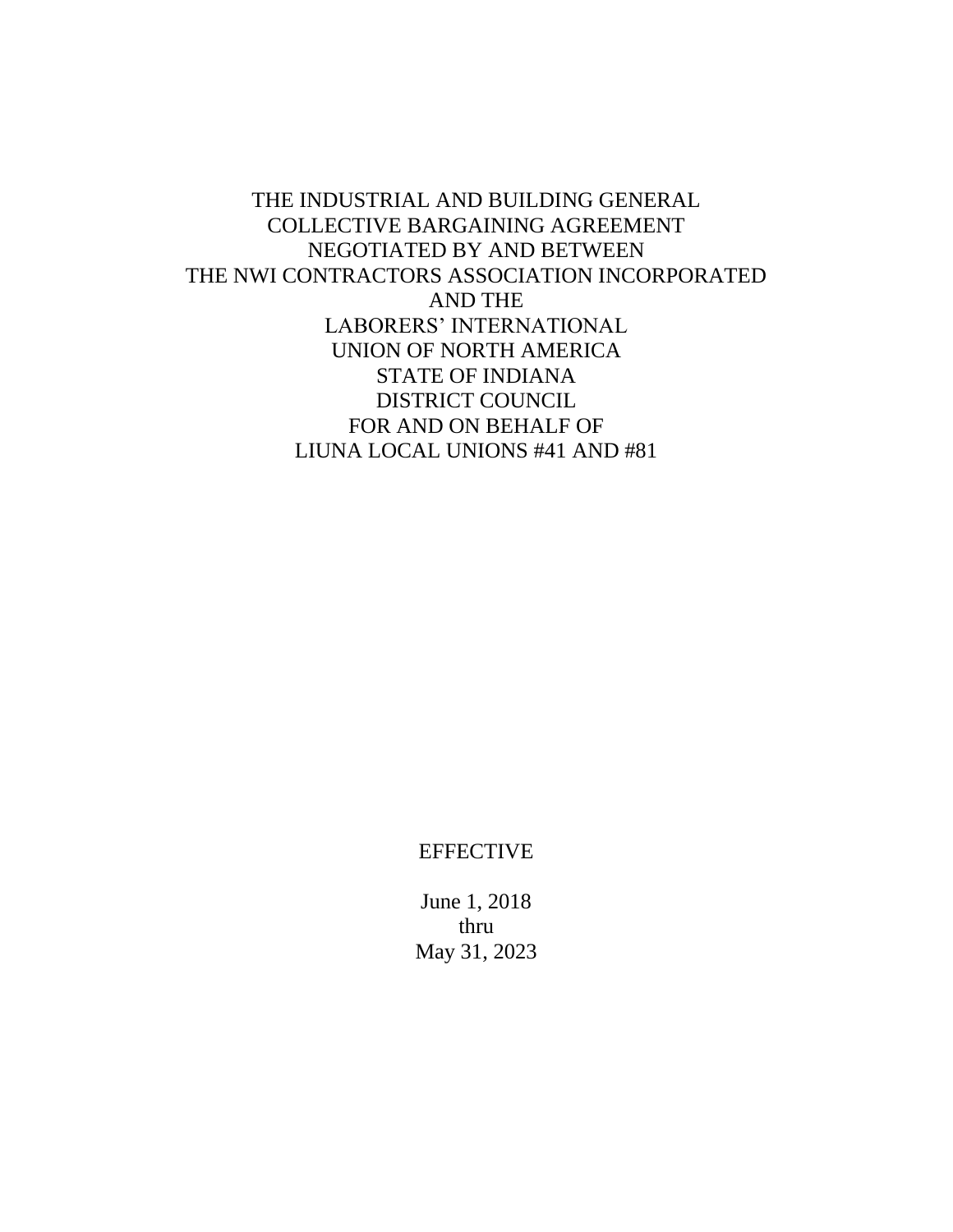# THE INDUSTRIAL AND BUILDING GENERAL COLLECTIVE BARGAINING AGREEMENT NEGOTIATED BY AND BETWEEN THE NWI CONTRACTORS ASSOCIATION INCORPORATED AND THE LABORERS' INTERNATIONAL UNION OF NORTH AMERICA STATE OF INDIANA DISTRICT COUNCIL FOR AND ON BEHALF OF LIUNA LOCAL UNIONS #41 AND #81

EFFECTIVE

June 1, 2018
thru
May 31, 2023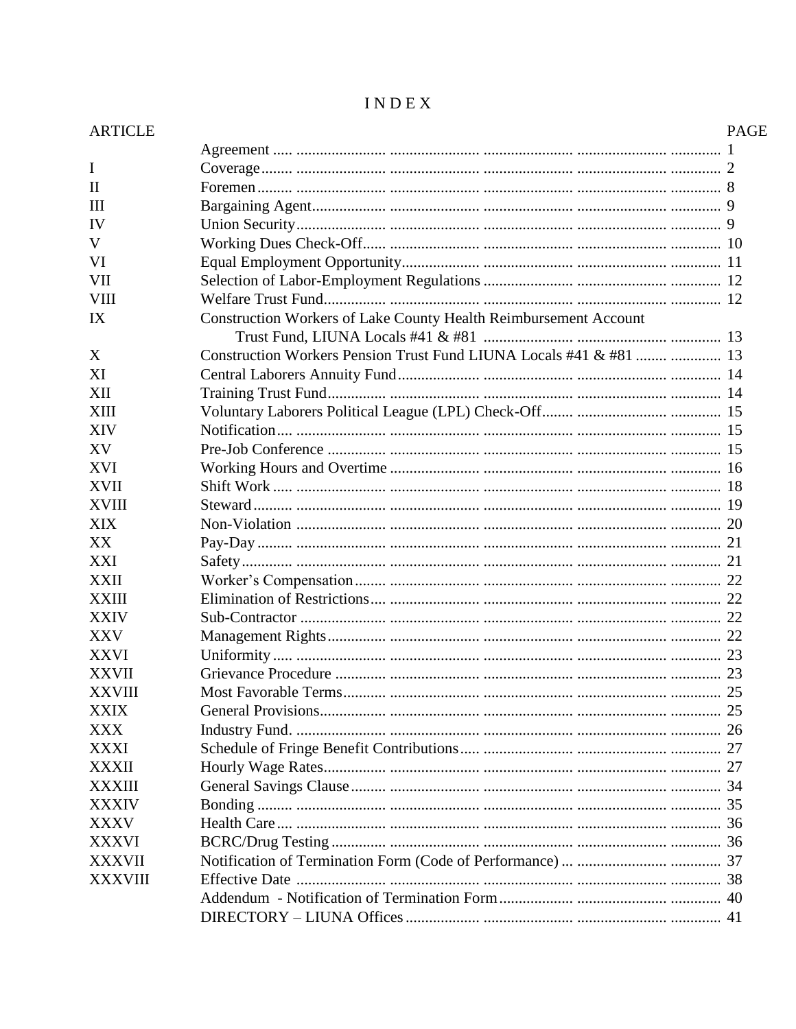# I N D E X

| ARTICLE | | PAGE |
| --- | --- | --- |
| | Agreement | 1 |
| I | Coverage | 2 |
| II | Foremen | 8 |
| III | Bargaining Agent | 9 |
| IV | Union Security | 9 |
| V | Working Dues Check-Off | 10 |
| VI | Equal Employment Opportunity | 11 |
| VII | Selection of Labor-Employment Regulations | 12 |
| VIII | Welfare Trust Fund | 12 |
| IX | Construction Workers of Lake County Health Reimbursement Account Trust Fund, LIUNA Locals #41 & #81 | 13 |
| X | Construction Workers Pension Trust Fund LIUNA Locals #41 & #81 | 13 |
| XI | Central Laborers Annuity Fund | 14 |
| XII | Training Trust Fund | 14 |
| XIII | Voluntary Laborers Political League (LPL) Check-Off | 15 |
| XIV | Notification | 15 |
| XV | Pre-Job Conference | 15 |
| XVI | Working Hours and Overtime | 16 |
| XVII | Shift Work | 18 |
| XVIII | Steward | 19 |
| XIX | Non-Violation | 20 |
| XX | Pay-Day | 21 |
| XXI | Safety | 21 |
| XXII | Worker's Compensation | 22 |
| XXIII | Elimination of Restrictions | 22 |
| XXIV | Sub-Contractor | 22 |
| XXV | Management Rights | 22 |
| XXVI | Uniformity | 23 |
| XXVII | Grievance Procedure | 23 |
| XXVIII | Most Favorable Terms | 25 |
| XXIX | General Provisions | 25 |
| XXX | Industry Fund. | 26 |
| XXXI | Schedule of Fringe Benefit Contributions | 27 |
| XXXII | Hourly Wage Rates | 27 |
| XXXIII | General Savings Clause | 34 |
| XXXIV | Bonding | 35 |
| XXXV | Health Care | 36 |
| XXXVI | BCRC/Drug Testing | 36 |
| XXXVII | Notification of Termination Form (Code of Performance) | 37 |
| XXXVIII | Effective Date | 38 |
| | Addendum - Notification of Termination Form | 40 |
| | DIRECTORY – LIUNA Offices | 41 |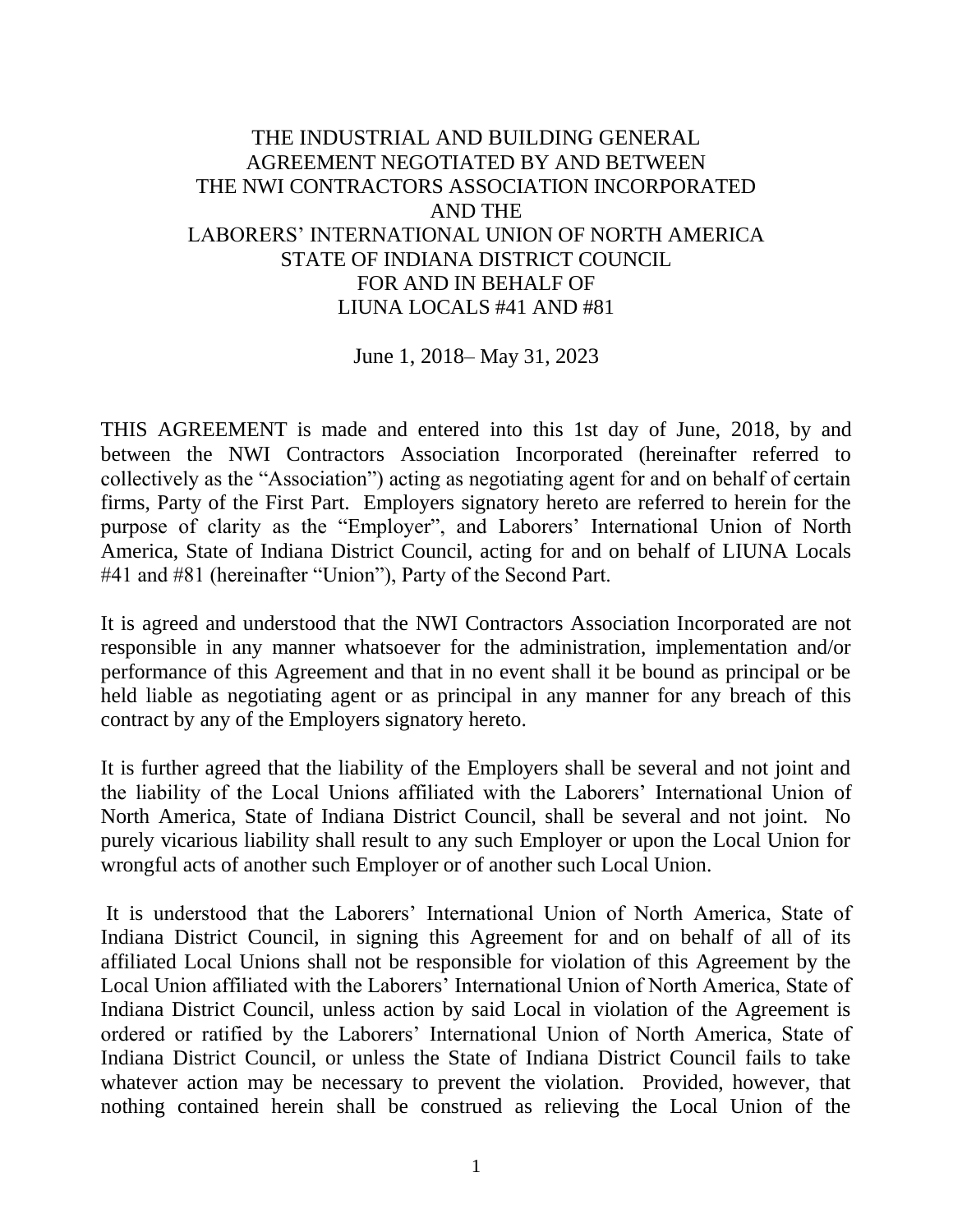# THE INDUSTRIAL AND BUILDING GENERAL AGREEMENT NEGOTIATED BY AND BETWEEN THE NWI CONTRACTORS ASSOCIATION INCORPORATED AND THE LABORERS' INTERNATIONAL UNION OF NORTH AMERICA STATE OF INDIANA DISTRICT COUNCIL FOR AND IN BEHALF OF LIUNA LOCALS #41 AND #81

June 1, 2018– May 31, 2023

THIS AGREEMENT is made and entered into this 1st day of June, 2018, by and between the NWI Contractors Association Incorporated (hereinafter referred to collectively as the "Association") acting as negotiating agent for and on behalf of certain firms, Party of the First Part. Employers signatory hereto are referred to herein for the purpose of clarity as the "Employer", and Laborers' International Union of North America, State of Indiana District Council, acting for and on behalf of LIUNA Locals #41 and #81 (hereinafter "Union"), Party of the Second Part.

It is agreed and understood that the NWI Contractors Association Incorporated are not responsible in any manner whatsoever for the administration, implementation and/or performance of this Agreement and that in no event shall it be bound as principal or be held liable as negotiating agent or as principal in any manner for any breach of this contract by any of the Employers signatory hereto.

It is further agreed that the liability of the Employers shall be several and not joint and the liability of the Local Unions affiliated with the Laborers' International Union of North America, State of Indiana District Council, shall be several and not joint. No purely vicarious liability shall result to any such Employer or upon the Local Union for wrongful acts of another such Employer or of another such Local Union.

It is understood that the Laborers' International Union of North America, State of Indiana District Council, in signing this Agreement for and on behalf of all of its affiliated Local Unions shall not be responsible for violation of this Agreement by the Local Union affiliated with the Laborers' International Union of North America, State of Indiana District Council, unless action by said Local in violation of the Agreement is ordered or ratified by the Laborers' International Union of North America, State of Indiana District Council, or unless the State of Indiana District Council fails to take whatever action may be necessary to prevent the violation. Provided, however, that nothing contained herein shall be construed as relieving the Local Union of the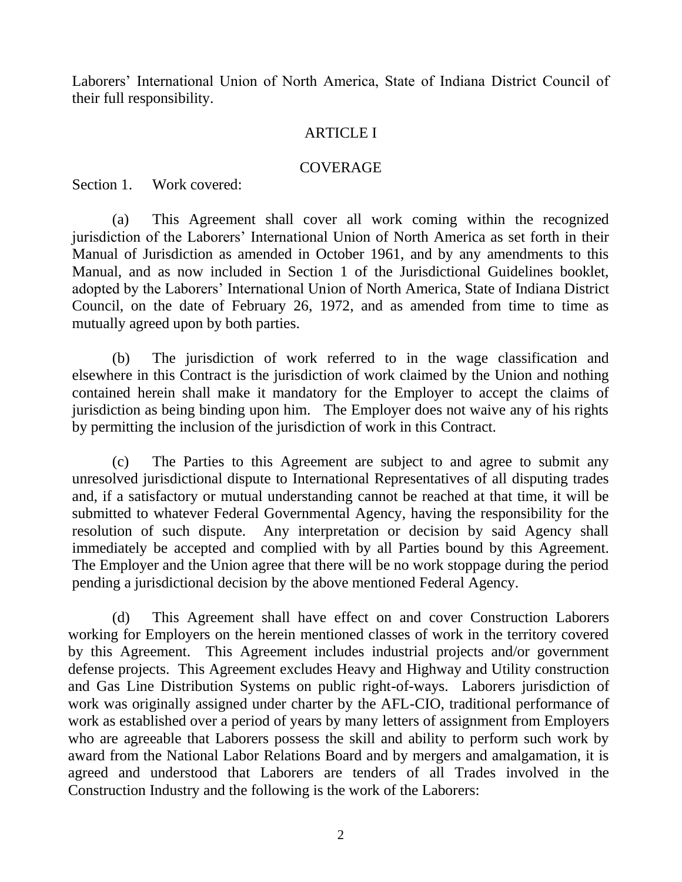Laborers' International Union of North America, State of Indiana District Council of their full responsibility.

## ARTICLE I

## COVERAGE

Section 1. Work covered:

(a) This Agreement shall cover all work coming within the recognized jurisdiction of the Laborers' International Union of North America as set forth in their Manual of Jurisdiction as amended in October 1961, and by any amendments to this Manual, and as now included in Section 1 of the Jurisdictional Guidelines booklet, adopted by the Laborers' International Union of North America, State of Indiana District Council, on the date of February 26, 1972, and as amended from time to time as mutually agreed upon by both parties.

(b) The jurisdiction of work referred to in the wage classification and elsewhere in this Contract is the jurisdiction of work claimed by the Union and nothing contained herein shall make it mandatory for the Employer to accept the claims of jurisdiction as being binding upon him. The Employer does not waive any of his rights by permitting the inclusion of the jurisdiction of work in this Contract.

(c) The Parties to this Agreement are subject to and agree to submit any unresolved jurisdictional dispute to International Representatives of all disputing trades and, if a satisfactory or mutual understanding cannot be reached at that time, it will be submitted to whatever Federal Governmental Agency, having the responsibility for the resolution of such dispute. Any interpretation or decision by said Agency shall immediately be accepted and complied with by all Parties bound by this Agreement. The Employer and the Union agree that there will be no work stoppage during the period pending a jurisdictional decision by the above mentioned Federal Agency.

(d) This Agreement shall have effect on and cover Construction Laborers working for Employers on the herein mentioned classes of work in the territory covered by this Agreement. This Agreement includes industrial projects and/or government defense projects. This Agreement excludes Heavy and Highway and Utility construction and Gas Line Distribution Systems on public right-of-ways. Laborers jurisdiction of work was originally assigned under charter by the AFL-CIO, traditional performance of work as established over a period of years by many letters of assignment from Employers who are agreeable that Laborers possess the skill and ability to perform such work by award from the National Labor Relations Board and by mergers and amalgamation, it is agreed and understood that Laborers are tenders of all Trades involved in the Construction Industry and the following is the work of the Laborers: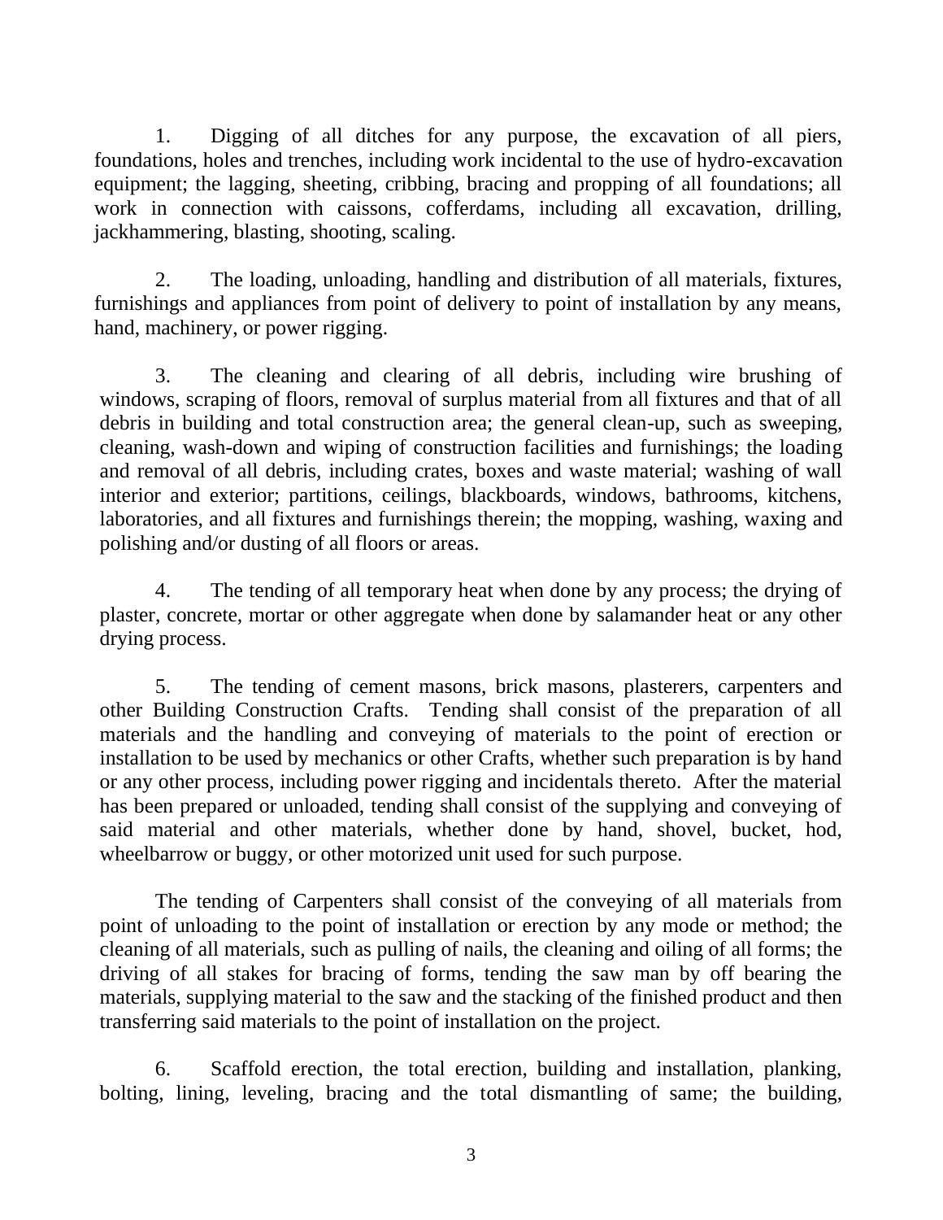1. Digging of all ditches for any purpose, the excavation of all piers, foundations, holes and trenches, including work incidental to the use of hydro-excavation equipment; the lagging, sheeting, cribbing, bracing and propping of all foundations; all work in connection with caissons, cofferdams, including all excavation, drilling, jackhammering, blasting, shooting, scaling.

2. The loading, unloading, handling and distribution of all materials, fixtures, furnishings and appliances from point of delivery to point of installation by any means, hand, machinery, or power rigging.

3. The cleaning and clearing of all debris, including wire brushing of windows, scraping of floors, removal of surplus material from all fixtures and that of all debris in building and total construction area; the general clean-up, such as sweeping, cleaning, wash-down and wiping of construction facilities and furnishings; the loading and removal of all debris, including crates, boxes and waste material; washing of wall interior and exterior; partitions, ceilings, blackboards, windows, bathrooms, kitchens, laboratories, and all fixtures and furnishings therein; the mopping, washing, waxing and polishing and/or dusting of all floors or areas.

4. The tending of all temporary heat when done by any process; the drying of plaster, concrete, mortar or other aggregate when done by salamander heat or any other drying process.

5. The tending of cement masons, brick masons, plasterers, carpenters and other Building Construction Crafts. Tending shall consist of the preparation of all materials and the handling and conveying of materials to the point of erection or installation to be used by mechanics or other Crafts, whether such preparation is by hand or any other process, including power rigging and incidentals thereto. After the material has been prepared or unloaded, tending shall consist of the supplying and conveying of said material and other materials, whether done by hand, shovel, bucket, hod, wheelbarrow or buggy, or other motorized unit used for such purpose.

The tending of Carpenters shall consist of the conveying of all materials from point of unloading to the point of installation or erection by any mode or method; the cleaning of all materials, such as pulling of nails, the cleaning and oiling of all forms; the driving of all stakes for bracing of forms, tending the saw man by off bearing the materials, supplying material to the saw and the stacking of the finished product and then transferring said materials to the point of installation on the project.

6. Scaffold erection, the total erection, building and installation, planking, bolting, lining, leveling, bracing and the total dismantling of same; the building,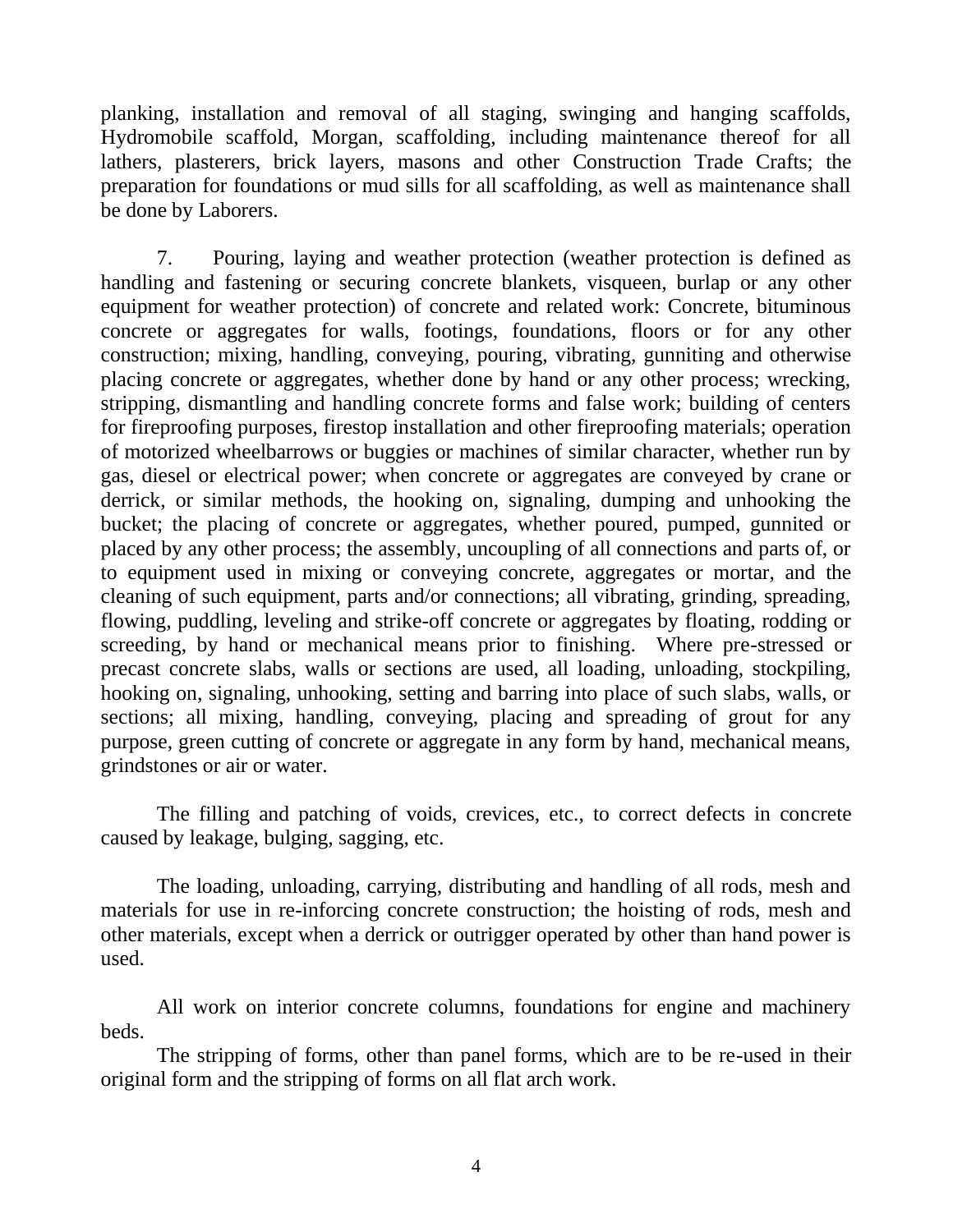planking, installation and removal of all staging, swinging and hanging scaffolds, Hydromobile scaffold, Morgan, scaffolding, including maintenance thereof for all lathers, plasterers, brick layers, masons and other Construction Trade Crafts; the preparation for foundations or mud sills for all scaffolding, as well as maintenance shall be done by Laborers.

7. Pouring, laying and weather protection (weather protection is defined as handling and fastening or securing concrete blankets, visqueen, burlap or any other equipment for weather protection) of concrete and related work: Concrete, bituminous concrete or aggregates for walls, footings, foundations, floors or for any other construction; mixing, handling, conveying, pouring, vibrating, gunniting and otherwise placing concrete or aggregates, whether done by hand or any other process; wrecking, stripping, dismantling and handling concrete forms and false work; building of centers for fireproofing purposes, firestop installation and other fireproofing materials; operation of motorized wheelbarrows or buggies or machines of similar character, whether run by gas, diesel or electrical power; when concrete or aggregates are conveyed by crane or derrick, or similar methods, the hooking on, signaling, dumping and unhooking the bucket; the placing of concrete or aggregates, whether poured, pumped, gunnited or placed by any other process; the assembly, uncoupling of all connections and parts of, or to equipment used in mixing or conveying concrete, aggregates or mortar, and the cleaning of such equipment, parts and/or connections; all vibrating, grinding, spreading, flowing, puddling, leveling and strike-off concrete or aggregates by floating, rodding or screeding, by hand or mechanical means prior to finishing. Where pre-stressed or precast concrete slabs, walls or sections are used, all loading, unloading, stockpiling, hooking on, signaling, unhooking, setting and barring into place of such slabs, walls, or sections; all mixing, handling, conveying, placing and spreading of grout for any purpose, green cutting of concrete or aggregate in any form by hand, mechanical means, grindstones or air or water.

The filling and patching of voids, crevices, etc., to correct defects in concrete caused by leakage, bulging, sagging, etc.

The loading, unloading, carrying, distributing and handling of all rods, mesh and materials for use in re-inforcing concrete construction; the hoisting of rods, mesh and other materials, except when a derrick or outrigger operated by other than hand power is used.

All work on interior concrete columns, foundations for engine and machinery beds.

The stripping of forms, other than panel forms, which are to be re-used in their original form and the stripping of forms on all flat arch work.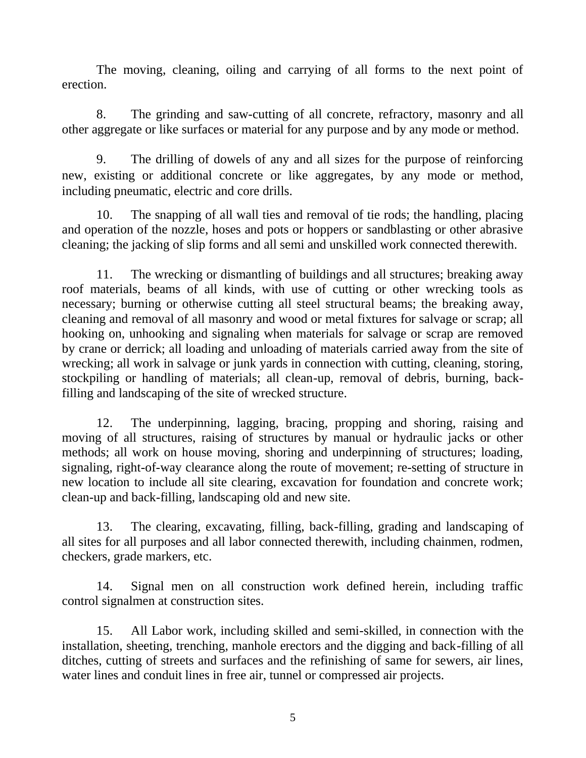The moving, cleaning, oiling and carrying of all forms to the next point of erection.

8. The grinding and saw-cutting of all concrete, refractory, masonry and all other aggregate or like surfaces or material for any purpose and by any mode or method.

9. The drilling of dowels of any and all sizes for the purpose of reinforcing new, existing or additional concrete or like aggregates, by any mode or method, including pneumatic, electric and core drills.

10. The snapping of all wall ties and removal of tie rods; the handling, placing and operation of the nozzle, hoses and pots or hoppers or sandblasting or other abrasive cleaning; the jacking of slip forms and all semi and unskilled work connected therewith.

11. The wrecking or dismantling of buildings and all structures; breaking away roof materials, beams of all kinds, with use of cutting or other wrecking tools as necessary; burning or otherwise cutting all steel structural beams; the breaking away, cleaning and removal of all masonry and wood or metal fixtures for salvage or scrap; all hooking on, unhooking and signaling when materials for salvage or scrap are removed by crane or derrick; all loading and unloading of materials carried away from the site of wrecking; all work in salvage or junk yards in connection with cutting, cleaning, storing, stockpiling or handling of materials; all clean-up, removal of debris, burning, back-filling and landscaping of the site of wrecked structure.

12. The underpinning, lagging, bracing, propping and shoring, raising and moving of all structures, raising of structures by manual or hydraulic jacks or other methods; all work on house moving, shoring and underpinning of structures; loading, signaling, right-of-way clearance along the route of movement; re-setting of structure in new location to include all site clearing, excavation for foundation and concrete work; clean-up and back-filling, landscaping old and new site.

13. The clearing, excavating, filling, back-filling, grading and landscaping of all sites for all purposes and all labor connected therewith, including chainmen, rodmen, checkers, grade markers, etc.

14. Signal men on all construction work defined herein, including traffic control signalmen at construction sites.

15. All Labor work, including skilled and semi-skilled, in connection with the installation, sheeting, trenching, manhole erectors and the digging and back-filling of all ditches, cutting of streets and surfaces and the refinishing of same for sewers, air lines, water lines and conduit lines in free air, tunnel or compressed air projects.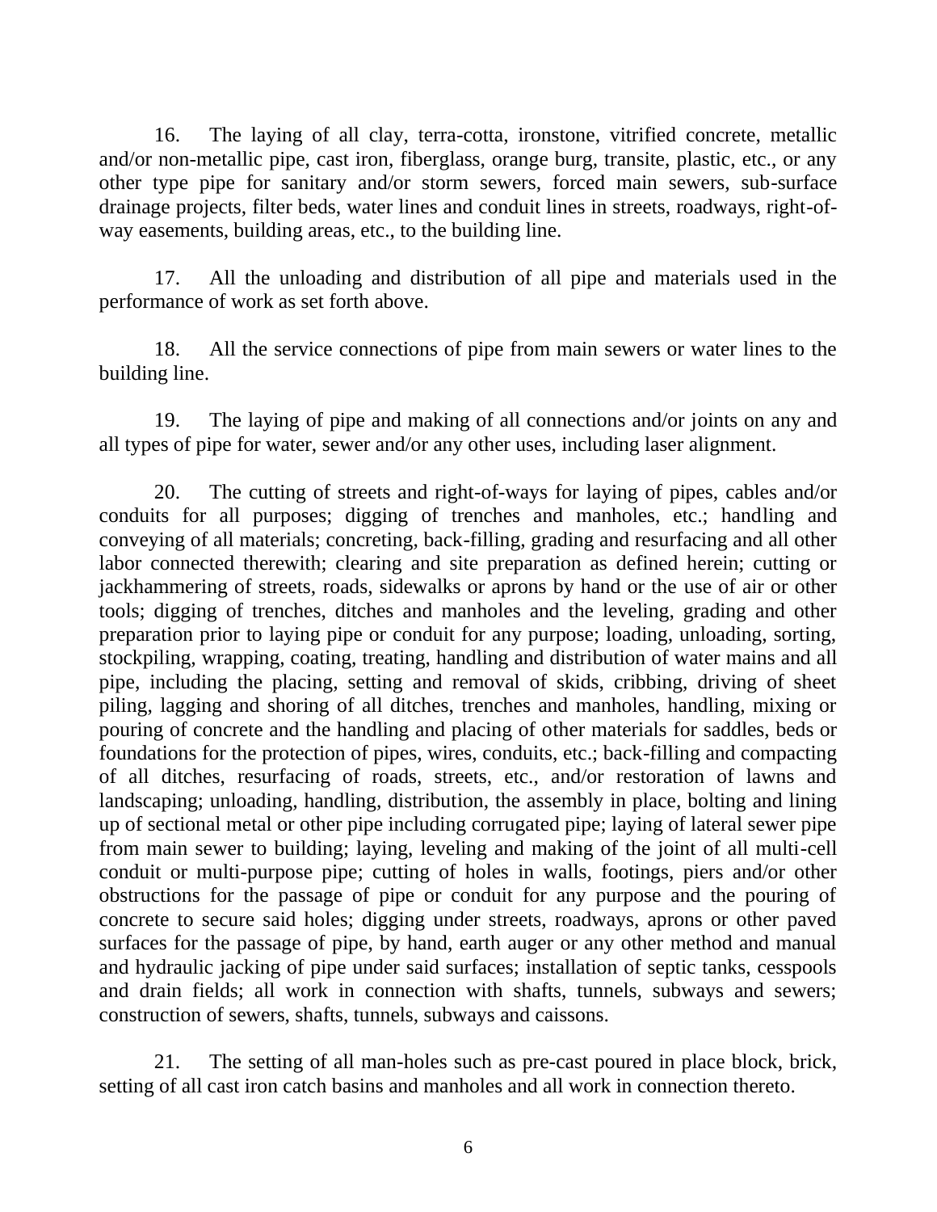16. The laying of all clay, terra-cotta, ironstone, vitrified concrete, metallic and/or non-metallic pipe, cast iron, fiberglass, orange burg, transite, plastic, etc., or any other type pipe for sanitary and/or storm sewers, forced main sewers, sub-surface drainage projects, filter beds, water lines and conduit lines in streets, roadways, right-of-way easements, building areas, etc., to the building line.

17. All the unloading and distribution of all pipe and materials used in the performance of work as set forth above.

18. All the service connections of pipe from main sewers or water lines to the building line.

19. The laying of pipe and making of all connections and/or joints on any and all types of pipe for water, sewer and/or any other uses, including laser alignment.

20. The cutting of streets and right-of-ways for laying of pipes, cables and/or conduits for all purposes; digging of trenches and manholes, etc.; handling and conveying of all materials; concreting, back-filling, grading and resurfacing and all other labor connected therewith; clearing and site preparation as defined herein; cutting or jackhammering of streets, roads, sidewalks or aprons by hand or the use of air or other tools; digging of trenches, ditches and manholes and the leveling, grading and other preparation prior to laying pipe or conduit for any purpose; loading, unloading, sorting, stockpiling, wrapping, coating, treating, handling and distribution of water mains and all pipe, including the placing, setting and removal of skids, cribbing, driving of sheet piling, lagging and shoring of all ditches, trenches and manholes, handling, mixing or pouring of concrete and the handling and placing of other materials for saddles, beds or foundations for the protection of pipes, wires, conduits, etc.; back-filling and compacting of all ditches, resurfacing of roads, streets, etc., and/or restoration of lawns and landscaping; unloading, handling, distribution, the assembly in place, bolting and lining up of sectional metal or other pipe including corrugated pipe; laying of lateral sewer pipe from main sewer to building; laying, leveling and making of the joint of all multi-cell conduit or multi-purpose pipe; cutting of holes in walls, footings, piers and/or other obstructions for the passage of pipe or conduit for any purpose and the pouring of concrete to secure said holes; digging under streets, roadways, aprons or other paved surfaces for the passage of pipe, by hand, earth auger or any other method and manual and hydraulic jacking of pipe under said surfaces; installation of septic tanks, cesspools and drain fields; all work in connection with shafts, tunnels, subways and sewers; construction of sewers, shafts, tunnels, subways and caissons.

21. The setting of all man-holes such as pre-cast poured in place block, brick, setting of all cast iron catch basins and manholes and all work in connection thereto.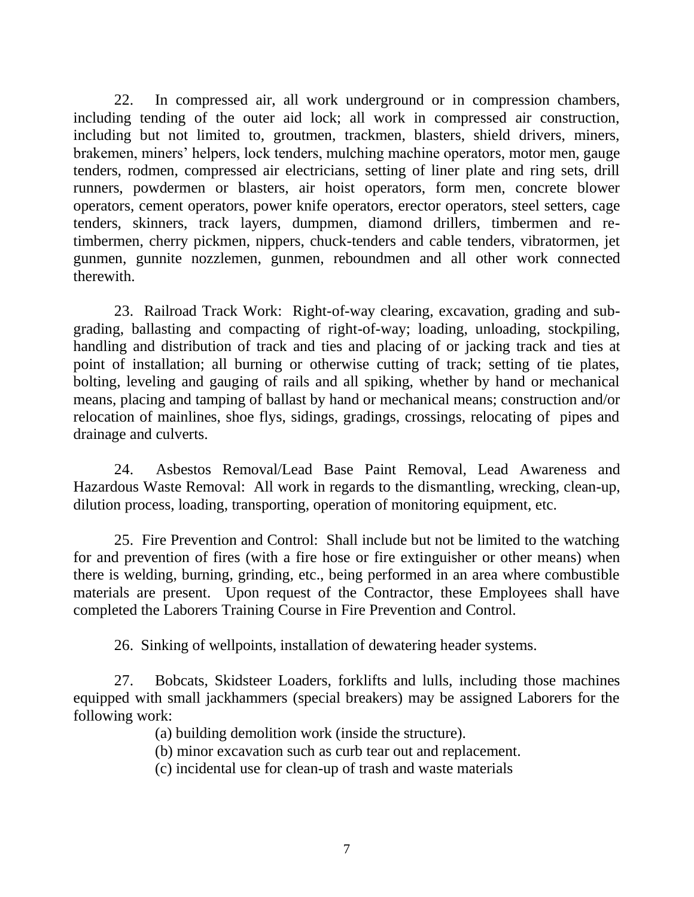22. In compressed air, all work underground or in compression chambers, including tending of the outer aid lock; all work in compressed air construction, including but not limited to, groutmen, trackmen, blasters, shield drivers, miners, brakemen, miners' helpers, lock tenders, mulching machine operators, motor men, gauge tenders, rodmen, compressed air electricians, setting of liner plate and ring sets, drill runners, powdermen or blasters, air hoist operators, form men, concrete blower operators, cement operators, power knife operators, erector operators, steel setters, cage tenders, skinners, track layers, dumpmen, diamond drillers, timbermen and re-timbermen, cherry pickmen, nippers, chuck-tenders and cable tenders, vibratormen, jet gunmen, gunnite nozzlemen, gunmen, reboundmen and all other work connected therewith.

23. Railroad Track Work: Right-of-way clearing, excavation, grading and sub-grading, ballasting and compacting of right-of-way; loading, unloading, stockpiling, handling and distribution of track and ties and placing of or jacking track and ties at point of installation; all burning or otherwise cutting of track; setting of tie plates, bolting, leveling and gauging of rails and all spiking, whether by hand or mechanical means, placing and tamping of ballast by hand or mechanical means; construction and/or relocation of mainlines, shoe flys, sidings, gradings, crossings, relocating of pipes and drainage and culverts.

24. Asbestos Removal/Lead Base Paint Removal, Lead Awareness and Hazardous Waste Removal: All work in regards to the dismantling, wrecking, clean-up, dilution process, loading, transporting, operation of monitoring equipment, etc.

25. Fire Prevention and Control: Shall include but not be limited to the watching for and prevention of fires (with a fire hose or fire extinguisher or other means) when there is welding, burning, grinding, etc., being performed in an area where combustible materials are present. Upon request of the Contractor, these Employees shall have completed the Laborers Training Course in Fire Prevention and Control.

26. Sinking of wellpoints, installation of dewatering header systems.

27. Bobcats, Skidsteer Loaders, forklifts and lulls, including those machines equipped with small jackhammers (special breakers) may be assigned Laborers for the following work:

(a) building demolition work (inside the structure).
(b) minor excavation such as curb tear out and replacement.
(c) incidental use for clean-up of trash and waste materials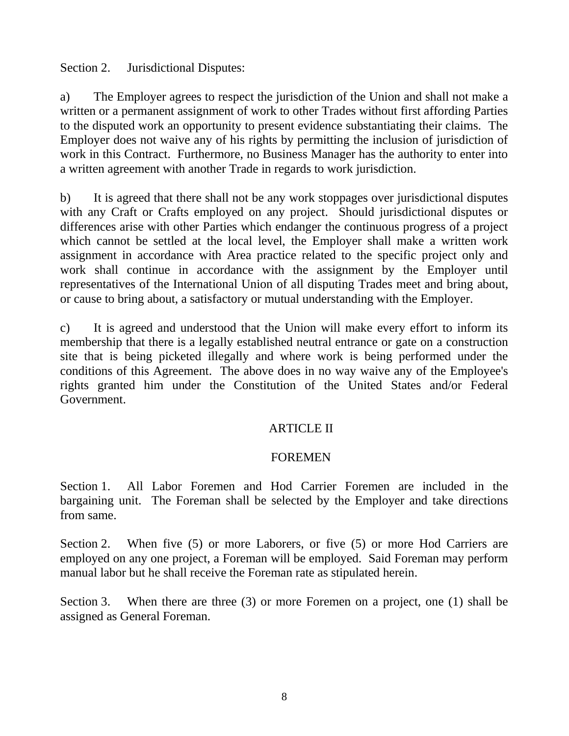Section 2. Jurisdictional Disputes:

a) The Employer agrees to respect the jurisdiction of the Union and shall not make a written or a permanent assignment of work to other Trades without first affording Parties to the disputed work an opportunity to present evidence substantiating their claims. The Employer does not waive any of his rights by permitting the inclusion of jurisdiction of work in this Contract. Furthermore, no Business Manager has the authority to enter into a written agreement with another Trade in regards to work jurisdiction.

b) It is agreed that there shall not be any work stoppages over jurisdictional disputes with any Craft or Crafts employed on any project. Should jurisdictional disputes or differences arise with other Parties which endanger the continuous progress of a project which cannot be settled at the local level, the Employer shall make a written work assignment in accordance with Area practice related to the specific project only and work shall continue in accordance with the assignment by the Employer until representatives of the International Union of all disputing Trades meet and bring about, or cause to bring about, a satisfactory or mutual understanding with the Employer.

c) It is agreed and understood that the Union will make every effort to inform its membership that there is a legally established neutral entrance or gate on a construction site that is being picketed illegally and where work is being performed under the conditions of this Agreement. The above does in no way waive any of the Employee's rights granted him under the Constitution of the United States and/or Federal Government.

## ARTICLE II

## FOREMEN

Section 1. All Labor Foremen and Hod Carrier Foremen are included in the bargaining unit. The Foreman shall be selected by the Employer and take directions from same.

Section 2. When five (5) or more Laborers, or five (5) or more Hod Carriers are employed on any one project, a Foreman will be employed. Said Foreman may perform manual labor but he shall receive the Foreman rate as stipulated herein.

Section 3. When there are three (3) or more Foremen on a project, one (1) shall be assigned as General Foreman.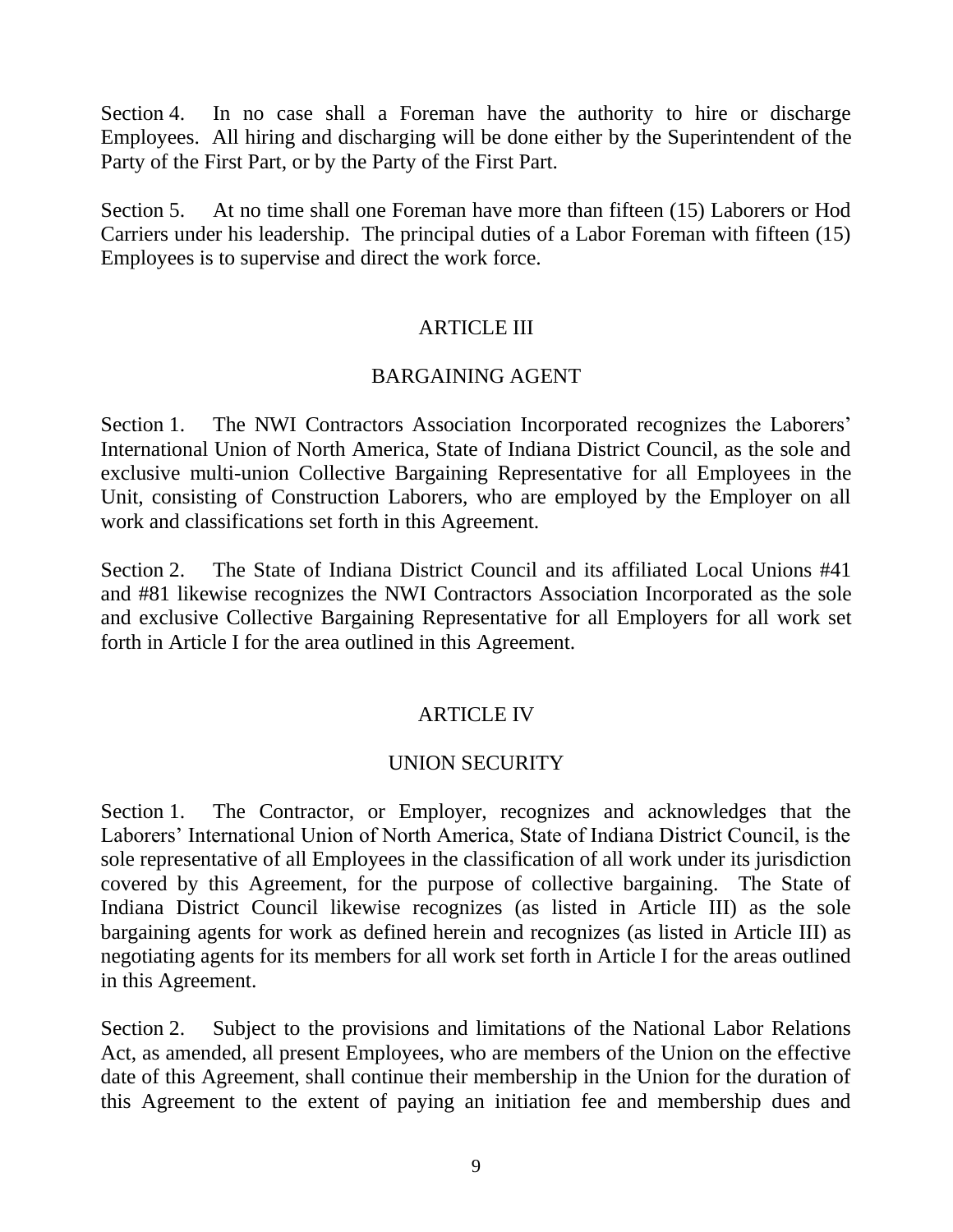Section 4. In no case shall a Foreman have the authority to hire or discharge Employees. All hiring and discharging will be done either by the Superintendent of the Party of the First Part, or by the Party of the First Part.

Section 5. At no time shall one Foreman have more than fifteen (15) Laborers or Hod Carriers under his leadership. The principal duties of a Labor Foreman with fifteen (15) Employees is to supervise and direct the work force.

## ARTICLE III

## BARGAINING AGENT

Section 1. The NWI Contractors Association Incorporated recognizes the Laborers' International Union of North America, State of Indiana District Council, as the sole and exclusive multi-union Collective Bargaining Representative for all Employees in the Unit, consisting of Construction Laborers, who are employed by the Employer on all work and classifications set forth in this Agreement.

Section 2. The State of Indiana District Council and its affiliated Local Unions #41 and #81 likewise recognizes the NWI Contractors Association Incorporated as the sole and exclusive Collective Bargaining Representative for all Employers for all work set forth in Article I for the area outlined in this Agreement.

## ARTICLE IV

## UNION SECURITY

Section 1. The Contractor, or Employer, recognizes and acknowledges that the Laborers' International Union of North America, State of Indiana District Council, is the sole representative of all Employees in the classification of all work under its jurisdiction covered by this Agreement, for the purpose of collective bargaining. The State of Indiana District Council likewise recognizes (as listed in Article III) as the sole bargaining agents for work as defined herein and recognizes (as listed in Article III) as negotiating agents for its members for all work set forth in Article I for the areas outlined in this Agreement.

Section 2. Subject to the provisions and limitations of the National Labor Relations Act, as amended, all present Employees, who are members of the Union on the effective date of this Agreement, shall continue their membership in the Union for the duration of this Agreement to the extent of paying an initiation fee and membership dues and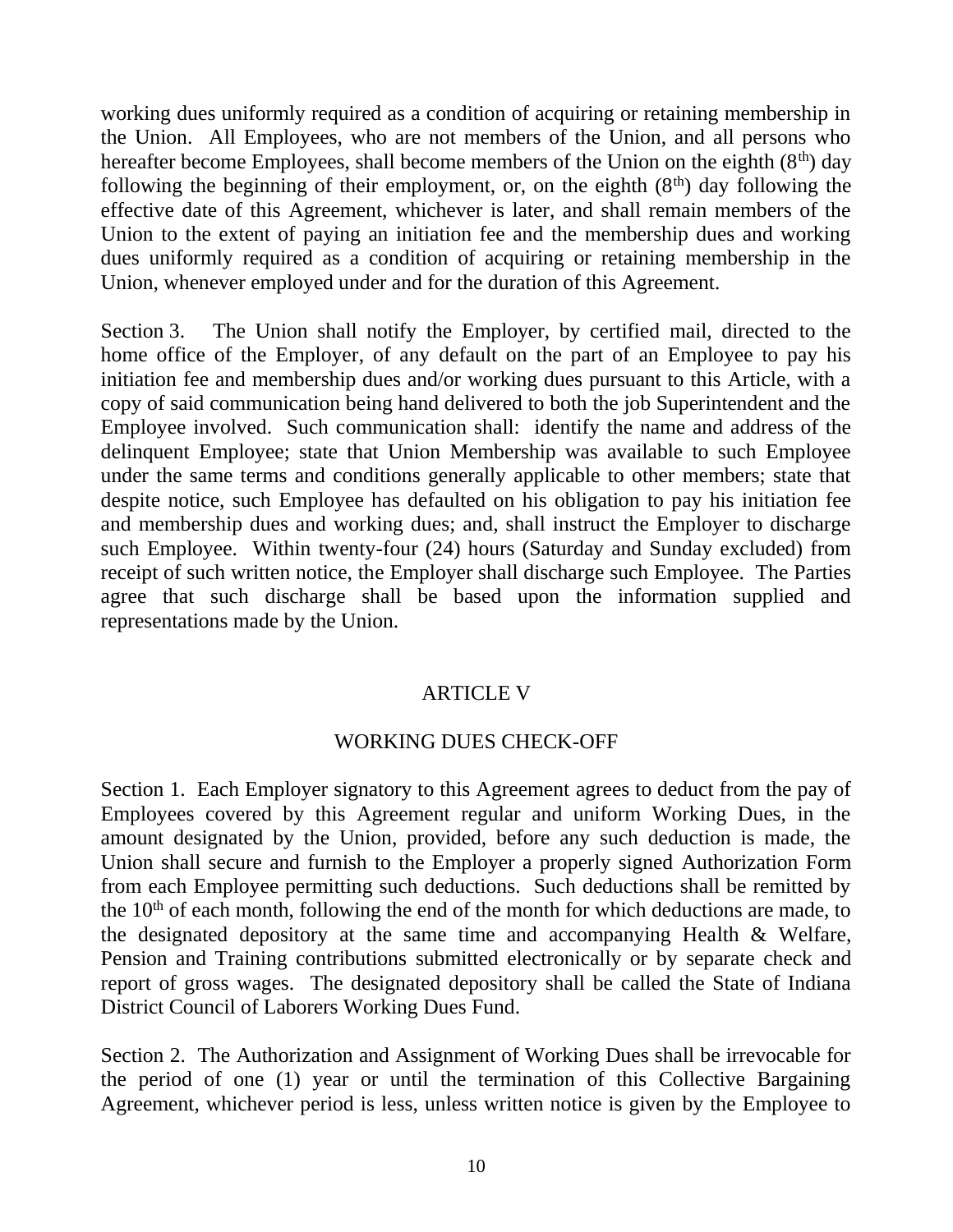working dues uniformly required as a condition of acquiring or retaining membership in the Union. All Employees, who are not members of the Union, and all persons who hereafter become Employees, shall become members of the Union on the eighth (8th) day following the beginning of their employment, or, on the eighth (8th) day following the effective date of this Agreement, whichever is later, and shall remain members of the Union to the extent of paying an initiation fee and the membership dues and working dues uniformly required as a condition of acquiring or retaining membership in the Union, whenever employed under and for the duration of this Agreement.

Section 3. The Union shall notify the Employer, by certified mail, directed to the home office of the Employer, of any default on the part of an Employee to pay his initiation fee and membership dues and/or working dues pursuant to this Article, with a copy of said communication being hand delivered to both the job Superintendent and the Employee involved. Such communication shall: identify the name and address of the delinquent Employee; state that Union Membership was available to such Employee under the same terms and conditions generally applicable to other members; state that despite notice, such Employee has defaulted on his obligation to pay his initiation fee and membership dues and working dues; and, shall instruct the Employer to discharge such Employee. Within twenty-four (24) hours (Saturday and Sunday excluded) from receipt of such written notice, the Employer shall discharge such Employee. The Parties agree that such discharge shall be based upon the information supplied and representations made by the Union.

## ARTICLE V

## WORKING DUES CHECK-OFF

Section 1. Each Employer signatory to this Agreement agrees to deduct from the pay of Employees covered by this Agreement regular and uniform Working Dues, in the amount designated by the Union, provided, before any such deduction is made, the Union shall secure and furnish to the Employer a properly signed Authorization Form from each Employee permitting such deductions. Such deductions shall be remitted by the 10th of each month, following the end of the month for which deductions are made, to the designated depository at the same time and accompanying Health & Welfare, Pension and Training contributions submitted electronically or by separate check and report of gross wages. The designated depository shall be called the State of Indiana District Council of Laborers Working Dues Fund.

Section 2. The Authorization and Assignment of Working Dues shall be irrevocable for the period of one (1) year or until the termination of this Collective Bargaining Agreement, whichever period is less, unless written notice is given by the Employee to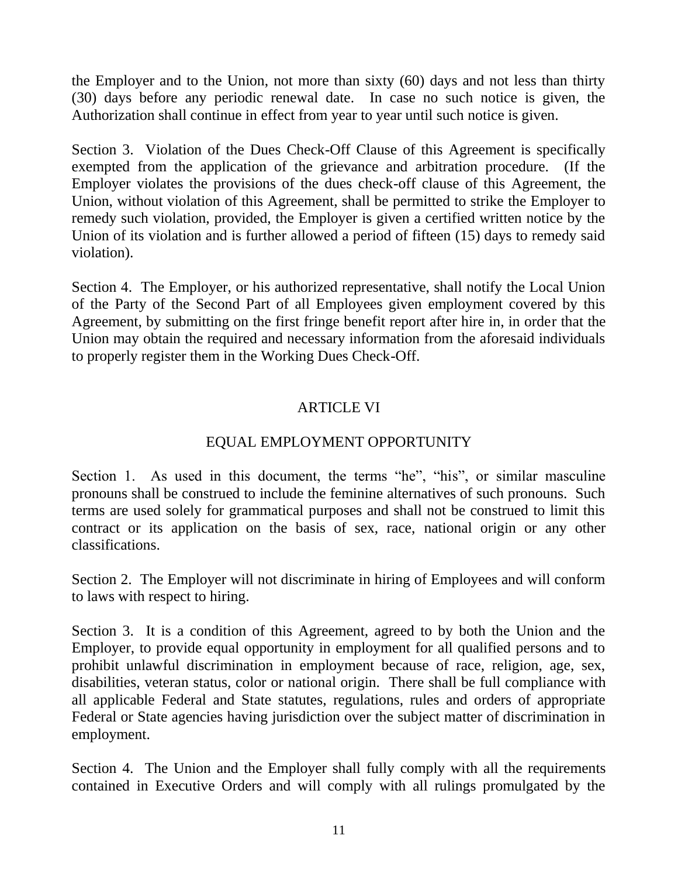the Employer and to the Union, not more than sixty (60) days and not less than thirty (30) days before any periodic renewal date. In case no such notice is given, the Authorization shall continue in effect from year to year until such notice is given.

Section 3. Violation of the Dues Check-Off Clause of this Agreement is specifically exempted from the application of the grievance and arbitration procedure. (If the Employer violates the provisions of the dues check-off clause of this Agreement, the Union, without violation of this Agreement, shall be permitted to strike the Employer to remedy such violation, provided, the Employer is given a certified written notice by the Union of its violation and is further allowed a period of fifteen (15) days to remedy said violation).

Section 4. The Employer, or his authorized representative, shall notify the Local Union of the Party of the Second Part of all Employees given employment covered by this Agreement, by submitting on the first fringe benefit report after hire in, in order that the Union may obtain the required and necessary information from the aforesaid individuals to properly register them in the Working Dues Check-Off.

## ARTICLE VI

## EQUAL EMPLOYMENT OPPORTUNITY

Section 1. As used in this document, the terms "he", "his", or similar masculine pronouns shall be construed to include the feminine alternatives of such pronouns. Such terms are used solely for grammatical purposes and shall not be construed to limit this contract or its application on the basis of sex, race, national origin or any other classifications.

Section 2. The Employer will not discriminate in hiring of Employees and will conform to laws with respect to hiring.

Section 3. It is a condition of this Agreement, agreed to by both the Union and the Employer, to provide equal opportunity in employment for all qualified persons and to prohibit unlawful discrimination in employment because of race, religion, age, sex, disabilities, veteran status, color or national origin. There shall be full compliance with all applicable Federal and State statutes, regulations, rules and orders of appropriate Federal or State agencies having jurisdiction over the subject matter of discrimination in employment.

Section 4. The Union and the Employer shall fully comply with all the requirements contained in Executive Orders and will comply with all rulings promulgated by the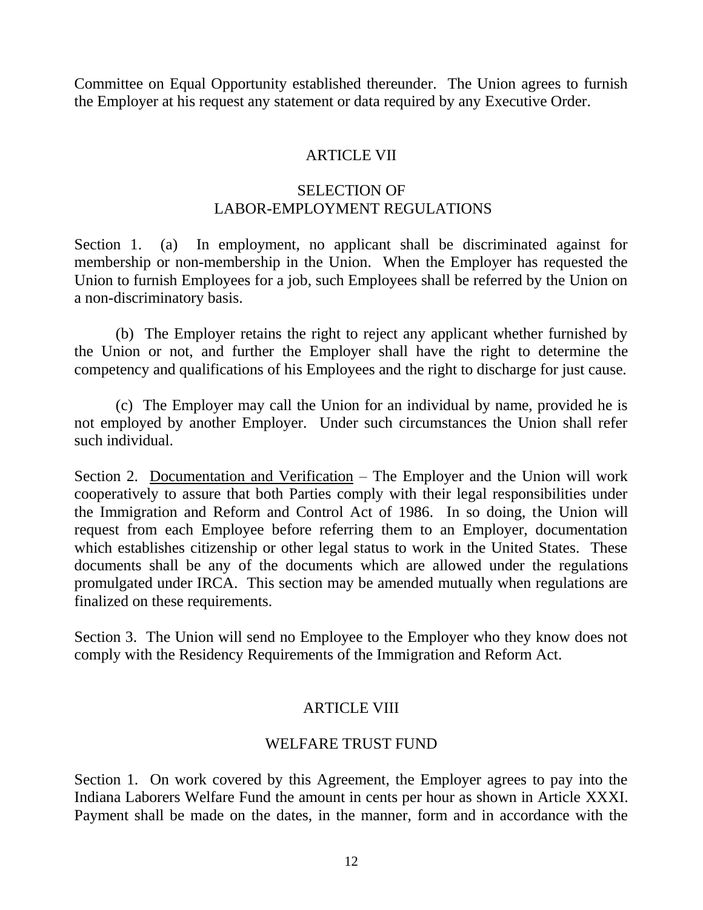Committee on Equal Opportunity established thereunder. The Union agrees to furnish the Employer at his request any statement or data required by any Executive Order.

## ARTICLE VII

## SELECTION OF LABOR-EMPLOYMENT REGULATIONS

Section 1. (a) In employment, no applicant shall be discriminated against for membership or non-membership in the Union. When the Employer has requested the Union to furnish Employees for a job, such Employees shall be referred by the Union on a non-discriminatory basis.

(b) The Employer retains the right to reject any applicant whether furnished by the Union or not, and further the Employer shall have the right to determine the competency and qualifications of his Employees and the right to discharge for just cause.

(c) The Employer may call the Union for an individual by name, provided he is not employed by another Employer. Under such circumstances the Union shall refer such individual.

Section 2. Documentation and Verification – The Employer and the Union will work cooperatively to assure that both Parties comply with their legal responsibilities under the Immigration and Reform and Control Act of 1986. In so doing, the Union will request from each Employee before referring them to an Employer, documentation which establishes citizenship or other legal status to work in the United States. These documents shall be any of the documents which are allowed under the regulations promulgated under IRCA. This section may be amended mutually when regulations are finalized on these requirements.

Section 3. The Union will send no Employee to the Employer who they know does not comply with the Residency Requirements of the Immigration and Reform Act.

## ARTICLE VIII

## WELFARE TRUST FUND

Section 1. On work covered by this Agreement, the Employer agrees to pay into the Indiana Laborers Welfare Fund the amount in cents per hour as shown in Article XXXI. Payment shall be made on the dates, in the manner, form and in accordance with the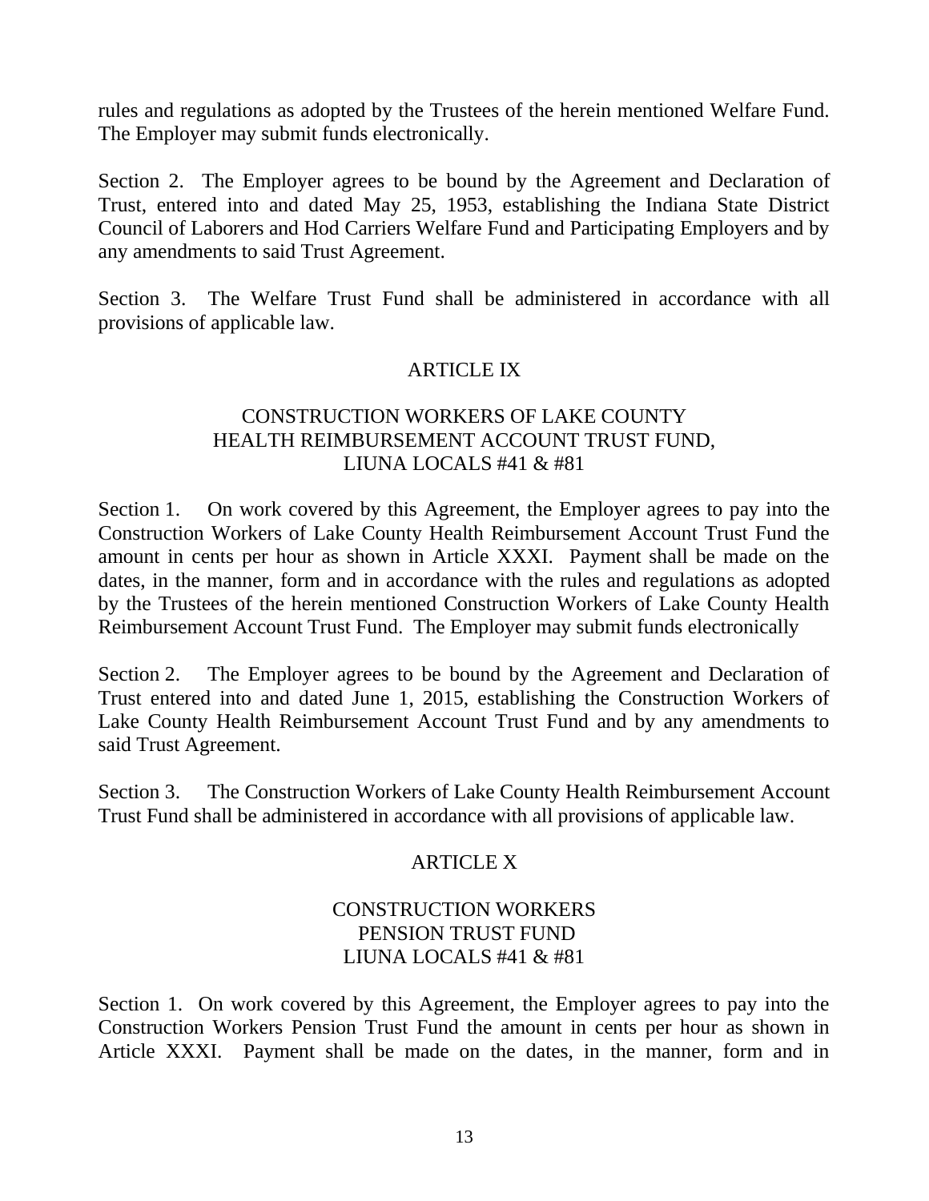rules and regulations as adopted by the Trustees of the herein mentioned Welfare Fund. The Employer may submit funds electronically.

Section 2. The Employer agrees to be bound by the Agreement and Declaration of Trust, entered into and dated May 25, 1953, establishing the Indiana State District Council of Laborers and Hod Carriers Welfare Fund and Participating Employers and by any amendments to said Trust Agreement.

Section 3. The Welfare Trust Fund shall be administered in accordance with all provisions of applicable law.

## ARTICLE IX

### CONSTRUCTION WORKERS OF LAKE COUNTY HEALTH REIMBURSEMENT ACCOUNT TRUST FUND, LIUNA LOCALS #41 & #81

Section 1. On work covered by this Agreement, the Employer agrees to pay into the Construction Workers of Lake County Health Reimbursement Account Trust Fund the amount in cents per hour as shown in Article XXXI. Payment shall be made on the dates, in the manner, form and in accordance with the rules and regulations as adopted by the Trustees of the herein mentioned Construction Workers of Lake County Health Reimbursement Account Trust Fund. The Employer may submit funds electronically

Section 2. The Employer agrees to be bound by the Agreement and Declaration of Trust entered into and dated June 1, 2015, establishing the Construction Workers of Lake County Health Reimbursement Account Trust Fund and by any amendments to said Trust Agreement.

Section 3. The Construction Workers of Lake County Health Reimbursement Account Trust Fund shall be administered in accordance with all provisions of applicable law.

## ARTICLE X

### CONSTRUCTION WORKERS PENSION TRUST FUND LIUNA LOCALS #41 & #81

Section 1. On work covered by this Agreement, the Employer agrees to pay into the Construction Workers Pension Trust Fund the amount in cents per hour as shown in Article XXXI. Payment shall be made on the dates, in the manner, form and in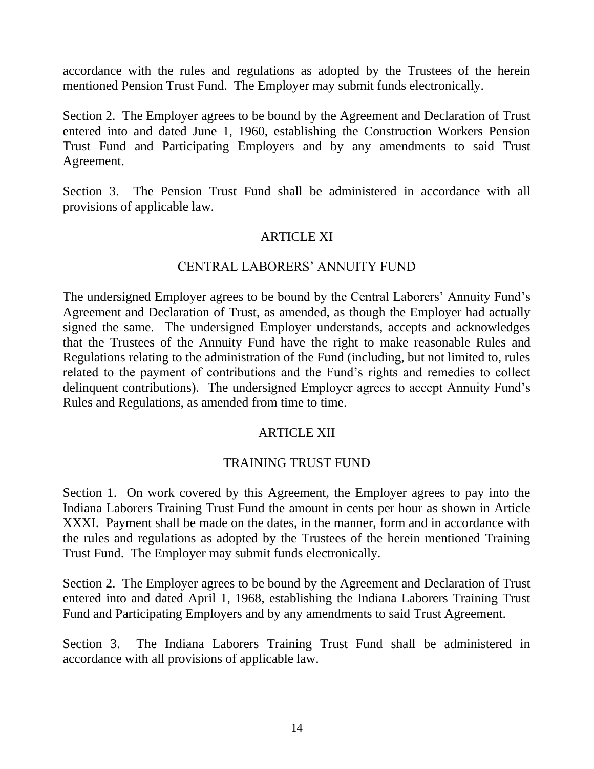accordance with the rules and regulations as adopted by the Trustees of the herein mentioned Pension Trust Fund. The Employer may submit funds electronically.

Section 2. The Employer agrees to be bound by the Agreement and Declaration of Trust entered into and dated June 1, 1960, establishing the Construction Workers Pension Trust Fund and Participating Employers and by any amendments to said Trust Agreement.

Section 3. The Pension Trust Fund shall be administered in accordance with all provisions of applicable law.

## ARTICLE XI

## CENTRAL LABORERS' ANNUITY FUND

The undersigned Employer agrees to be bound by the Central Laborers' Annuity Fund's Agreement and Declaration of Trust, as amended, as though the Employer had actually signed the same. The undersigned Employer understands, accepts and acknowledges that the Trustees of the Annuity Fund have the right to make reasonable Rules and Regulations relating to the administration of the Fund (including, but not limited to, rules related to the payment of contributions and the Fund's rights and remedies to collect delinquent contributions). The undersigned Employer agrees to accept Annuity Fund's Rules and Regulations, as amended from time to time.

## ARTICLE XII

## TRAINING TRUST FUND

Section 1. On work covered by this Agreement, the Employer agrees to pay into the Indiana Laborers Training Trust Fund the amount in cents per hour as shown in Article XXXI. Payment shall be made on the dates, in the manner, form and in accordance with the rules and regulations as adopted by the Trustees of the herein mentioned Training Trust Fund. The Employer may submit funds electronically.

Section 2. The Employer agrees to be bound by the Agreement and Declaration of Trust entered into and dated April 1, 1968, establishing the Indiana Laborers Training Trust Fund and Participating Employers and by any amendments to said Trust Agreement.

Section 3. The Indiana Laborers Training Trust Fund shall be administered in accordance with all provisions of applicable law.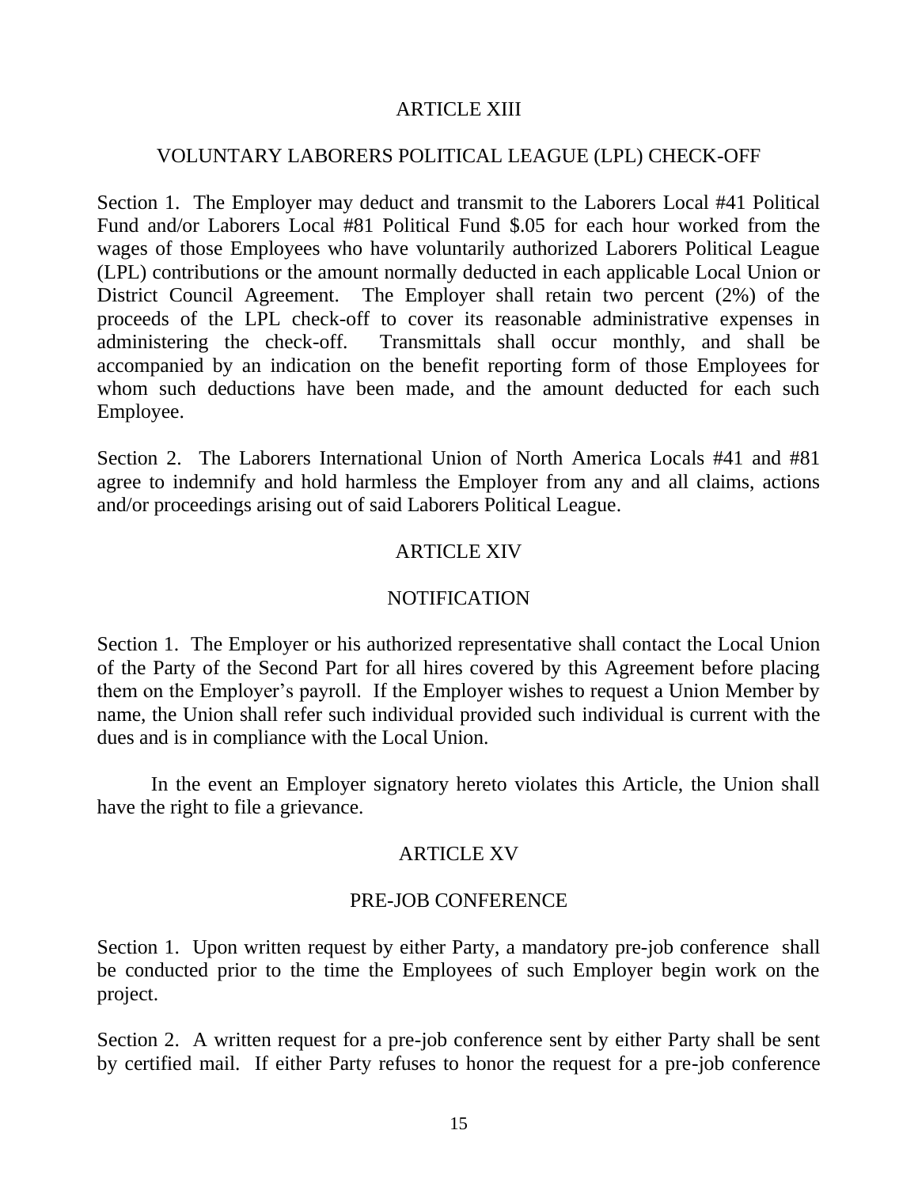## ARTICLE XIII

### VOLUNTARY LABORERS POLITICAL LEAGUE (LPL) CHECK-OFF

Section 1. The Employer may deduct and transmit to the Laborers Local #41 Political Fund and/or Laborers Local #81 Political Fund $.05 for each hour worked from the wages of those Employees who have voluntarily authorized Laborers Political League (LPL) contributions or the amount normally deducted in each applicable Local Union or District Council Agreement. The Employer shall retain two percent (2%) of the proceeds of the LPL check-off to cover its reasonable administrative expenses in administering the check-off. Transmittals shall occur monthly, and shall be accompanied by an indication on the benefit reporting form of those Employees for whom such deductions have been made, and the amount deducted for each such Employee.

Section 2. The Laborers International Union of North America Locals #41 and #81 agree to indemnify and hold harmless the Employer from any and all claims, actions and/or proceedings arising out of said Laborers Political League.

## ARTICLE XIV

### NOTIFICATION

Section 1. The Employer or his authorized representative shall contact the Local Union of the Party of the Second Part for all hires covered by this Agreement before placing them on the Employer's payroll. If the Employer wishes to request a Union Member by name, the Union shall refer such individual provided such individual is current with the dues and is in compliance with the Local Union.

In the event an Employer signatory hereto violates this Article, the Union shall have the right to file a grievance.

## ARTICLE XV

### PRE-JOB CONFERENCE

Section 1. Upon written request by either Party, a mandatory pre-job conference shall be conducted prior to the time the Employees of such Employer begin work on the project.

Section 2. A written request for a pre-job conference sent by either Party shall be sent by certified mail. If either Party refuses to honor the request for a pre-job conference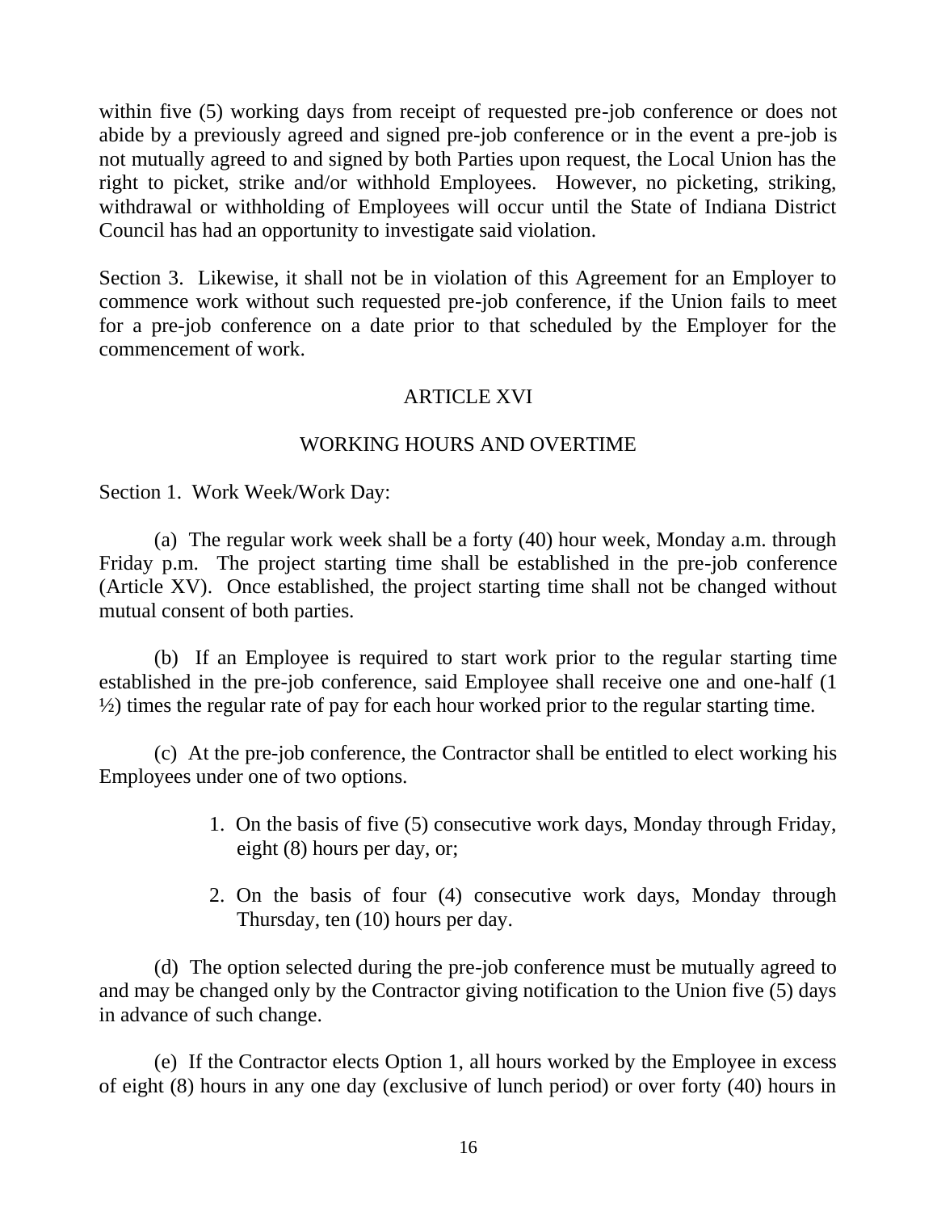within five (5) working days from receipt of requested pre-job conference or does not abide by a previously agreed and signed pre-job conference or in the event a pre-job is not mutually agreed to and signed by both Parties upon request, the Local Union has the right to picket, strike and/or withhold Employees. However, no picketing, striking, withdrawal or withholding of Employees will occur until the State of Indiana District Council has had an opportunity to investigate said violation.

Section 3. Likewise, it shall not be in violation of this Agreement for an Employer to commence work without such requested pre-job conference, if the Union fails to meet for a pre-job conference on a date prior to that scheduled by the Employer for the commencement of work.

## ARTICLE XVI

## WORKING HOURS AND OVERTIME

Section 1. Work Week/Work Day:

(a) The regular work week shall be a forty (40) hour week, Monday a.m. through Friday p.m. The project starting time shall be established in the pre-job conference (Article XV). Once established, the project starting time shall not be changed without mutual consent of both parties.

(b) If an Employee is required to start work prior to the regular starting time established in the pre-job conference, said Employee shall receive one and one-half (1 ½) times the regular rate of pay for each hour worked prior to the regular starting time.

(c) At the pre-job conference, the Contractor shall be entitled to elect working his Employees under one of two options.

1. On the basis of five (5) consecutive work days, Monday through Friday, eight (8) hours per day, or;

2. On the basis of four (4) consecutive work days, Monday through Thursday, ten (10) hours per day.

(d) The option selected during the pre-job conference must be mutually agreed to and may be changed only by the Contractor giving notification to the Union five (5) days in advance of such change.

(e) If the Contractor elects Option 1, all hours worked by the Employee in excess of eight (8) hours in any one day (exclusive of lunch period) or over forty (40) hours in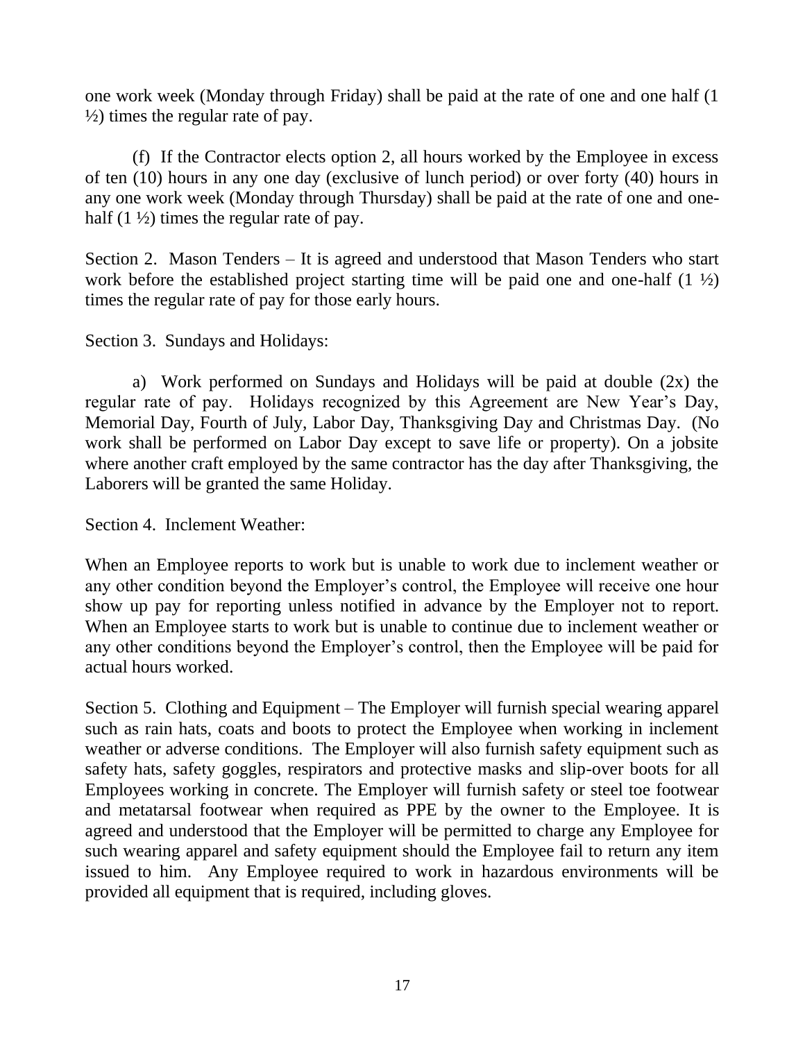one work week (Monday through Friday) shall be paid at the rate of one and one half (1 ½) times the regular rate of pay.

(f) If the Contractor elects option 2, all hours worked by the Employee in excess of ten (10) hours in any one day (exclusive of lunch period) or over forty (40) hours in any one work week (Monday through Thursday) shall be paid at the rate of one and one-half (1 ½) times the regular rate of pay.

Section 2. Mason Tenders – It is agreed and understood that Mason Tenders who start work before the established project starting time will be paid one and one-half (1 ½) times the regular rate of pay for those early hours.

Section 3. Sundays and Holidays:

a) Work performed on Sundays and Holidays will be paid at double (2x) the regular rate of pay. Holidays recognized by this Agreement are New Year's Day, Memorial Day, Fourth of July, Labor Day, Thanksgiving Day and Christmas Day. (No work shall be performed on Labor Day except to save life or property). On a jobsite where another craft employed by the same contractor has the day after Thanksgiving, the Laborers will be granted the same Holiday.

Section 4. Inclement Weather:

When an Employee reports to work but is unable to work due to inclement weather or any other condition beyond the Employer's control, the Employee will receive one hour show up pay for reporting unless notified in advance by the Employer not to report. When an Employee starts to work but is unable to continue due to inclement weather or any other conditions beyond the Employer's control, then the Employee will be paid for actual hours worked.

Section 5. Clothing and Equipment – The Employer will furnish special wearing apparel such as rain hats, coats and boots to protect the Employee when working in inclement weather or adverse conditions. The Employer will also furnish safety equipment such as safety hats, safety goggles, respirators and protective masks and slip-over boots for all Employees working in concrete. The Employer will furnish safety or steel toe footwear and metatarsal footwear when required as PPE by the owner to the Employee. It is agreed and understood that the Employer will be permitted to charge any Employee for such wearing apparel and safety equipment should the Employee fail to return any item issued to him. Any Employee required to work in hazardous environments will be provided all equipment that is required, including gloves.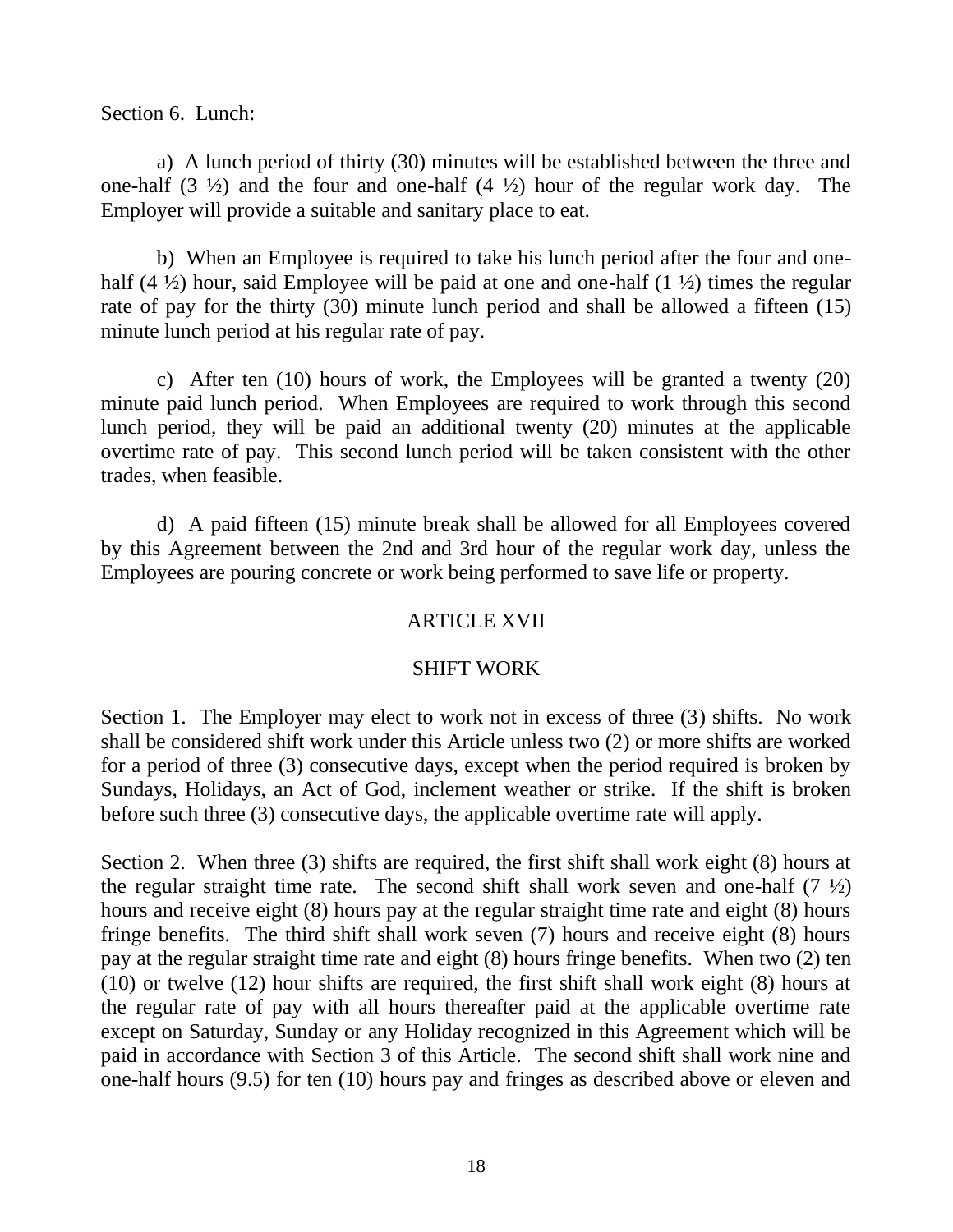Section 6. Lunch:

a) A lunch period of thirty (30) minutes will be established between the three and one-half (3 ½) and the four and one-half (4 ½) hour of the regular work day. The Employer will provide a suitable and sanitary place to eat.

b) When an Employee is required to take his lunch period after the four and one-half (4 ½) hour, said Employee will be paid at one and one-half (1 ½) times the regular rate of pay for the thirty (30) minute lunch period and shall be allowed a fifteen (15) minute lunch period at his regular rate of pay.

c) After ten (10) hours of work, the Employees will be granted a twenty (20) minute paid lunch period. When Employees are required to work through this second lunch period, they will be paid an additional twenty (20) minutes at the applicable overtime rate of pay. This second lunch period will be taken consistent with the other trades, when feasible.

d) A paid fifteen (15) minute break shall be allowed for all Employees covered by this Agreement between the 2nd and 3rd hour of the regular work day, unless the Employees are pouring concrete or work being performed to save life or property.

## ARTICLE XVII

## SHIFT WORK

Section 1. The Employer may elect to work not in excess of three (3) shifts. No work shall be considered shift work under this Article unless two (2) or more shifts are worked for a period of three (3) consecutive days, except when the period required is broken by Sundays, Holidays, an Act of God, inclement weather or strike. If the shift is broken before such three (3) consecutive days, the applicable overtime rate will apply.

Section 2. When three (3) shifts are required, the first shift shall work eight (8) hours at the regular straight time rate. The second shift shall work seven and one-half (7 ½) hours and receive eight (8) hours pay at the regular straight time rate and eight (8) hours fringe benefits. The third shift shall work seven (7) hours and receive eight (8) hours pay at the regular straight time rate and eight (8) hours fringe benefits. When two (2) ten (10) or twelve (12) hour shifts are required, the first shift shall work eight (8) hours at the regular rate of pay with all hours thereafter paid at the applicable overtime rate except on Saturday, Sunday or any Holiday recognized in this Agreement which will be paid in accordance with Section 3 of this Article. The second shift shall work nine and one-half hours (9.5) for ten (10) hours pay and fringes as described above or eleven and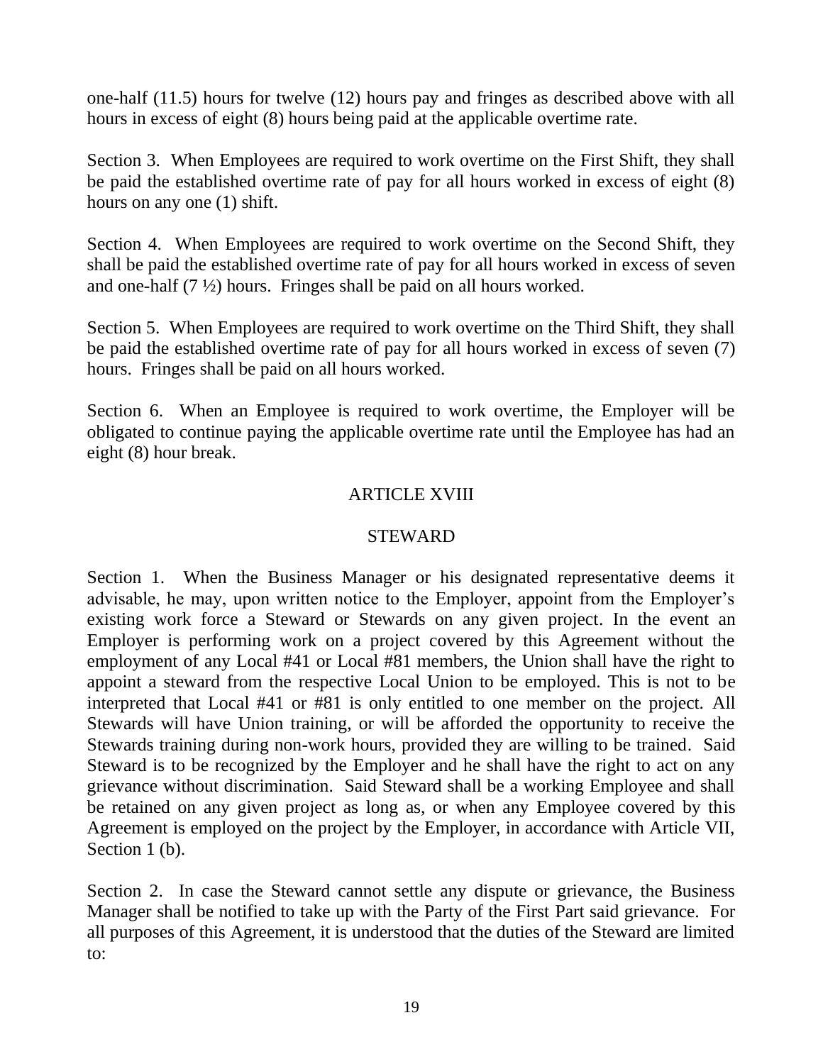one-half (11.5) hours for twelve (12) hours pay and fringes as described above with all hours in excess of eight (8) hours being paid at the applicable overtime rate.

Section 3. When Employees are required to work overtime on the First Shift, they shall be paid the established overtime rate of pay for all hours worked in excess of eight (8) hours on any one (1) shift.

Section 4. When Employees are required to work overtime on the Second Shift, they shall be paid the established overtime rate of pay for all hours worked in excess of seven and one-half (7 ½) hours. Fringes shall be paid on all hours worked.

Section 5. When Employees are required to work overtime on the Third Shift, they shall be paid the established overtime rate of pay for all hours worked in excess of seven (7) hours. Fringes shall be paid on all hours worked.

Section 6. When an Employee is required to work overtime, the Employer will be obligated to continue paying the applicable overtime rate until the Employee has had an eight (8) hour break.

## ARTICLE XVIII

## STEWARD

Section 1. When the Business Manager or his designated representative deems it advisable, he may, upon written notice to the Employer, appoint from the Employer's existing work force a Steward or Stewards on any given project. In the event an Employer is performing work on a project covered by this Agreement without the employment of any Local #41 or Local #81 members, the Union shall have the right to appoint a steward from the respective Local Union to be employed. This is not to be interpreted that Local #41 or #81 is only entitled to one member on the project. All Stewards will have Union training, or will be afforded the opportunity to receive the Stewards training during non-work hours, provided they are willing to be trained. Said Steward is to be recognized by the Employer and he shall have the right to act on any grievance without discrimination. Said Steward shall be a working Employee and shall be retained on any given project as long as, or when any Employee covered by this Agreement is employed on the project by the Employer, in accordance with Article VII, Section 1 (b).

Section 2. In case the Steward cannot settle any dispute or grievance, the Business Manager shall be notified to take up with the Party of the First Part said grievance. For all purposes of this Agreement, it is understood that the duties of the Steward are limited to: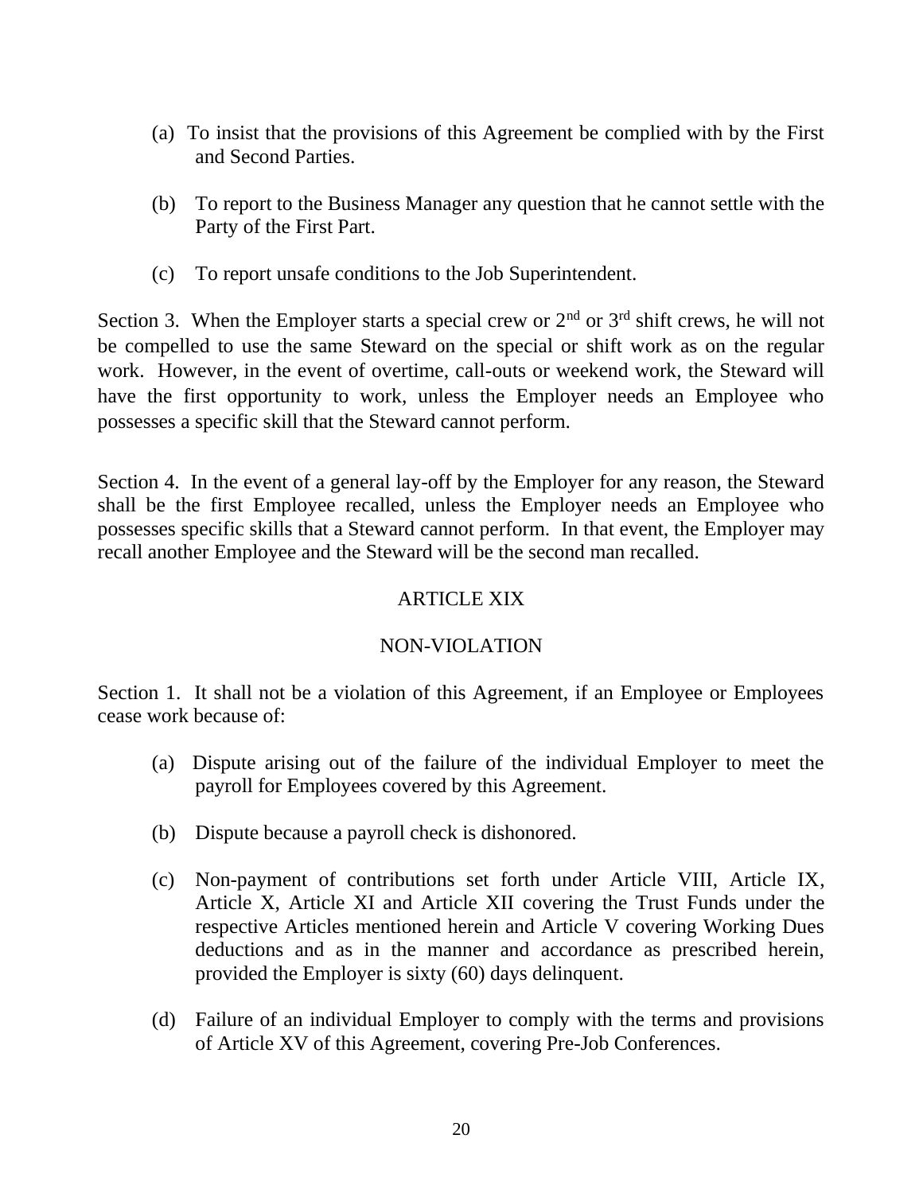(a) To insist that the provisions of this Agreement be complied with by the First and Second Parties.

(b) To report to the Business Manager any question that he cannot settle with the Party of the First Part.

(c) To report unsafe conditions to the Job Superintendent.

Section 3. When the Employer starts a special crew or 2nd or 3rd shift crews, he will not be compelled to use the same Steward on the special or shift work as on the regular work. However, in the event of overtime, call-outs or weekend work, the Steward will have the first opportunity to work, unless the Employer needs an Employee who possesses a specific skill that the Steward cannot perform.

Section 4. In the event of a general lay-off by the Employer for any reason, the Steward shall be the first Employee recalled, unless the Employer needs an Employee who possesses specific skills that a Steward cannot perform. In that event, the Employer may recall another Employee and the Steward will be the second man recalled.

## ARTICLE XIX

## NON-VIOLATION

Section 1. It shall not be a violation of this Agreement, if an Employee or Employees cease work because of:

(a) Dispute arising out of the failure of the individual Employer to meet the payroll for Employees covered by this Agreement.

(b) Dispute because a payroll check is dishonored.

(c) Non-payment of contributions set forth under Article VIII, Article IX, Article X, Article XI and Article XII covering the Trust Funds under the respective Articles mentioned herein and Article V covering Working Dues deductions and as in the manner and accordance as prescribed herein, provided the Employer is sixty (60) days delinquent.

(d) Failure of an individual Employer to comply with the terms and provisions of Article XV of this Agreement, covering Pre-Job Conferences.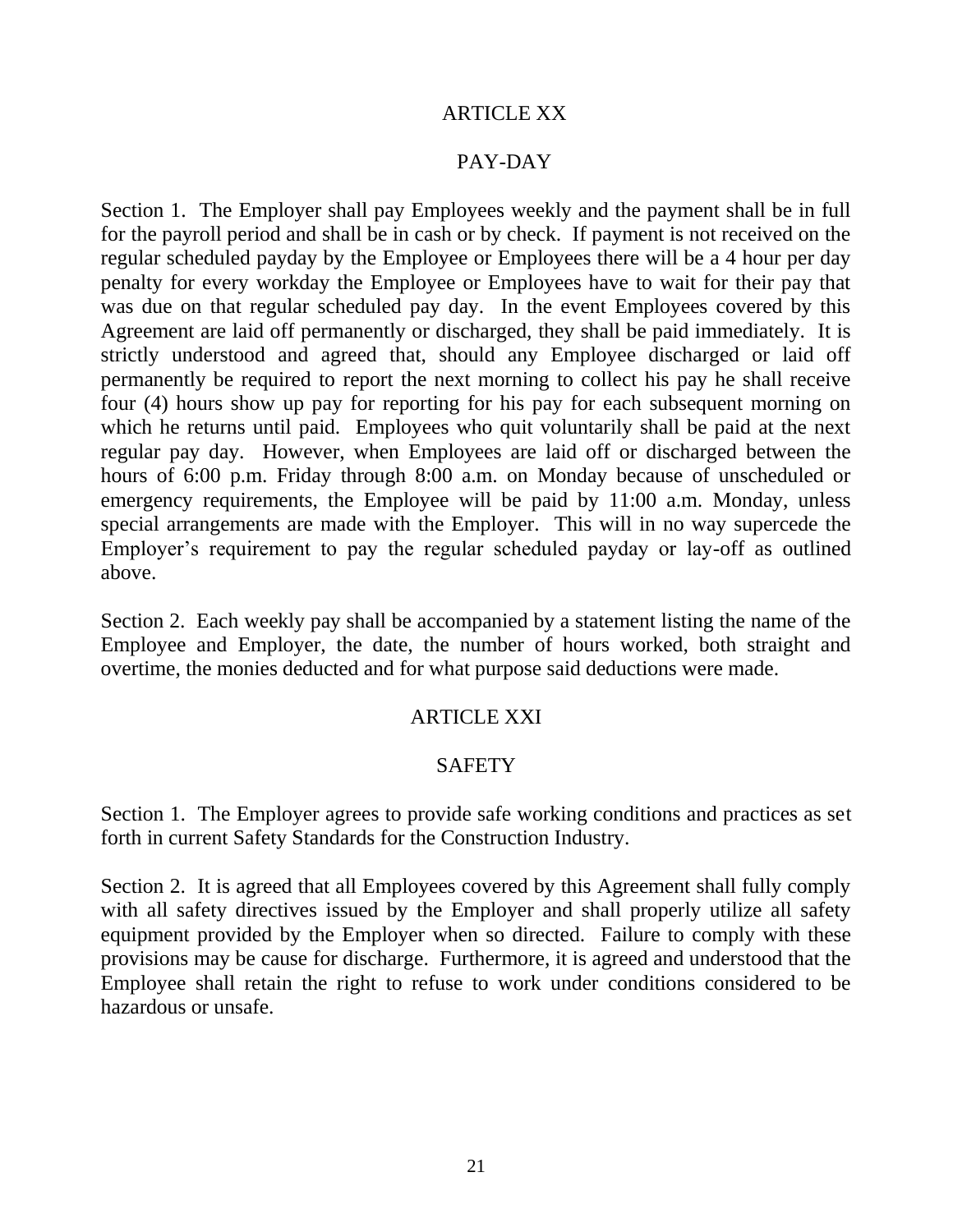## ARTICLE XX

## PAY-DAY

Section 1. The Employer shall pay Employees weekly and the payment shall be in full for the payroll period and shall be in cash or by check. If payment is not received on the regular scheduled payday by the Employee or Employees there will be a 4 hour per day penalty for every workday the Employee or Employees have to wait for their pay that was due on that regular scheduled pay day. In the event Employees covered by this Agreement are laid off permanently or discharged, they shall be paid immediately. It is strictly understood and agreed that, should any Employee discharged or laid off permanently be required to report the next morning to collect his pay he shall receive four (4) hours show up pay for reporting for his pay for each subsequent morning on which he returns until paid. Employees who quit voluntarily shall be paid at the next regular pay day. However, when Employees are laid off or discharged between the hours of 6:00 p.m. Friday through 8:00 a.m. on Monday because of unscheduled or emergency requirements, the Employee will be paid by 11:00 a.m. Monday, unless special arrangements are made with the Employer. This will in no way supercede the Employer's requirement to pay the regular scheduled payday or lay-off as outlined above.

Section 2. Each weekly pay shall be accompanied by a statement listing the name of the Employee and Employer, the date, the number of hours worked, both straight and overtime, the monies deducted and for what purpose said deductions were made.

## ARTICLE XXI

## SAFETY

Section 1. The Employer agrees to provide safe working conditions and practices as set forth in current Safety Standards for the Construction Industry.

Section 2. It is agreed that all Employees covered by this Agreement shall fully comply with all safety directives issued by the Employer and shall properly utilize all safety equipment provided by the Employer when so directed. Failure to comply with these provisions may be cause for discharge. Furthermore, it is agreed and understood that the Employee shall retain the right to refuse to work under conditions considered to be hazardous or unsafe.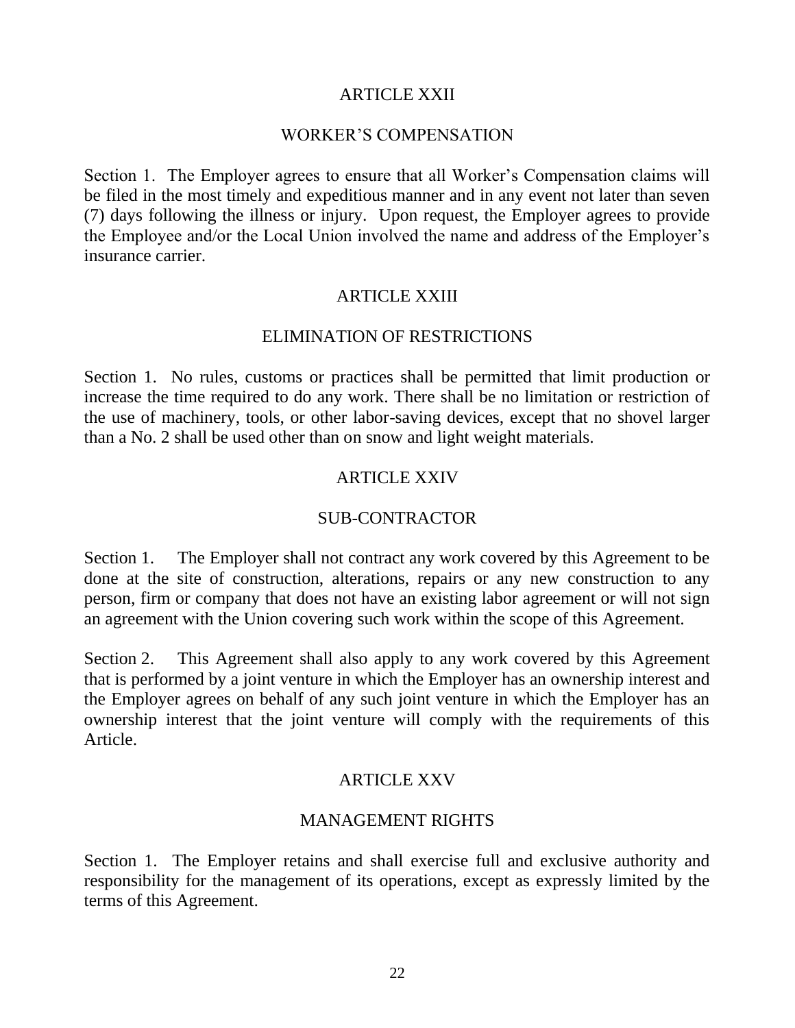## ARTICLE XXII

## WORKER'S COMPENSATION

Section 1. The Employer agrees to ensure that all Worker's Compensation claims will be filed in the most timely and expeditious manner and in any event not later than seven (7) days following the illness or injury. Upon request, the Employer agrees to provide the Employee and/or the Local Union involved the name and address of the Employer's insurance carrier.

## ARTICLE XXIII

## ELIMINATION OF RESTRICTIONS

Section 1. No rules, customs or practices shall be permitted that limit production or increase the time required to do any work. There shall be no limitation or restriction of the use of machinery, tools, or other labor-saving devices, except that no shovel larger than a No. 2 shall be used other than on snow and light weight materials.

## ARTICLE XXIV

## SUB-CONTRACTOR

Section 1. The Employer shall not contract any work covered by this Agreement to be done at the site of construction, alterations, repairs or any new construction to any person, firm or company that does not have an existing labor agreement or will not sign an agreement with the Union covering such work within the scope of this Agreement.

Section 2. This Agreement shall also apply to any work covered by this Agreement that is performed by a joint venture in which the Employer has an ownership interest and the Employer agrees on behalf of any such joint venture in which the Employer has an ownership interest that the joint venture will comply with the requirements of this Article.

## ARTICLE XXV

## MANAGEMENT RIGHTS

Section 1. The Employer retains and shall exercise full and exclusive authority and responsibility for the management of its operations, except as expressly limited by the terms of this Agreement.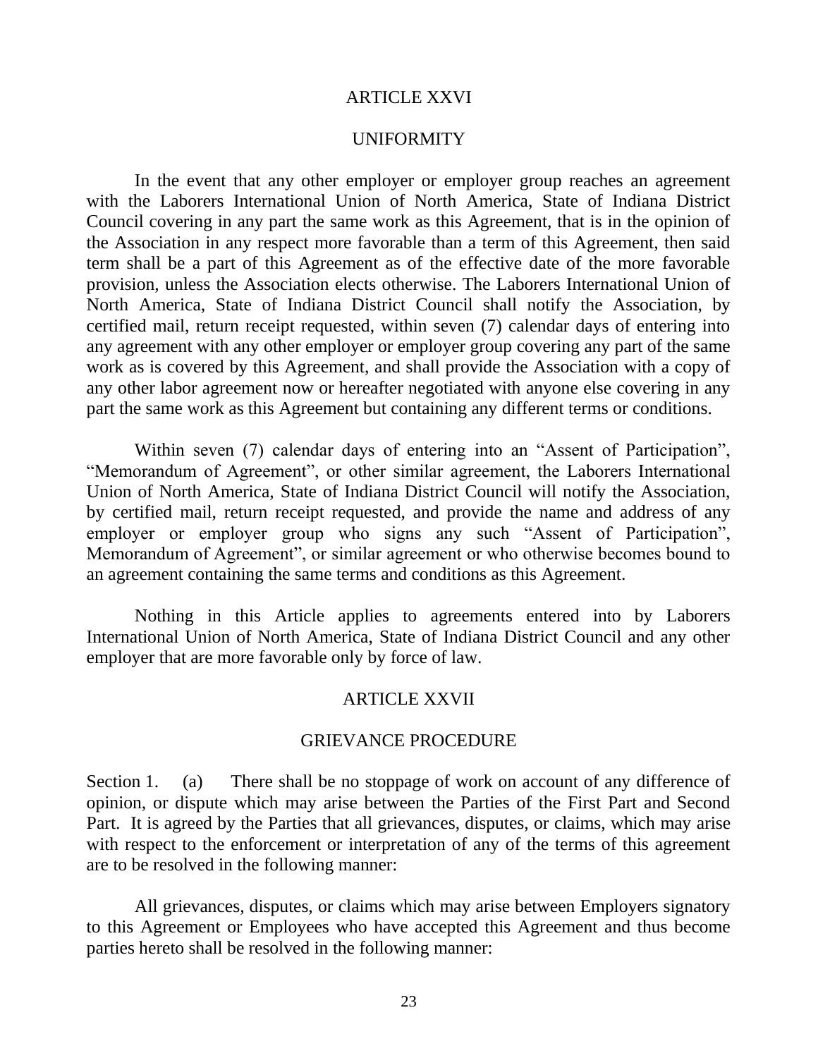## ARTICLE XXVI

## UNIFORMITY

In the event that any other employer or employer group reaches an agreement with the Laborers International Union of North America, State of Indiana District Council covering in any part the same work as this Agreement, that is in the opinion of the Association in any respect more favorable than a term of this Agreement, then said term shall be a part of this Agreement as of the effective date of the more favorable provision, unless the Association elects otherwise. The Laborers International Union of North America, State of Indiana District Council shall notify the Association, by certified mail, return receipt requested, within seven (7) calendar days of entering into any agreement with any other employer or employer group covering any part of the same work as is covered by this Agreement, and shall provide the Association with a copy of any other labor agreement now or hereafter negotiated with anyone else covering in any part the same work as this Agreement but containing any different terms or conditions.

Within seven (7) calendar days of entering into an "Assent of Participation", "Memorandum of Agreement", or other similar agreement, the Laborers International Union of North America, State of Indiana District Council will notify the Association, by certified mail, return receipt requested, and provide the name and address of any employer or employer group who signs any such "Assent of Participation", Memorandum of Agreement", or similar agreement or who otherwise becomes bound to an agreement containing the same terms and conditions as this Agreement.

Nothing in this Article applies to agreements entered into by Laborers International Union of North America, State of Indiana District Council and any other employer that are more favorable only by force of law.

## ARTICLE XXVII

## GRIEVANCE PROCEDURE

Section 1. (a) There shall be no stoppage of work on account of any difference of opinion, or dispute which may arise between the Parties of the First Part and Second Part. It is agreed by the Parties that all grievances, disputes, or claims, which may arise with respect to the enforcement or interpretation of any of the terms of this agreement are to be resolved in the following manner:

All grievances, disputes, or claims which may arise between Employers signatory to this Agreement or Employees who have accepted this Agreement and thus become parties hereto shall be resolved in the following manner: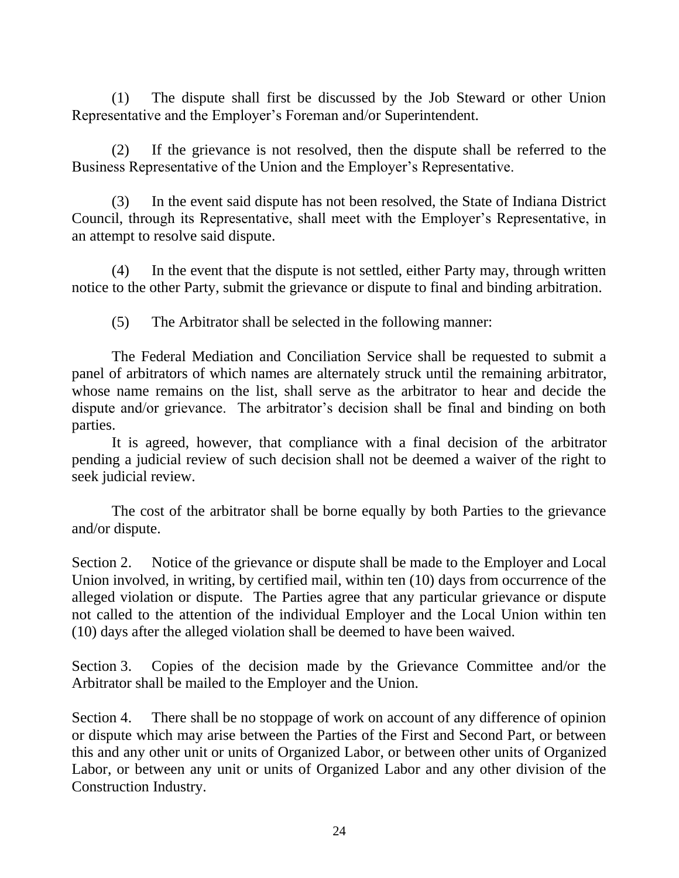(1) The dispute shall first be discussed by the Job Steward or other Union Representative and the Employer's Foreman and/or Superintendent.

(2) If the grievance is not resolved, then the dispute shall be referred to the Business Representative of the Union and the Employer's Representative.

(3) In the event said dispute has not been resolved, the State of Indiana District Council, through its Representative, shall meet with the Employer's Representative, in an attempt to resolve said dispute.

(4) In the event that the dispute is not settled, either Party may, through written notice to the other Party, submit the grievance or dispute to final and binding arbitration.

(5) The Arbitrator shall be selected in the following manner:

The Federal Mediation and Conciliation Service shall be requested to submit a panel of arbitrators of which names are alternately struck until the remaining arbitrator, whose name remains on the list, shall serve as the arbitrator to hear and decide the dispute and/or grievance. The arbitrator's decision shall be final and binding on both parties.

It is agreed, however, that compliance with a final decision of the arbitrator pending a judicial review of such decision shall not be deemed a waiver of the right to seek judicial review.

The cost of the arbitrator shall be borne equally by both Parties to the grievance and/or dispute.

Section 2. Notice of the grievance or dispute shall be made to the Employer and Local Union involved, in writing, by certified mail, within ten (10) days from occurrence of the alleged violation or dispute. The Parties agree that any particular grievance or dispute not called to the attention of the individual Employer and the Local Union within ten (10) days after the alleged violation shall be deemed to have been waived.

Section 3. Copies of the decision made by the Grievance Committee and/or the Arbitrator shall be mailed to the Employer and the Union.

Section 4. There shall be no stoppage of work on account of any difference of opinion or dispute which may arise between the Parties of the First and Second Part, or between this and any other unit or units of Organized Labor, or between other units of Organized Labor, or between any unit or units of Organized Labor and any other division of the Construction Industry.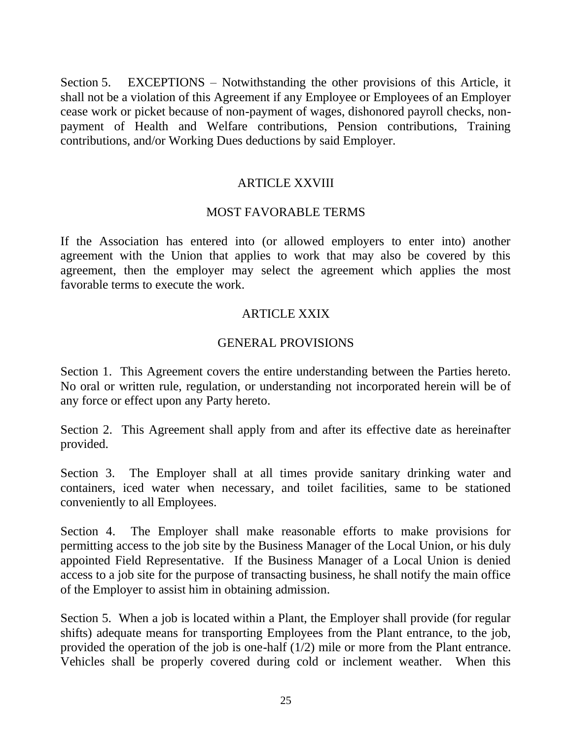Section 5. EXCEPTIONS – Notwithstanding the other provisions of this Article, it shall not be a violation of this Agreement if any Employee or Employees of an Employer cease work or picket because of non-payment of wages, dishonored payroll checks, non-payment of Health and Welfare contributions, Pension contributions, Training contributions, and/or Working Dues deductions by said Employer.

## ARTICLE XXVIII

## MOST FAVORABLE TERMS

If the Association has entered into (or allowed employers to enter into) another agreement with the Union that applies to work that may also be covered by this agreement, then the employer may select the agreement which applies the most favorable terms to execute the work.

## ARTICLE XXIX

## GENERAL PROVISIONS

Section 1. This Agreement covers the entire understanding between the Parties hereto. No oral or written rule, regulation, or understanding not incorporated herein will be of any force or effect upon any Party hereto.

Section 2. This Agreement shall apply from and after its effective date as hereinafter provided.

Section 3. The Employer shall at all times provide sanitary drinking water and containers, iced water when necessary, and toilet facilities, same to be stationed conveniently to all Employees.

Section 4. The Employer shall make reasonable efforts to make provisions for permitting access to the job site by the Business Manager of the Local Union, or his duly appointed Field Representative. If the Business Manager of a Local Union is denied access to a job site for the purpose of transacting business, he shall notify the main office of the Employer to assist him in obtaining admission.

Section 5. When a job is located within a Plant, the Employer shall provide (for regular shifts) adequate means for transporting Employees from the Plant entrance, to the job, provided the operation of the job is one-half (1/2) mile or more from the Plant entrance. Vehicles shall be properly covered during cold or inclement weather. When this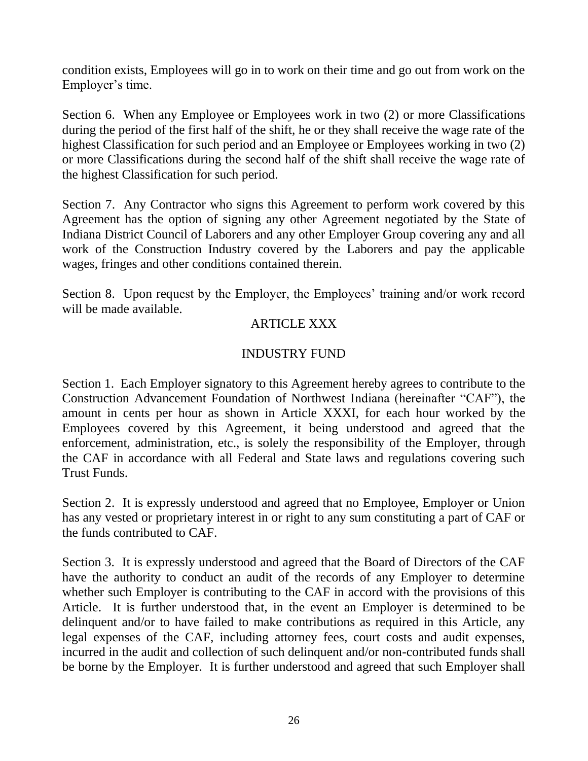condition exists, Employees will go in to work on their time and go out from work on the Employer's time.

Section 6. When any Employee or Employees work in two (2) or more Classifications during the period of the first half of the shift, he or they shall receive the wage rate of the highest Classification for such period and an Employee or Employees working in two (2) or more Classifications during the second half of the shift shall receive the wage rate of the highest Classification for such period.

Section 7. Any Contractor who signs this Agreement to perform work covered by this Agreement has the option of signing any other Agreement negotiated by the State of Indiana District Council of Laborers and any other Employer Group covering any and all work of the Construction Industry covered by the Laborers and pay the applicable wages, fringes and other conditions contained therein.

Section 8. Upon request by the Employer, the Employees' training and/or work record will be made available.

## ARTICLE XXX

## INDUSTRY FUND

Section 1. Each Employer signatory to this Agreement hereby agrees to contribute to the Construction Advancement Foundation of Northwest Indiana (hereinafter "CAF"), the amount in cents per hour as shown in Article XXXI, for each hour worked by the Employees covered by this Agreement, it being understood and agreed that the enforcement, administration, etc., is solely the responsibility of the Employer, through the CAF in accordance with all Federal and State laws and regulations covering such Trust Funds.

Section 2. It is expressly understood and agreed that no Employee, Employer or Union has any vested or proprietary interest in or right to any sum constituting a part of CAF or the funds contributed to CAF.

Section 3. It is expressly understood and agreed that the Board of Directors of the CAF have the authority to conduct an audit of the records of any Employer to determine whether such Employer is contributing to the CAF in accord with the provisions of this Article. It is further understood that, in the event an Employer is determined to be delinquent and/or to have failed to make contributions as required in this Article, any legal expenses of the CAF, including attorney fees, court costs and audit expenses, incurred in the audit and collection of such delinquent and/or non-contributed funds shall be borne by the Employer. It is further understood and agreed that such Employer shall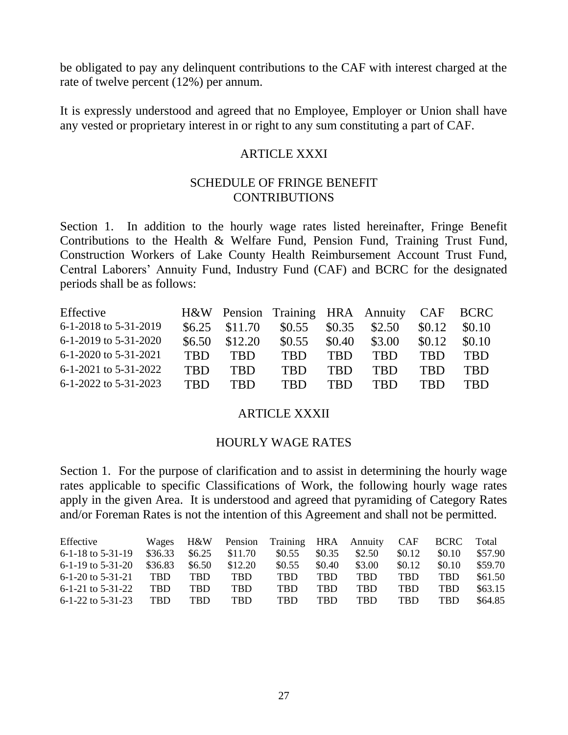be obligated to pay any delinquent contributions to the CAF with interest charged at the rate of twelve percent (12%) per annum.

It is expressly understood and agreed that no Employee, Employer or Union shall have any vested or proprietary interest in or right to any sum constituting a part of CAF.

## ARTICLE XXXI

## SCHEDULE OF FRINGE BENEFIT CONTRIBUTIONS

Section 1. In addition to the hourly wage rates listed hereinafter, Fringe Benefit Contributions to the Health & Welfare Fund, Pension Fund, Training Trust Fund, Construction Workers of Lake County Health Reimbursement Account Trust Fund, Central Laborers' Annuity Fund, Industry Fund (CAF) and BCRC for the designated periods shall be as follows:

| Effective | H&W | Pension | Training | HRA | Annuity | CAF | BCRC |
|---|---|---|---|---|---|---|---|
| 6-1-2018 to 5-31-2019 | $6.25 | $11.70 | $0.55 | $0.35 | $2.50 | $0.12 | $0.10 |
| 6-1-2019 to 5-31-2020 | $6.50 | $12.20 | $0.55 | $0.40 | $3.00 | $0.12 | $0.10 |
| 6-1-2020 to 5-31-2021 | TBD | TBD | TBD | TBD | TBD | TBD | TBD |
| 6-1-2021 to 5-31-2022 | TBD | TBD | TBD | TBD | TBD | TBD | TBD |
| 6-1-2022 to 5-31-2023 | TBD | TBD | TBD | TBD | TBD | TBD | TBD |

## ARTICLE XXXII

## HOURLY WAGE RATES

Section 1. For the purpose of clarification and to assist in determining the hourly wage rates applicable to specific Classifications of Work, the following hourly wage rates apply in the given Area. It is understood and agreed that pyramiding of Category Rates and/or Foreman Rates is not the intention of this Agreement and shall not be permitted.

| Effective | Wages | H&W | Pension | Training | HRA | Annuity | CAF | BCRC | Total |
|---|---|---|---|---|---|---|---|---|---|
| 6-1-18 to 5-31-19 | $36.33 | $6.25 | $11.70 | $0.55 | $0.35 | $2.50 | $0.12 | $0.10 | $57.90 |
| 6-1-19 to 5-31-20 | $36.83 | $6.50 | $12.20 | $0.55 | $0.40 | $3.00 | $0.12 | $0.10 | $59.70 |
| 6-1-20 to 5-31-21 | TBD | TBD | TBD | TBD | TBD | TBD | TBD | TBD | $61.50 |
| 6-1-21 to 5-31-22 | TBD | TBD | TBD | TBD | TBD | TBD | TBD | TBD | $63.15 |
| 6-1-22 to 5-31-23 | TBD | TBD | TBD | TBD | TBD | TBD | TBD | TBD | $64.85 |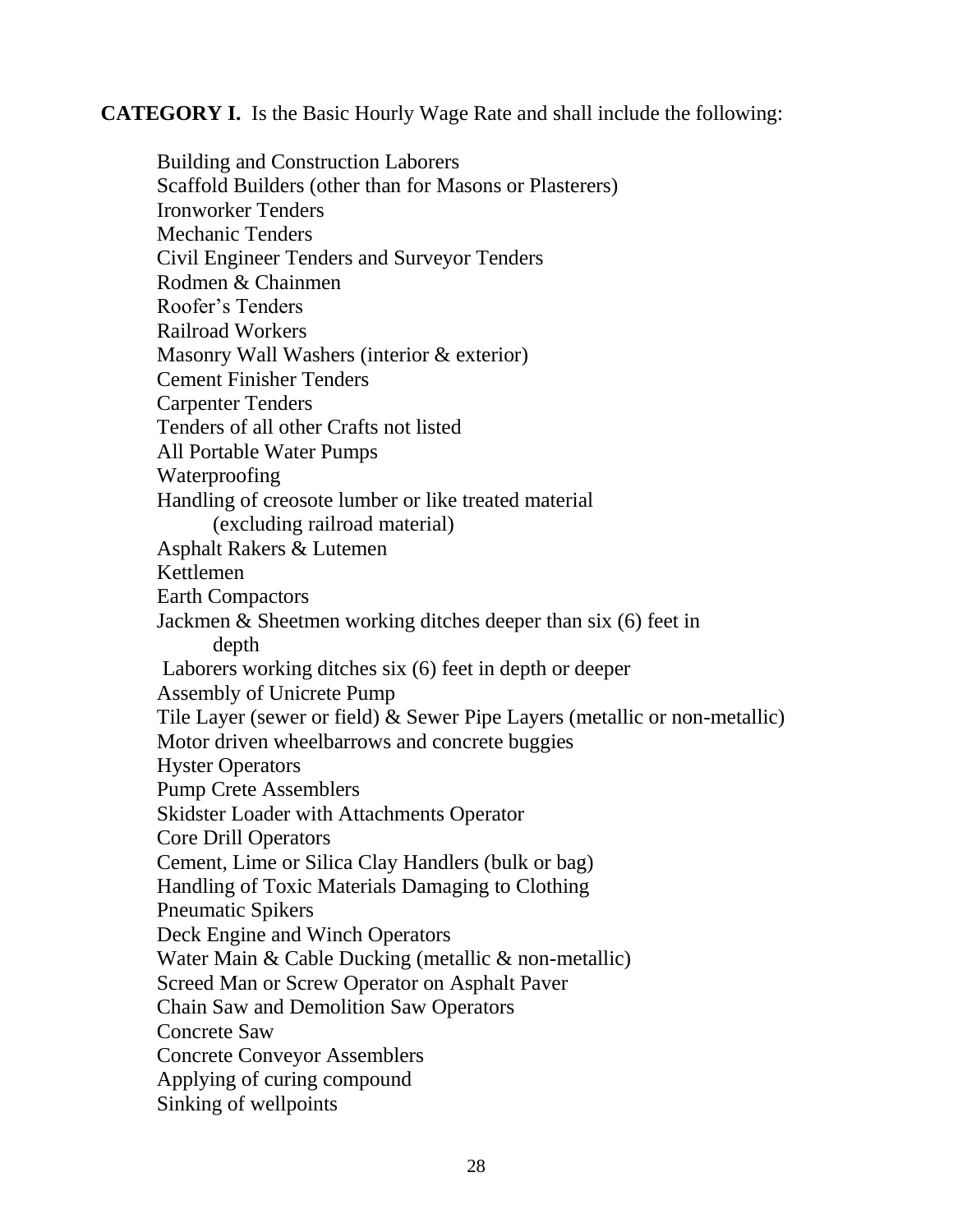**CATEGORY I.** Is the Basic Hourly Wage Rate and shall include the following:

- Building and Construction Laborers
- Scaffold Builders (other than for Masons or Plasterers)
- Ironworker Tenders
- Mechanic Tenders
- Civil Engineer Tenders and Surveyor Tenders
- Rodmen & Chainmen
- Roofer's Tenders
- Railroad Workers
- Masonry Wall Washers (interior & exterior)
- Cement Finisher Tenders
- Carpenter Tenders
- Tenders of all other Crafts not listed
- All Portable Water Pumps
- Waterproofing
- Handling of creosote lumber or like treated material (excluding railroad material)
- Asphalt Rakers & Lutemen
- Kettlemen
- Earth Compactors
- Jackmen & Sheetmen working ditches deeper than six (6) feet in depth
- Laborers working ditches six (6) feet in depth or deeper
- Assembly of Unicrete Pump
- Tile Layer (sewer or field) & Sewer Pipe Layers (metallic or non-metallic)
- Motor driven wheelbarrows and concrete buggies
- Hyster Operators
- Pump Crete Assemblers
- Skidster Loader with Attachments Operator
- Core Drill Operators
- Cement, Lime or Silica Clay Handlers (bulk or bag)
- Handling of Toxic Materials Damaging to Clothing
- Pneumatic Spikers
- Deck Engine and Winch Operators
- Water Main & Cable Ducking (metallic & non-metallic)
- Screed Man or Screw Operator on Asphalt Paver
- Chain Saw and Demolition Saw Operators
- Concrete Saw
- Concrete Conveyor Assemblers
- Applying of curing compound
- Sinking of wellpoints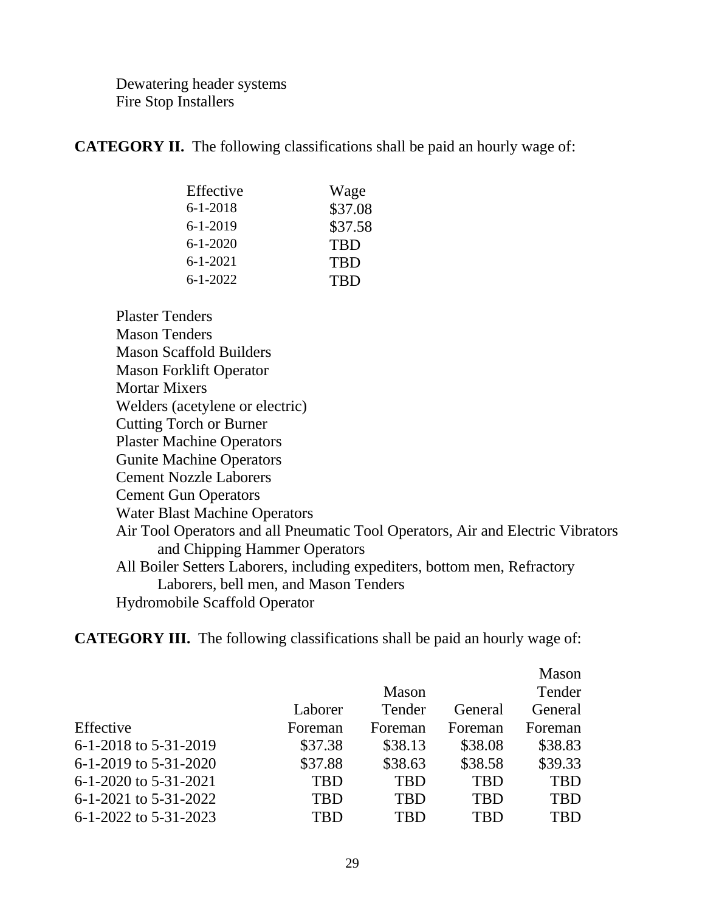Dewatering header systems
Fire Stop Installers

**CATEGORY II.** The following classifications shall be paid an hourly wage of:

| Effective | Wage |
|---|---|
| 6-1-2018 | $37.08 |
| 6-1-2019 | $37.58 |
| 6-1-2020 | TBD |
| 6-1-2021 | TBD |
| 6-1-2022 | TBD |

Plaster Tenders
Mason Tenders
Mason Scaffold Builders
Mason Forklift Operator
Mortar Mixers
Welders (acetylene or electric)
Cutting Torch or Burner
Plaster Machine Operators
Gunite Machine Operators
Cement Nozzle Laborers
Cement Gun Operators
Water Blast Machine Operators
Air Tool Operators and all Pneumatic Tool Operators, Air and Electric Vibrators and Chipping Hammer Operators
All Boiler Setters Laborers, including expediters, bottom men, Refractory Laborers, bell men, and Mason Tenders
Hydromobile Scaffold Operator

**CATEGORY III.** The following classifications shall be paid an hourly wage of:

| Effective | Laborer Foreman | Mason Tender Foreman | General Foreman | Mason Tender General Foreman |
|---|---|---|---|---|
| 6-1-2018 to 5-31-2019 | $37.38 | $38.13 | $38.08 | $38.83 |
| 6-1-2019 to 5-31-2020 | $37.88 | $38.63 | $38.58 | $39.33 |
| 6-1-2020 to 5-31-2021 | TBD | TBD | TBD | TBD |
| 6-1-2021 to 5-31-2022 | TBD | TBD | TBD | TBD |
| 6-1-2022 to 5-31-2023 | TBD | TBD | TBD | TBD |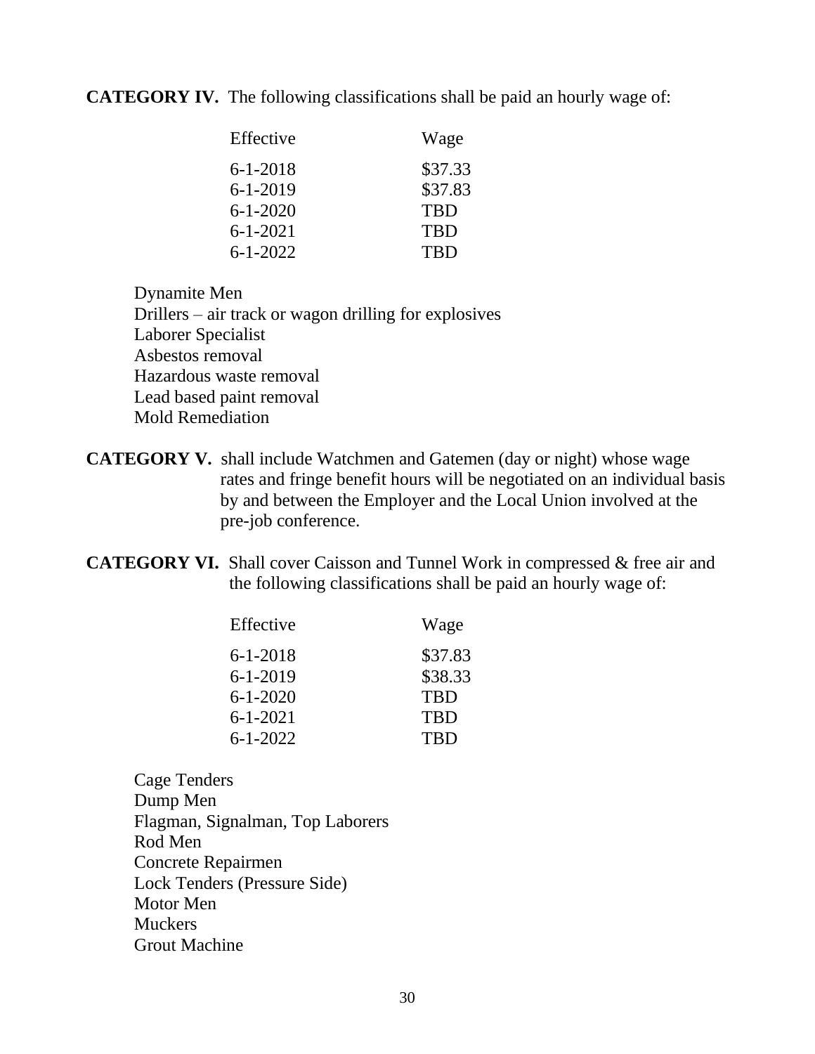**CATEGORY IV.** The following classifications shall be paid an hourly wage of:

| Effective | Wage |
|---|---|
| 6-1-2018 | $37.33 |
| 6-1-2019 | $37.83 |
| 6-1-2020 | TBD |
| 6-1-2021 | TBD |
| 6-1-2022 | TBD |

Dynamite Men
Drillers – air track or wagon drilling for explosives
Laborer Specialist
Asbestos removal
Hazardous waste removal
Lead based paint removal
Mold Remediation

**CATEGORY V.** shall include Watchmen and Gatemen (day or night) whose wage rates and fringe benefit hours will be negotiated on an individual basis by and between the Employer and the Local Union involved at the pre-job conference.

**CATEGORY VI.** Shall cover Caisson and Tunnel Work in compressed & free air and the following classifications shall be paid an hourly wage of:

| Effective | Wage |
|---|---|
| 6-1-2018 | $37.83 |
| 6-1-2019 | $38.33 |
| 6-1-2020 | TBD |
| 6-1-2021 | TBD |
| 6-1-2022 | TBD |

Cage Tenders
Dump Men
Flagman, Signalman, Top Laborers
Rod Men
Concrete Repairmen
Lock Tenders (Pressure Side)
Motor Men
Muckers
Grout Machine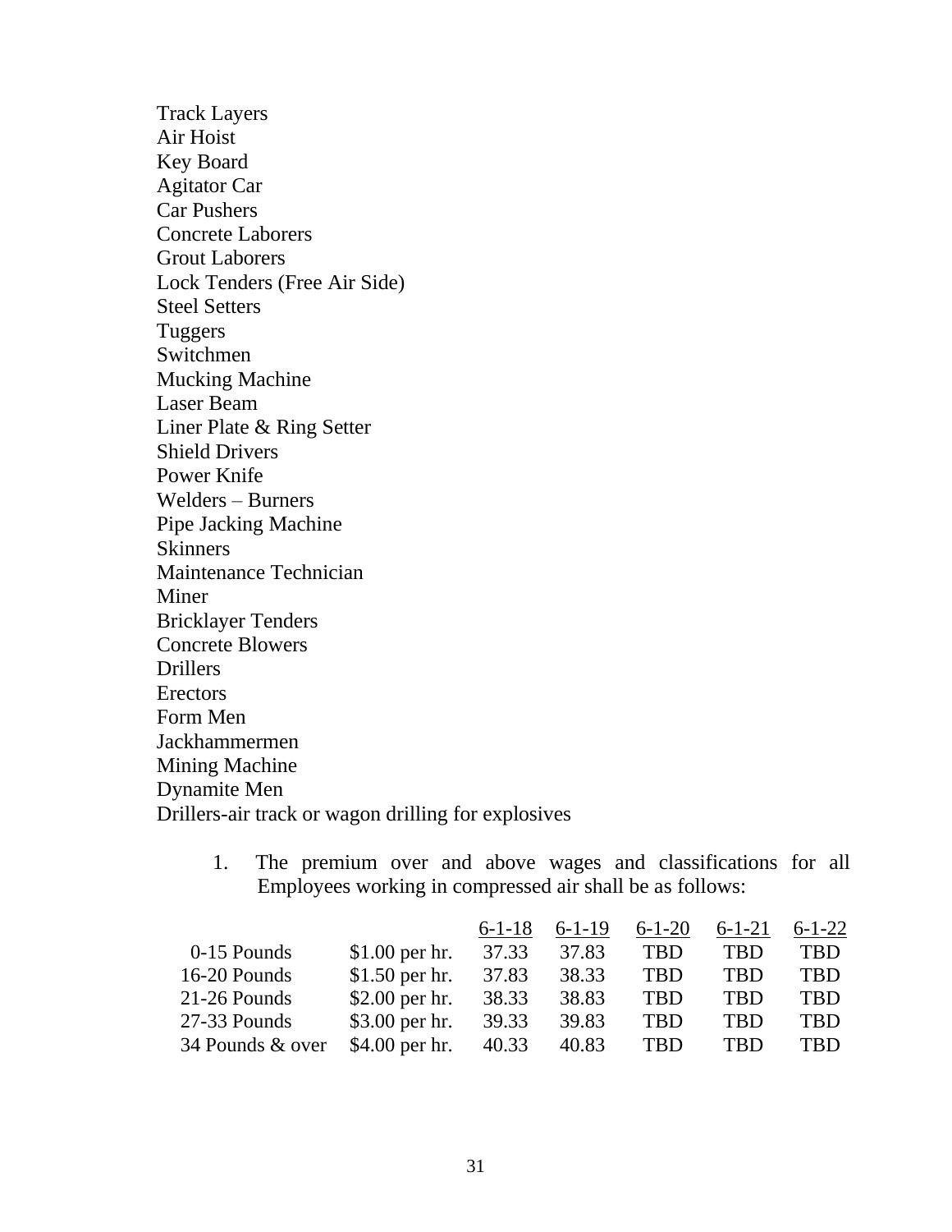Track Layers
Air Hoist
Key Board
Agitator Car
Car Pushers
Concrete Laborers
Grout Laborers
Lock Tenders (Free Air Side)
Steel Setters
Tuggers
Switchmen
Mucking Machine
Laser Beam
Liner Plate & Ring Setter
Shield Drivers
Power Knife
Welders – Burners
Pipe Jacking Machine
Skinners
Maintenance Technician
Miner
Bricklayer Tenders
Concrete Blowers
Drillers
Erectors
Form Men
Jackhammermen
Mining Machine
Dynamite Men
Drillers-air track or wagon drilling for explosives

1. The premium over and above wages and classifications for all Employees working in compressed air shall be as follows:

| | | 6-1-18 | 6-1-19 | 6-1-20 | 6-1-21 | 6-1-22 |
|---|---|---|---|---|---|---|
| 0-15 Pounds | $1.00 per hr. | 37.33 | 37.83 | TBD | TBD | TBD |
| 16-20 Pounds | $1.50 per hr. | 37.83 | 38.33 | TBD | TBD | TBD |
| 21-26 Pounds | $2.00 per hr. | 38.33 | 38.83 | TBD | TBD | TBD |
| 27-33 Pounds | $3.00 per hr. | 39.33 | 39.83 | TBD | TBD | TBD |
| 34 Pounds & over | $4.00 per hr. | 40.33 | 40.83 | TBD | TBD | TBD |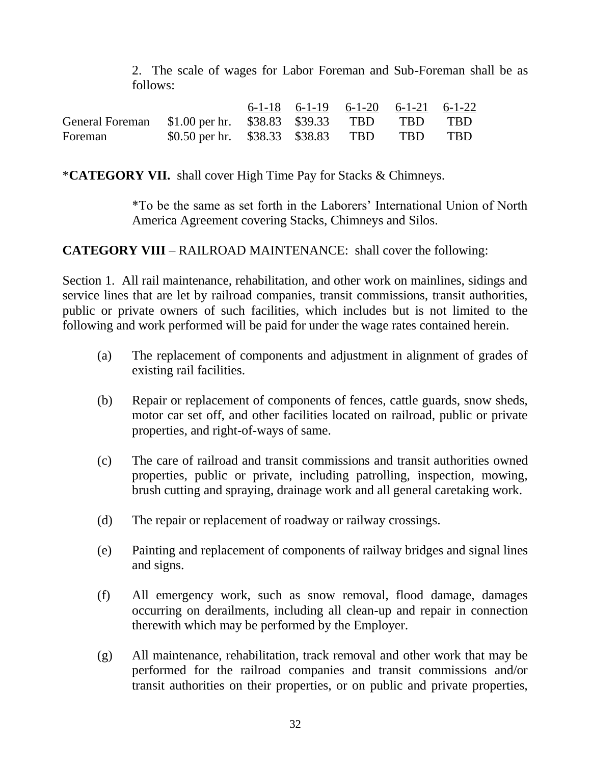2. The scale of wages for Labor Foreman and Sub-Foreman shall be as follows:

| | | 6-1-18 | 6-1-19 | 6-1-20 | 6-1-21 | 6-1-22 |
|---|---|---|---|---|---|---|
| General Foreman | $1.00 per hr. | $38.83 | $39.33 | TBD | TBD | TBD |
| Foreman | $0.50 per hr. | $38.33 | $38.83 | TBD | TBD | TBD |

***CATEGORY VII.** shall cover High Time Pay for Stacks & Chimneys.

*To be the same as set forth in the Laborers' International Union of North America Agreement covering Stacks, Chimneys and Silos.

**CATEGORY VIII** – RAILROAD MAINTENANCE: shall cover the following:

Section 1. All rail maintenance, rehabilitation, and other work on mainlines, sidings and service lines that are let by railroad companies, transit commissions, transit authorities, public or private owners of such facilities, which includes but is not limited to the following and work performed will be paid for under the wage rates contained herein.

(a) The replacement of components and adjustment in alignment of grades of existing rail facilities.

(b) Repair or replacement of components of fences, cattle guards, snow sheds, motor car set off, and other facilities located on railroad, public or private properties, and right-of-ways of same.

(c) The care of railroad and transit commissions and transit authorities owned properties, public or private, including patrolling, inspection, mowing, brush cutting and spraying, drainage work and all general caretaking work.

(d) The repair or replacement of roadway or railway crossings.

(e) Painting and replacement of components of railway bridges and signal lines and signs.

(f) All emergency work, such as snow removal, flood damage, damages occurring on derailments, including all clean-up and repair in connection therewith which may be performed by the Employer.

(g) All maintenance, rehabilitation, track removal and other work that may be performed for the railroad companies and transit commissions and/or transit authorities on their properties, or on public and private properties,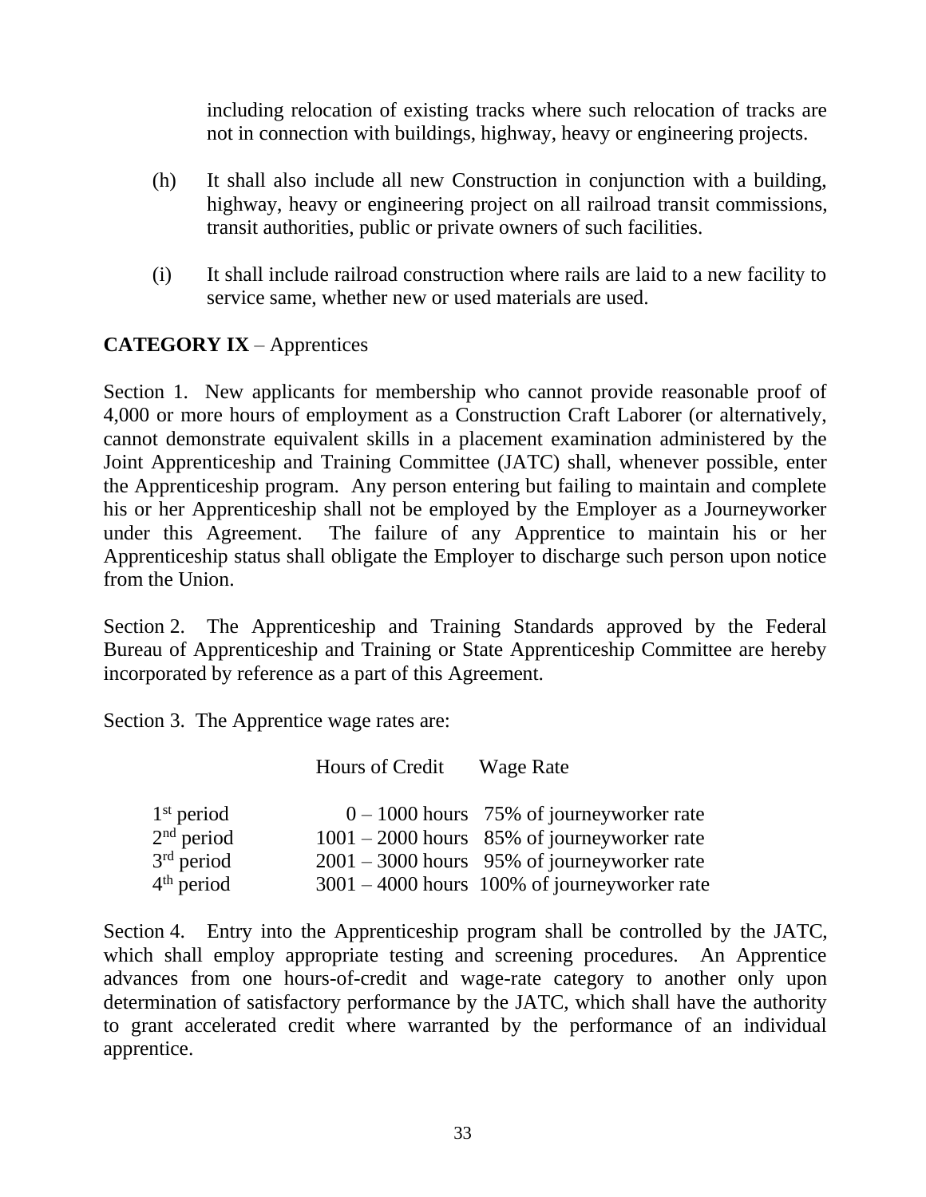including relocation of existing tracks where such relocation of tracks are not in connection with buildings, highway, heavy or engineering projects.

(h) It shall also include all new Construction in conjunction with a building, highway, heavy or engineering project on all railroad transit commissions, transit authorities, public or private owners of such facilities.

(i) It shall include railroad construction where rails are laid to a new facility to service same, whether new or used materials are used.

**CATEGORY IX** – Apprentices

Section 1. New applicants for membership who cannot provide reasonable proof of 4,000 or more hours of employment as a Construction Craft Laborer (or alternatively, cannot demonstrate equivalent skills in a placement examination administered by the Joint Apprenticeship and Training Committee (JATC) shall, whenever possible, enter the Apprenticeship program. Any person entering but failing to maintain and complete his or her Apprenticeship shall not be employed by the Employer as a Journeyworker under this Agreement. The failure of any Apprentice to maintain his or her Apprenticeship status shall obligate the Employer to discharge such person upon notice from the Union.

Section 2. The Apprenticeship and Training Standards approved by the Federal Bureau of Apprenticeship and Training or State Apprenticeship Committee are hereby incorporated by reference as a part of this Agreement.

Section 3. The Apprentice wage rates are:

| | Hours of Credit | Wage Rate |
|---|---|---|
| 1st period | 0 – 1000 hours | 75% of journeyworker rate |
| 2nd period | 1001 – 2000 hours | 85% of journeyworker rate |
| 3rd period | 2001 – 3000 hours | 95% of journeyworker rate |
| 4th period | 3001 – 4000 hours | 100% of journeyworker rate |

Section 4. Entry into the Apprenticeship program shall be controlled by the JATC, which shall employ appropriate testing and screening procedures. An Apprentice advances from one hours-of-credit and wage-rate category to another only upon determination of satisfactory performance by the JATC, which shall have the authority to grant accelerated credit where warranted by the performance of an individual apprentice.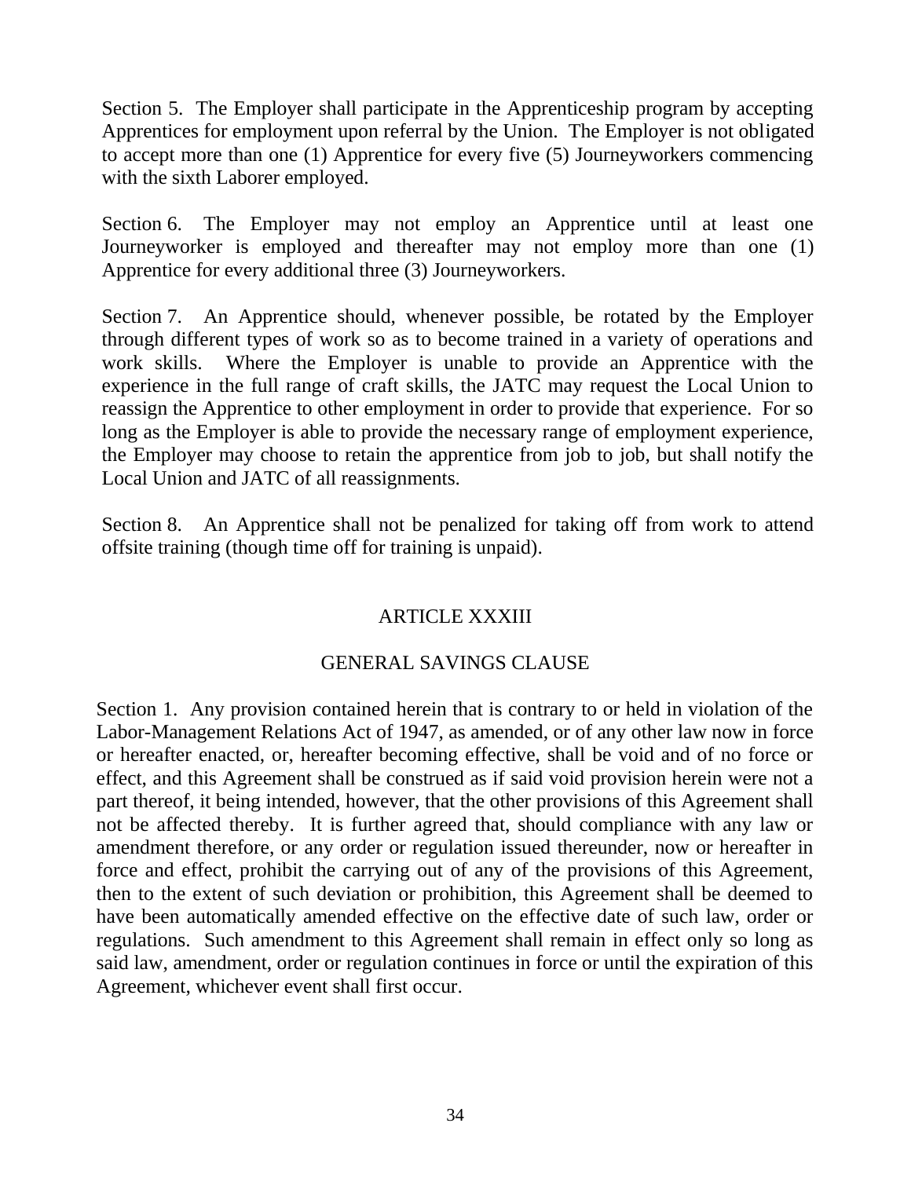Section 5. The Employer shall participate in the Apprenticeship program by accepting Apprentices for employment upon referral by the Union. The Employer is not obligated to accept more than one (1) Apprentice for every five (5) Journeyworkers commencing with the sixth Laborer employed.

Section 6. The Employer may not employ an Apprentice until at least one Journeyworker is employed and thereafter may not employ more than one (1) Apprentice for every additional three (3) Journeyworkers.

Section 7. An Apprentice should, whenever possible, be rotated by the Employer through different types of work so as to become trained in a variety of operations and work skills. Where the Employer is unable to provide an Apprentice with the experience in the full range of craft skills, the JATC may request the Local Union to reassign the Apprentice to other employment in order to provide that experience. For so long as the Employer is able to provide the necessary range of employment experience, the Employer may choose to retain the apprentice from job to job, but shall notify the Local Union and JATC of all reassignments.

Section 8. An Apprentice shall not be penalized for taking off from work to attend offsite training (though time off for training is unpaid).

## ARTICLE XXXIII

## GENERAL SAVINGS CLAUSE

Section 1. Any provision contained herein that is contrary to or held in violation of the Labor-Management Relations Act of 1947, as amended, or of any other law now in force or hereafter enacted, or, hereafter becoming effective, shall be void and of no force or effect, and this Agreement shall be construed as if said void provision herein were not a part thereof, it being intended, however, that the other provisions of this Agreement shall not be affected thereby. It is further agreed that, should compliance with any law or amendment therefore, or any order or regulation issued thereunder, now or hereafter in force and effect, prohibit the carrying out of any of the provisions of this Agreement, then to the extent of such deviation or prohibition, this Agreement shall be deemed to have been automatically amended effective on the effective date of such law, order or regulations. Such amendment to this Agreement shall remain in effect only so long as said law, amendment, order or regulation continues in force or until the expiration of this Agreement, whichever event shall first occur.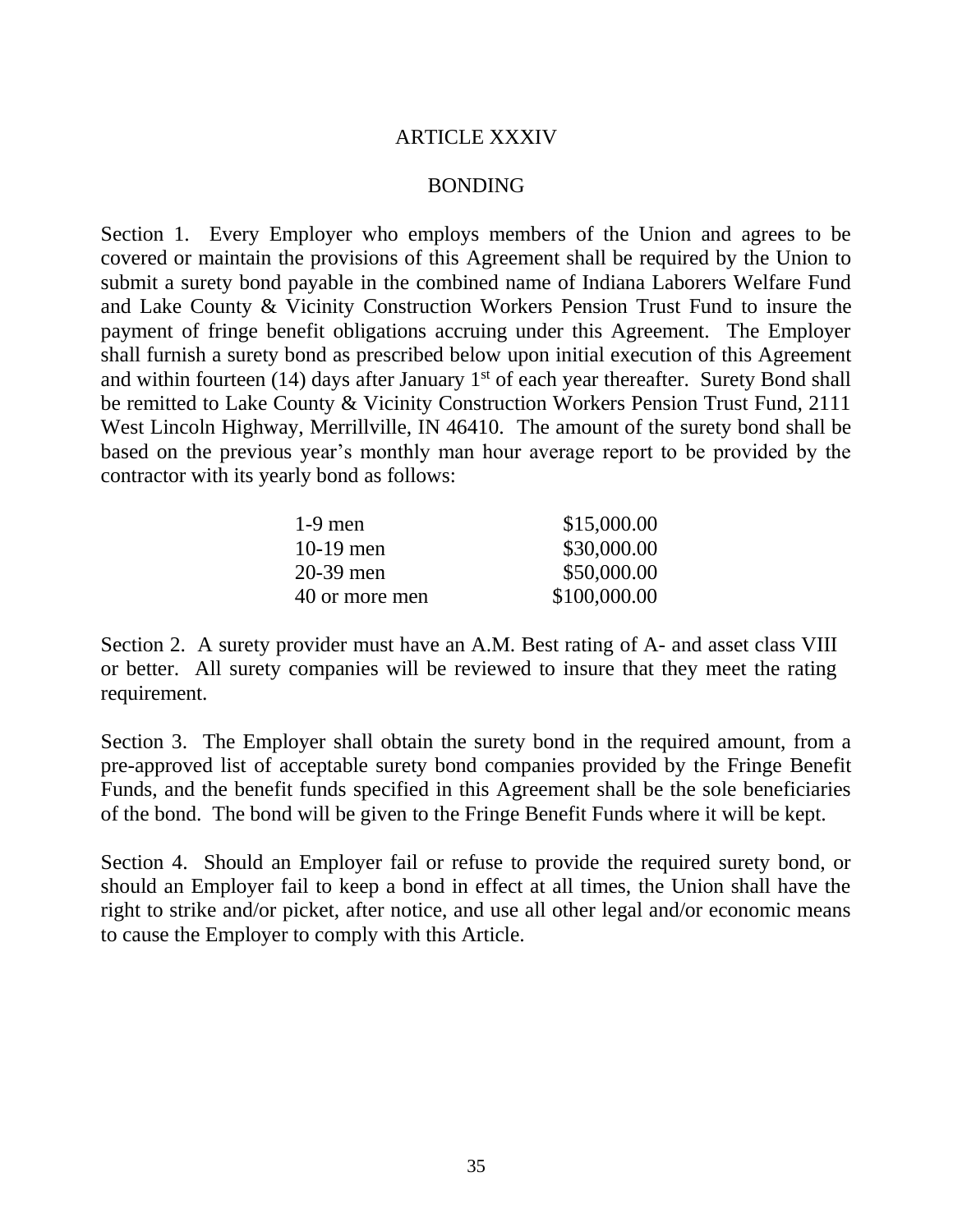# ARTICLE XXXIV

## BONDING

Section 1. Every Employer who employs members of the Union and agrees to be covered or maintain the provisions of this Agreement shall be required by the Union to submit a surety bond payable in the combined name of Indiana Laborers Welfare Fund and Lake County & Vicinity Construction Workers Pension Trust Fund to insure the payment of fringe benefit obligations accruing under this Agreement. The Employer shall furnish a surety bond as prescribed below upon initial execution of this Agreement and within fourteen (14) days after January 1st of each year thereafter. Surety Bond shall be remitted to Lake County & Vicinity Construction Workers Pension Trust Fund, 2111 West Lincoln Highway, Merrillville, IN 46410. The amount of the surety bond shall be based on the previous year's monthly man hour average report to be provided by the contractor with its yearly bond as follows:

| | |
|---|---|
| 1-9 men | $15,000.00 |
| 10-19 men | $30,000.00 |
| 20-39 men | $50,000.00 |
| 40 or more men | $100,000.00 |

Section 2. A surety provider must have an A.M. Best rating of A- and asset class VIII or better. All surety companies will be reviewed to insure that they meet the rating requirement.

Section 3. The Employer shall obtain the surety bond in the required amount, from a pre-approved list of acceptable surety bond companies provided by the Fringe Benefit Funds, and the benefit funds specified in this Agreement shall be the sole beneficiaries of the bond. The bond will be given to the Fringe Benefit Funds where it will be kept.

Section 4. Should an Employer fail or refuse to provide the required surety bond, or should an Employer fail to keep a bond in effect at all times, the Union shall have the right to strike and/or picket, after notice, and use all other legal and/or economic means to cause the Employer to comply with this Article.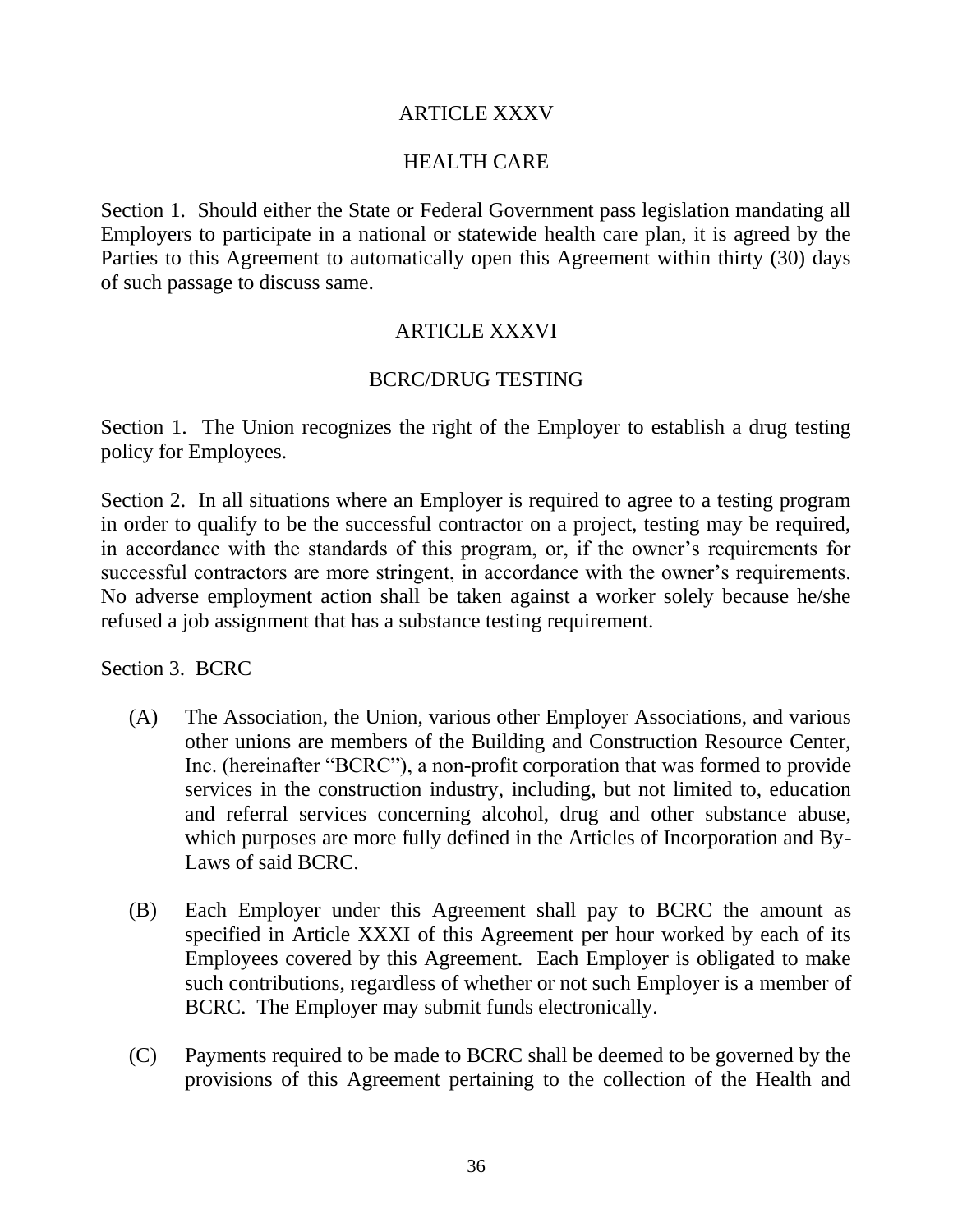## ARTICLE XXXV

## HEALTH CARE

Section 1. Should either the State or Federal Government pass legislation mandating all Employers to participate in a national or statewide health care plan, it is agreed by the Parties to this Agreement to automatically open this Agreement within thirty (30) days of such passage to discuss same.

## ARTICLE XXXVI

## BCRC/DRUG TESTING

Section 1. The Union recognizes the right of the Employer to establish a drug testing policy for Employees.

Section 2. In all situations where an Employer is required to agree to a testing program in order to qualify to be the successful contractor on a project, testing may be required, in accordance with the standards of this program, or, if the owner's requirements for successful contractors are more stringent, in accordance with the owner's requirements. No adverse employment action shall be taken against a worker solely because he/she refused a job assignment that has a substance testing requirement.

Section 3. BCRC

(A) The Association, the Union, various other Employer Associations, and various other unions are members of the Building and Construction Resource Center, Inc. (hereinafter "BCRC"), a non-profit corporation that was formed to provide services in the construction industry, including, but not limited to, education and referral services concerning alcohol, drug and other substance abuse, which purposes are more fully defined in the Articles of Incorporation and By-Laws of said BCRC.

(B) Each Employer under this Agreement shall pay to BCRC the amount as specified in Article XXXI of this Agreement per hour worked by each of its Employees covered by this Agreement. Each Employer is obligated to make such contributions, regardless of whether or not such Employer is a member of BCRC. The Employer may submit funds electronically.

(C) Payments required to be made to BCRC shall be deemed to be governed by the provisions of this Agreement pertaining to the collection of the Health and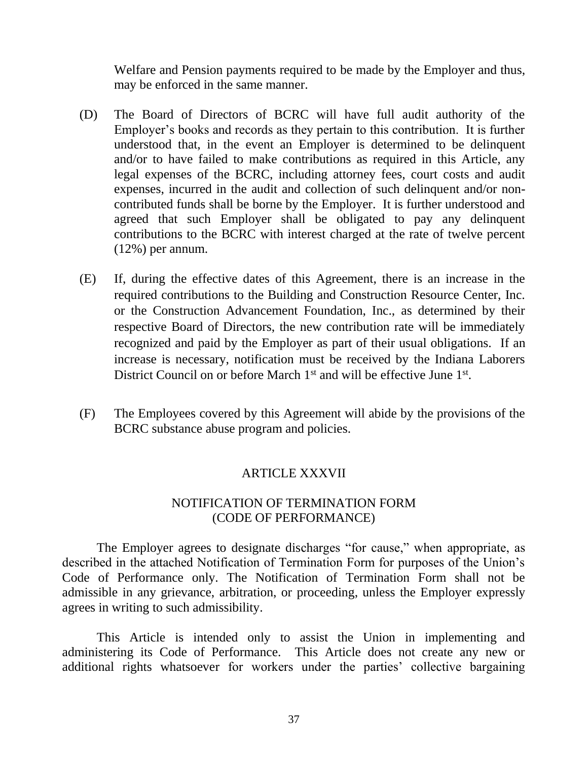Welfare and Pension payments required to be made by the Employer and thus, may be enforced in the same manner.

(D) The Board of Directors of BCRC will have full audit authority of the Employer's books and records as they pertain to this contribution. It is further understood that, in the event an Employer is determined to be delinquent and/or to have failed to make contributions as required in this Article, any legal expenses of the BCRC, including attorney fees, court costs and audit expenses, incurred in the audit and collection of such delinquent and/or non-contributed funds shall be borne by the Employer. It is further understood and agreed that such Employer shall be obligated to pay any delinquent contributions to the BCRC with interest charged at the rate of twelve percent (12%) per annum.

(E) If, during the effective dates of this Agreement, there is an increase in the required contributions to the Building and Construction Resource Center, Inc. or the Construction Advancement Foundation, Inc., as determined by their respective Board of Directors, the new contribution rate will be immediately recognized and paid by the Employer as part of their usual obligations. If an increase is necessary, notification must be received by the Indiana Laborers District Council on or before March 1st and will be effective June 1st.

(F) The Employees covered by this Agreement will abide by the provisions of the BCRC substance abuse program and policies.

## ARTICLE XXXVII

### NOTIFICATION OF TERMINATION FORM (CODE OF PERFORMANCE)

The Employer agrees to designate discharges "for cause," when appropriate, as described in the attached Notification of Termination Form for purposes of the Union's Code of Performance only. The Notification of Termination Form shall not be admissible in any grievance, arbitration, or proceeding, unless the Employer expressly agrees in writing to such admissibility.

This Article is intended only to assist the Union in implementing and administering its Code of Performance. This Article does not create any new or additional rights whatsoever for workers under the parties' collective bargaining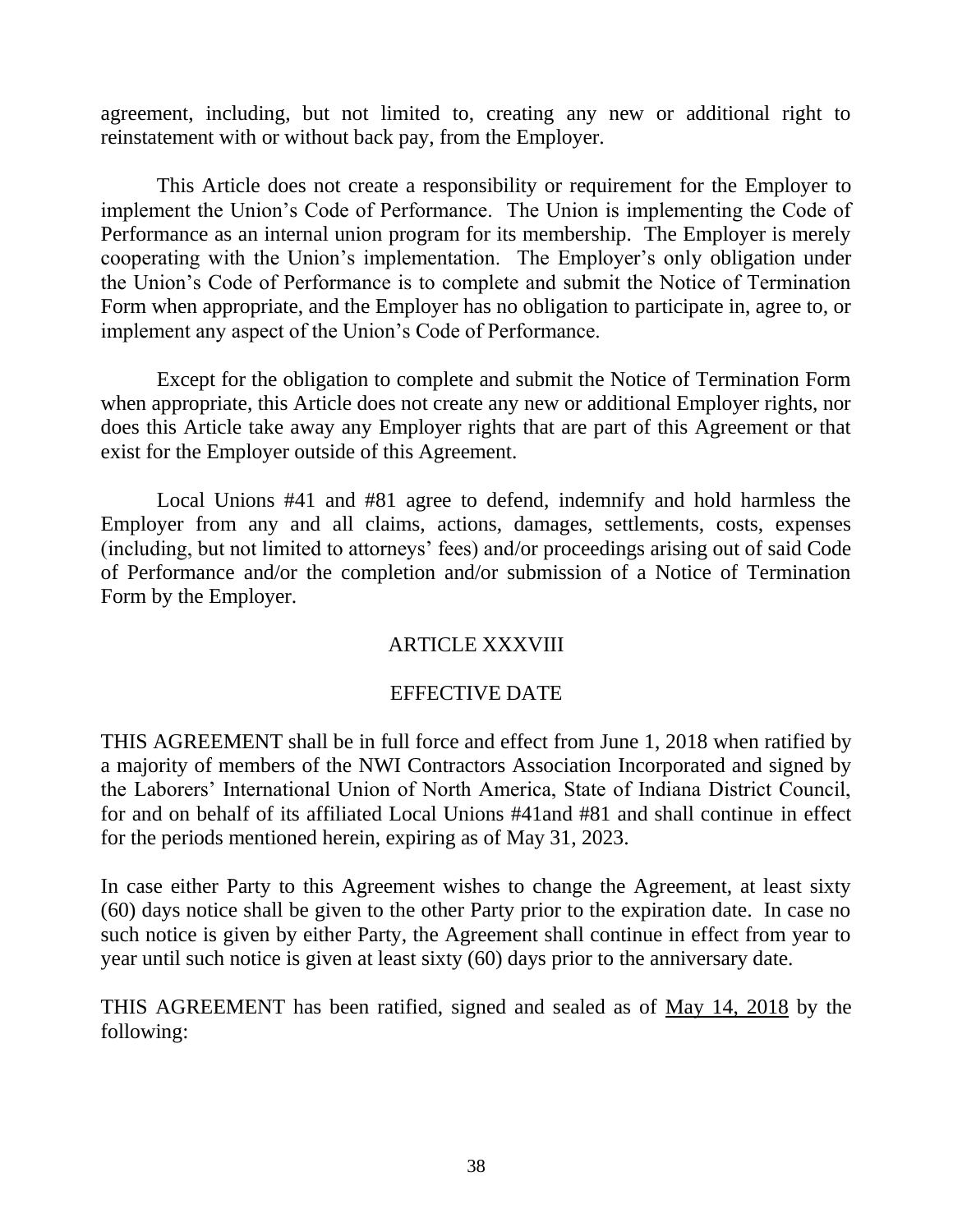agreement, including, but not limited to, creating any new or additional right to reinstatement with or without back pay, from the Employer.

This Article does not create a responsibility or requirement for the Employer to implement the Union's Code of Performance. The Union is implementing the Code of Performance as an internal union program for its membership. The Employer is merely cooperating with the Union's implementation. The Employer's only obligation under the Union's Code of Performance is to complete and submit the Notice of Termination Form when appropriate, and the Employer has no obligation to participate in, agree to, or implement any aspect of the Union's Code of Performance.

Except for the obligation to complete and submit the Notice of Termination Form when appropriate, this Article does not create any new or additional Employer rights, nor does this Article take away any Employer rights that are part of this Agreement or that exist for the Employer outside of this Agreement.

Local Unions #41 and #81 agree to defend, indemnify and hold harmless the Employer from any and all claims, actions, damages, settlements, costs, expenses (including, but not limited to attorneys' fees) and/or proceedings arising out of said Code of Performance and/or the completion and/or submission of a Notice of Termination Form by the Employer.

## ARTICLE XXXVIII

## EFFECTIVE DATE

THIS AGREEMENT shall be in full force and effect from June 1, 2018 when ratified by a majority of members of the NWI Contractors Association Incorporated and signed by the Laborers' International Union of North America, State of Indiana District Council, for and on behalf of its affiliated Local Unions #41and #81 and shall continue in effect for the periods mentioned herein, expiring as of May 31, 2023.

In case either Party to this Agreement wishes to change the Agreement, at least sixty (60) days notice shall be given to the other Party prior to the expiration date. In case no such notice is given by either Party, the Agreement shall continue in effect from year to year until such notice is given at least sixty (60) days prior to the anniversary date.

THIS AGREEMENT has been ratified, signed and sealed as of May 14, 2018 by the following: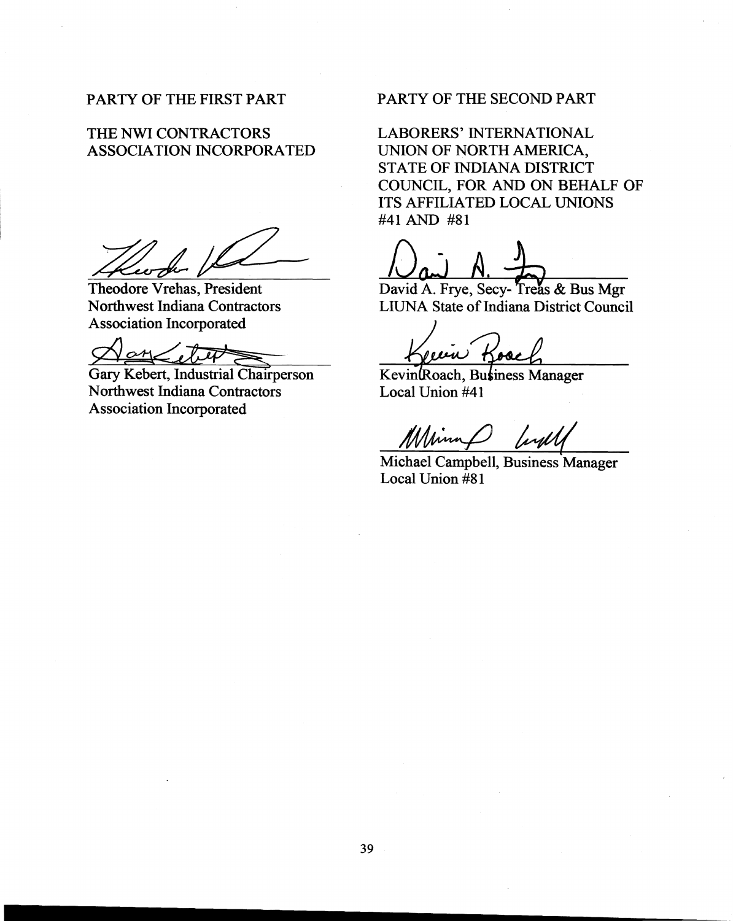PARTY OF THE FIRST PART

THE NWI CONTRACTORS ASSOCIATION INCORPORATED

Theodore Vrehas, President
Northwest Indiana Contractors Association Incorporated

Gary Kebert, Industrial Chairperson
Northwest Indiana Contractors Association Incorporated

PARTY OF THE SECOND PART

LABORERS' INTERNATIONAL UNION OF NORTH AMERICA, STATE OF INDIANA DISTRICT COUNCIL, FOR AND ON BEHALF OF ITS AFFILIATED LOCAL UNIONS #41 AND #81

David A. Frye, Secy- Treas & Bus Mgr
LIUNA State of Indiana District Council

Kevin Roach, Business Manager
Local Union #41

Michael Campbell, Business Manager
Local Union #81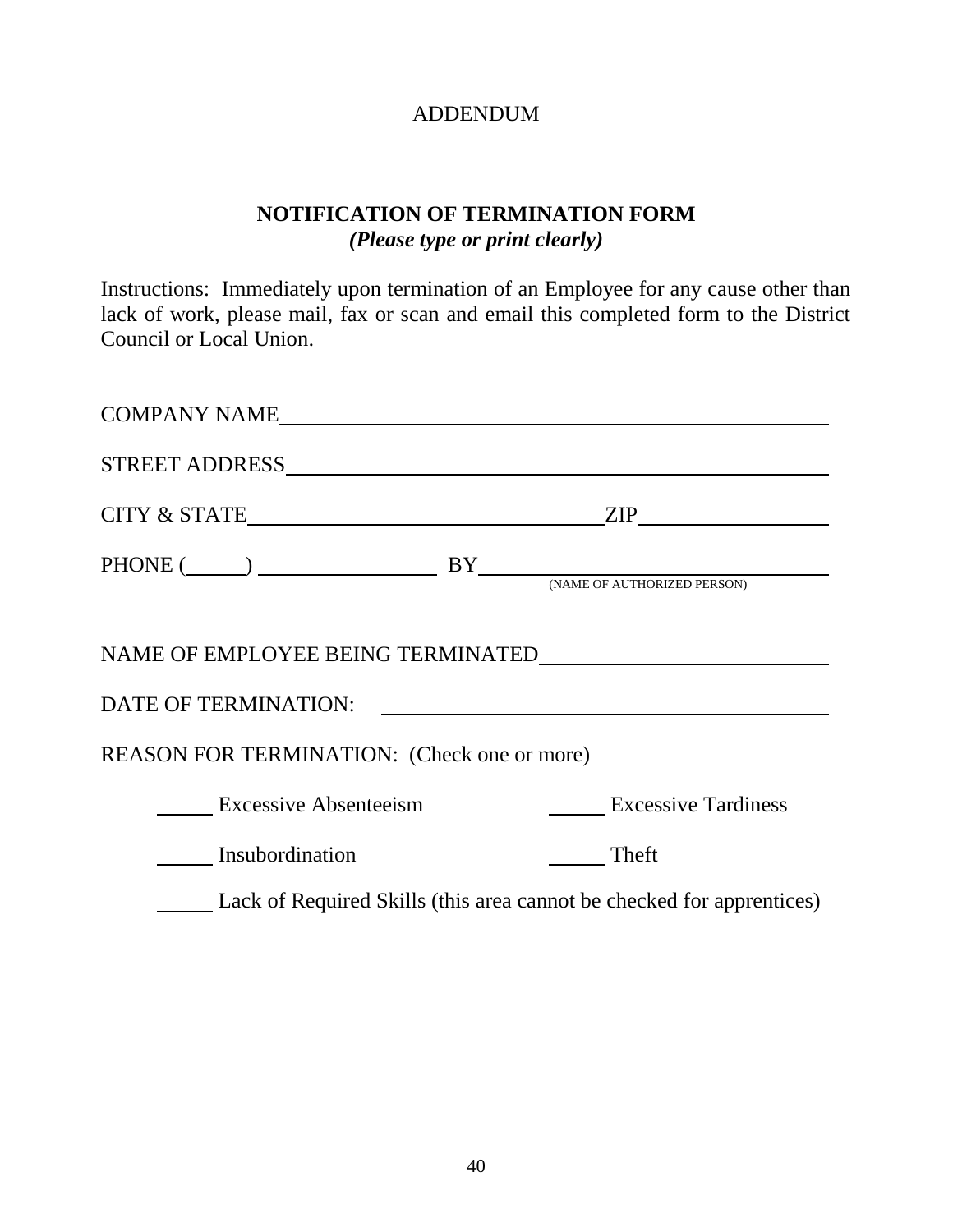ADDENDUM

## NOTIFICATION OF TERMINATION FORM

***(Please type or print clearly)***

Instructions: Immediately upon termination of an Employee for any cause other than lack of work, please mail, fax or scan and email this completed form to the District Council or Local Union.

COMPANY NAME____________________________________________________

STREET ADDRESS__________________________________________________

CITY & STATE________________________________ ZIP________________

PHONE (_____) _______________ BY______________________________
(NAME OF AUTHORIZED PERSON)

NAME OF EMPLOYEE BEING TERMINATED________________________

DATE OF TERMINATION: ______________________________________

REASON FOR TERMINATION: (Check one or more)

_____ Excessive Absenteeism _____ Excessive Tardiness

_____ Insubordination _____ Theft

_____ Lack of Required Skills (this area cannot be checked for apprentices)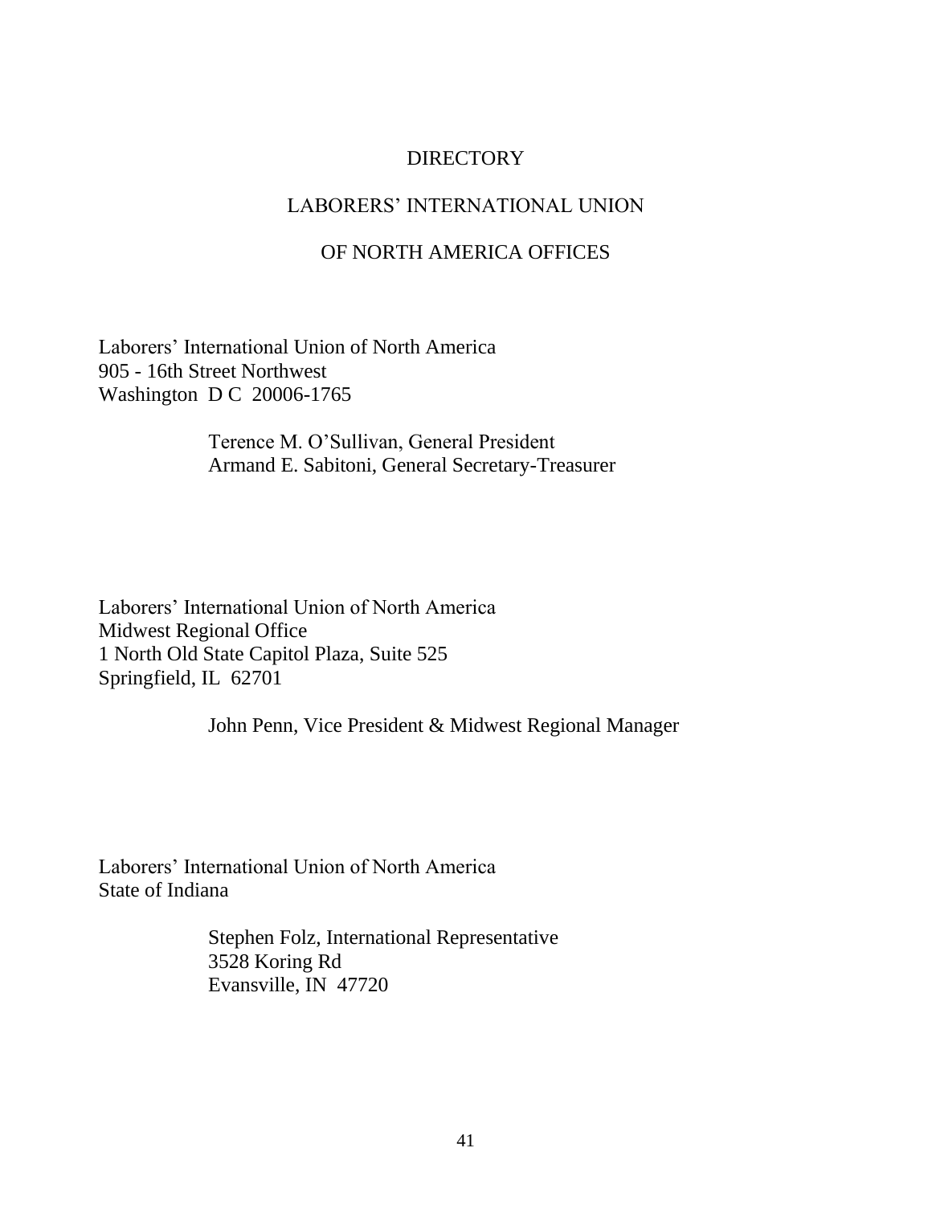# DIRECTORY

# LABORERS' INTERNATIONAL UNION

# OF NORTH AMERICA OFFICES

Laborers' International Union of North America
905 - 16th Street Northwest
Washington D C 20006-1765

> Terence M. O'Sullivan, General President
> Armand E. Sabitoni, General Secretary-Treasurer

Laborers' International Union of North America
Midwest Regional Office
1 North Old State Capitol Plaza, Suite 525
Springfield, IL 62701

> John Penn, Vice President & Midwest Regional Manager

Laborers' International Union of North America
State of Indiana

> Stephen Folz, International Representative
> 3528 Koring Rd
> Evansville, IN 47720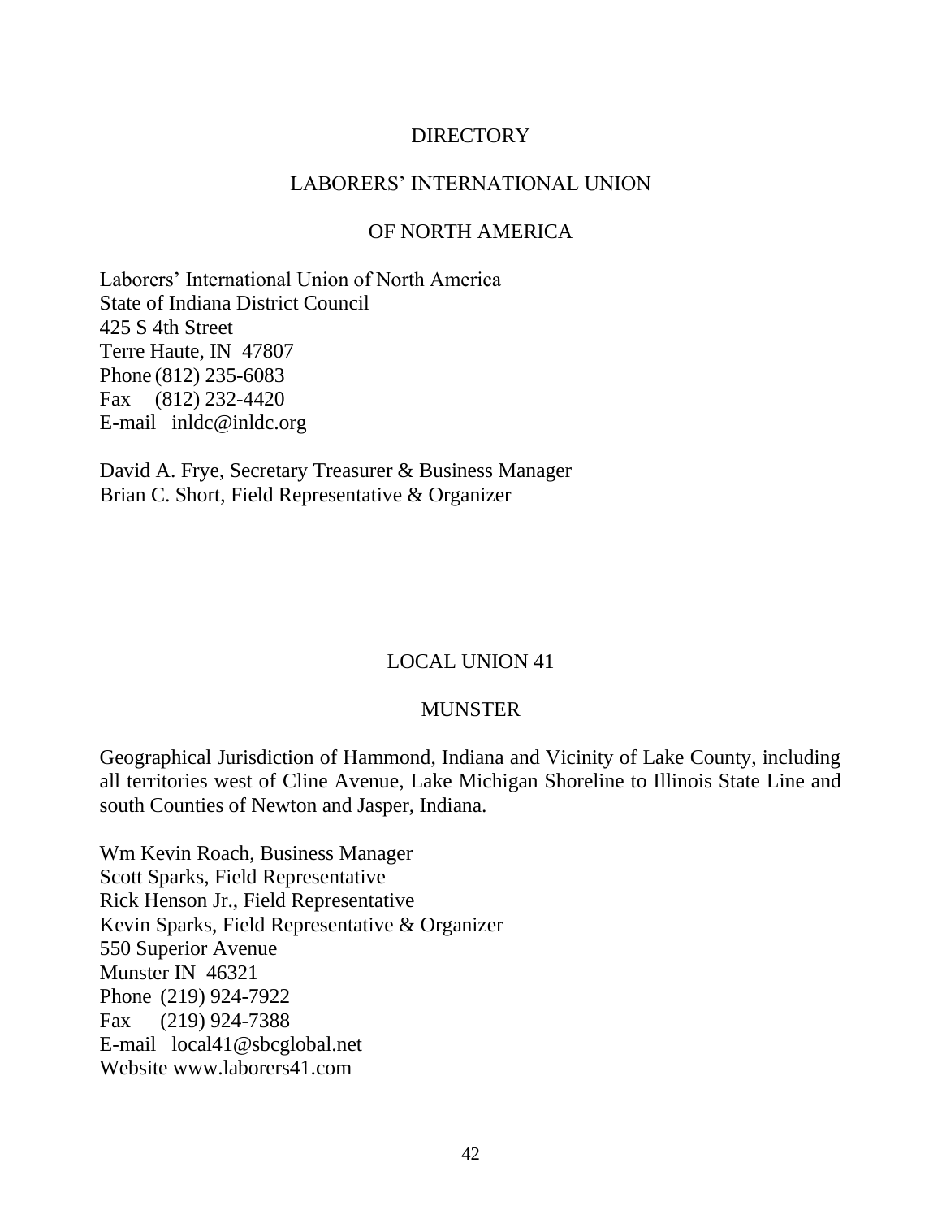# DIRECTORY

## LABORERS' INTERNATIONAL UNION

## OF NORTH AMERICA

Laborers' International Union of North America
State of Indiana District Council
425 S 4th Street
Terre Haute, IN 47807
Phone (812) 235-6083
Fax (812) 232-4420
E-mail inldc@inldc.org

David A. Frye, Secretary Treasurer & Business Manager
Brian C. Short, Field Representative & Organizer

## LOCAL UNION 41

## MUNSTER

Geographical Jurisdiction of Hammond, Indiana and Vicinity of Lake County, including all territories west of Cline Avenue, Lake Michigan Shoreline to Illinois State Line and south Counties of Newton and Jasper, Indiana.

Wm Kevin Roach, Business Manager
Scott Sparks, Field Representative
Rick Henson Jr., Field Representative
Kevin Sparks, Field Representative & Organizer
550 Superior Avenue
Munster IN 46321
Phone (219) 924-7922
Fax (219) 924-7388
E-mail local41@sbcglobal.net
Website www.laborers41.com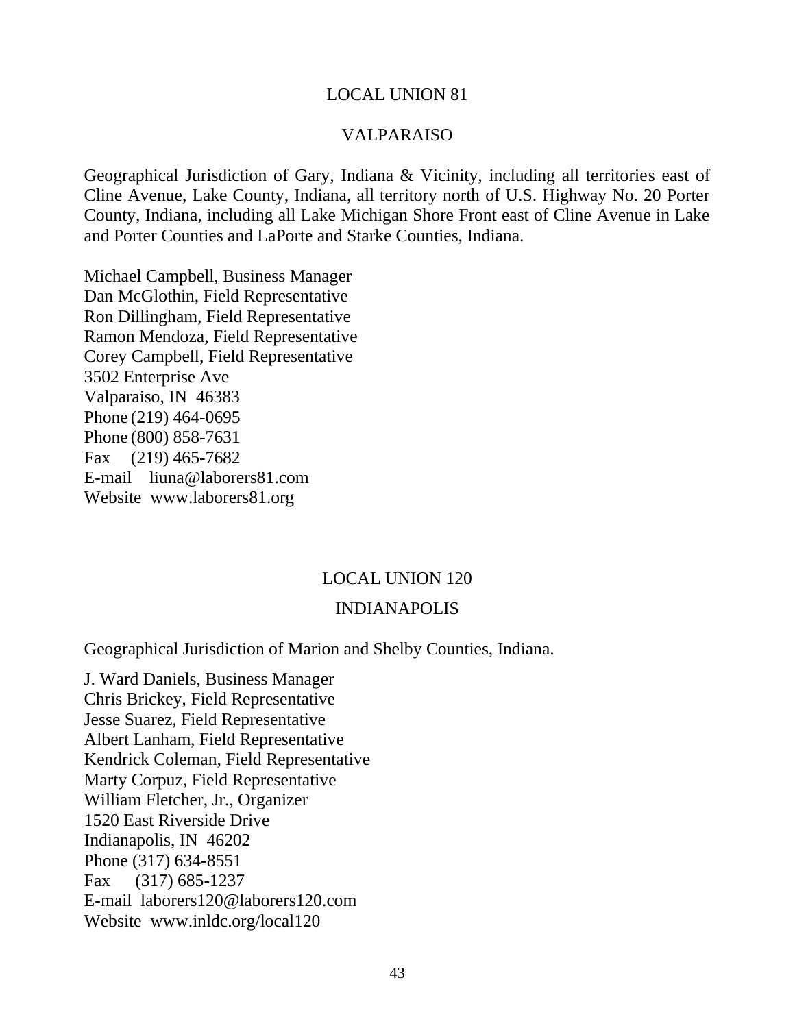## LOCAL UNION 81

## VALPARAISO

Geographical Jurisdiction of Gary, Indiana & Vicinity, including all territories east of Cline Avenue, Lake County, Indiana, all territory north of U.S. Highway No. 20 Porter County, Indiana, including all Lake Michigan Shore Front east of Cline Avenue in Lake and Porter Counties and LaPorte and Starke Counties, Indiana.

Michael Campbell, Business Manager
Dan McGlothin, Field Representative
Ron Dillingham, Field Representative
Ramon Mendoza, Field Representative
Corey Campbell, Field Representative
3502 Enterprise Ave
Valparaiso, IN 46383
Phone (219) 464-0695
Phone (800) 858-7631
Fax (219) 465-7682
E-mail liuna@laborers81.com
Website www.laborers81.org

## LOCAL UNION 120

## INDIANAPOLIS

Geographical Jurisdiction of Marion and Shelby Counties, Indiana.

J. Ward Daniels, Business Manager
Chris Brickey, Field Representative
Jesse Suarez, Field Representative
Albert Lanham, Field Representative
Kendrick Coleman, Field Representative
Marty Corpuz, Field Representative
William Fletcher, Jr., Organizer
1520 East Riverside Drive
Indianapolis, IN 46202
Phone (317) 634-8551
Fax (317) 685-1237
E-mail laborers120@laborers120.com
Website www.inldc.org/local120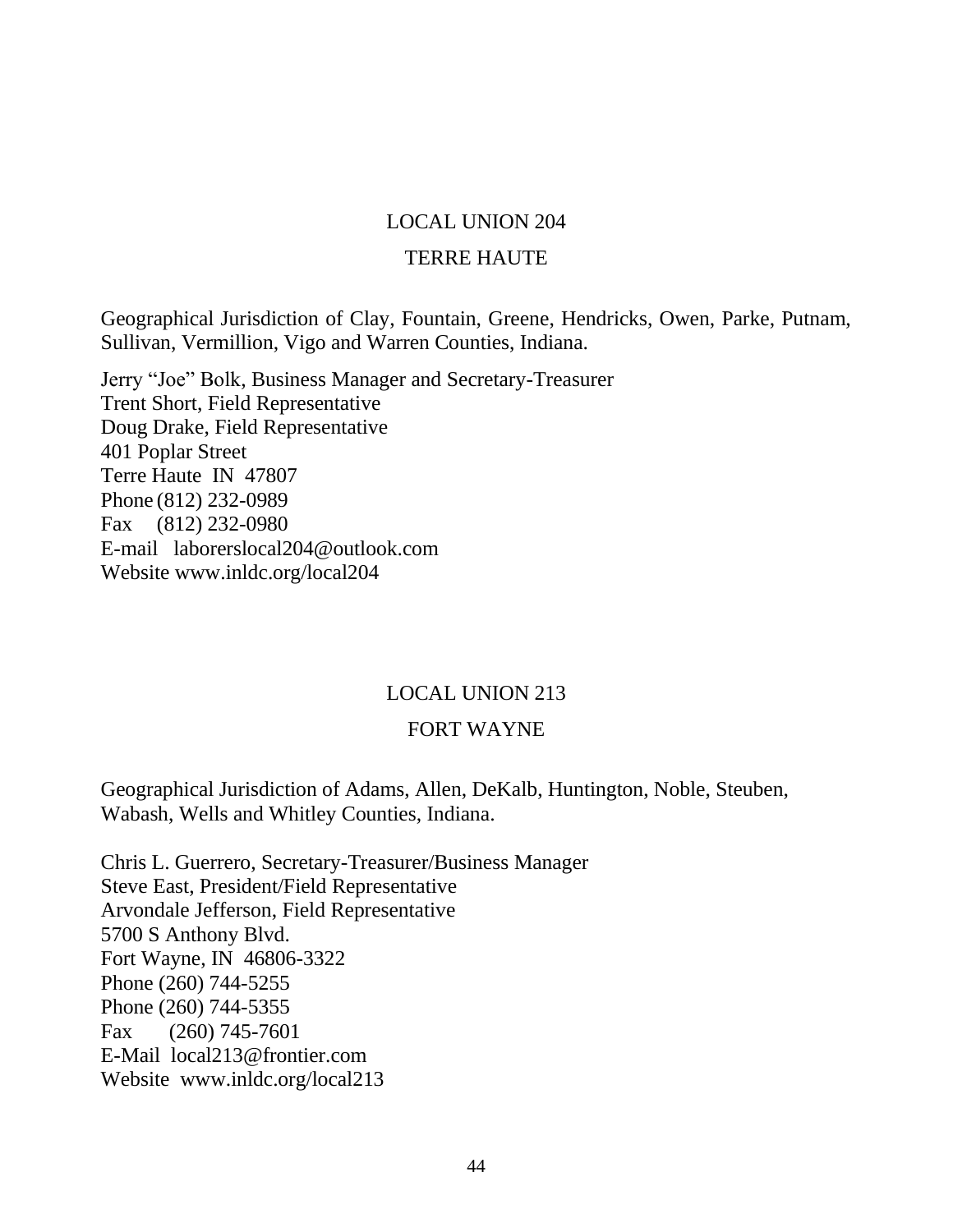## LOCAL UNION 204

## TERRE HAUTE

Geographical Jurisdiction of Clay, Fountain, Greene, Hendricks, Owen, Parke, Putnam, Sullivan, Vermillion, Vigo and Warren Counties, Indiana.

Jerry "Joe" Bolk, Business Manager and Secretary-Treasurer  
Trent Short, Field Representative  
Doug Drake, Field Representative  
401 Poplar Street  
Terre Haute IN 47807  
Phone (812) 232-0989  
Fax (812) 232-0980  
E-mail laborerslocal204@outlook.com  
Website www.inldc.org/local204

## LOCAL UNION 213

## FORT WAYNE

Geographical Jurisdiction of Adams, Allen, DeKalb, Huntington, Noble, Steuben, Wabash, Wells and Whitley Counties, Indiana.

Chris L. Guerrero, Secretary-Treasurer/Business Manager  
Steve East, President/Field Representative  
Arvondale Jefferson, Field Representative  
5700 S Anthony Blvd.  
Fort Wayne, IN 46806-3322  
Phone (260) 744-5255  
Phone (260) 744-5355  
Fax (260) 745-7601  
E-Mail local213@frontier.com  
Website www.inldc.org/local213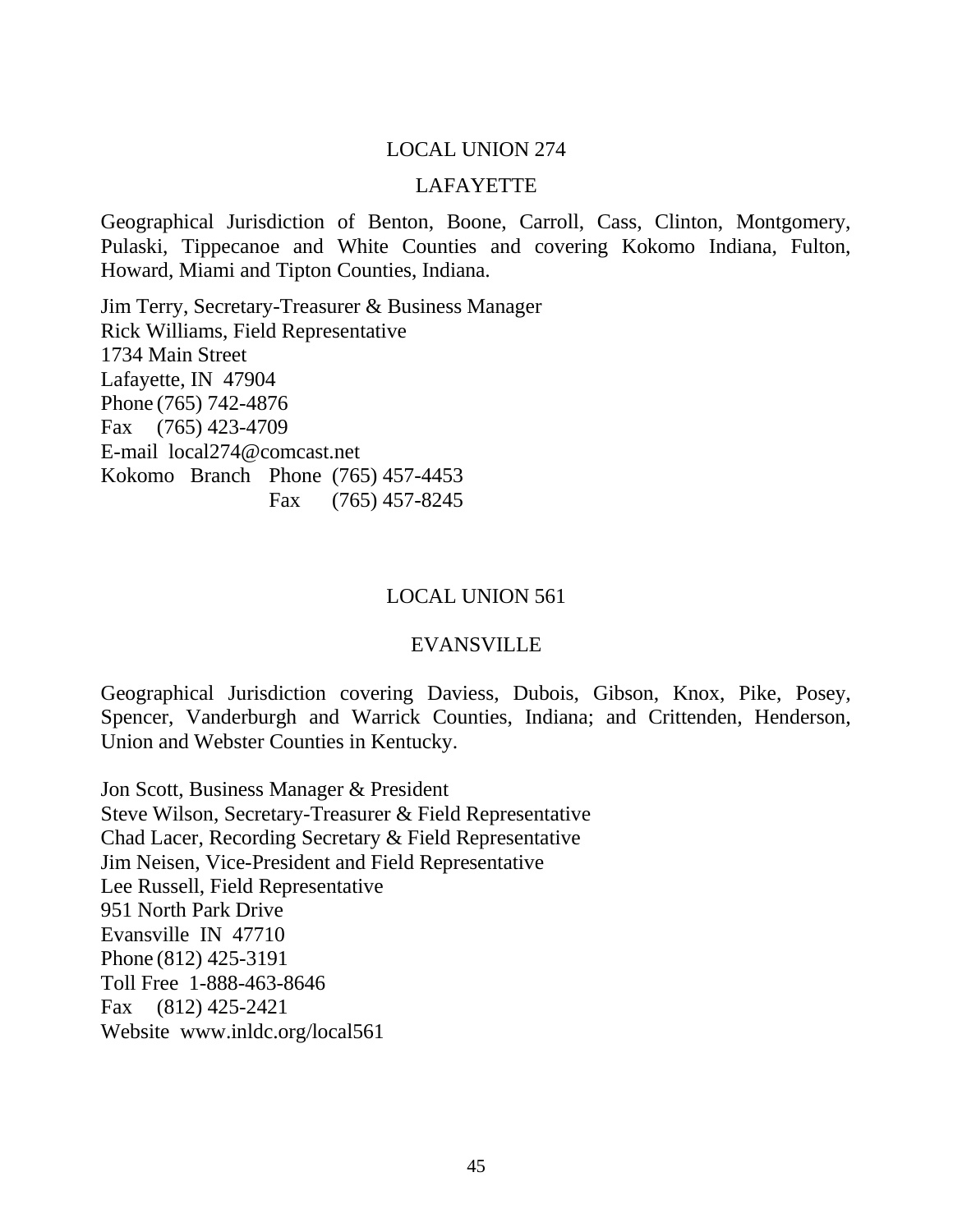## LOCAL UNION 274

## LAFAYETTE

Geographical Jurisdiction of Benton, Boone, Carroll, Cass, Clinton, Montgomery, Pulaski, Tippecanoe and White Counties and covering Kokomo Indiana, Fulton, Howard, Miami and Tipton Counties, Indiana.

Jim Terry, Secretary-Treasurer & Business Manager
Rick Williams, Field Representative
1734 Main Street
Lafayette, IN 47904
Phone (765) 742-4876
Fax (765) 423-4709
E-mail local274@comcast.net
Kokomo Branch Phone (765) 457-4453
Fax (765) 457-8245

## LOCAL UNION 561

## EVANSVILLE

Geographical Jurisdiction covering Daviess, Dubois, Gibson, Knox, Pike, Posey, Spencer, Vanderburgh and Warrick Counties, Indiana; and Crittenden, Henderson, Union and Webster Counties in Kentucky.

Jon Scott, Business Manager & President
Steve Wilson, Secretary-Treasurer & Field Representative
Chad Lacer, Recording Secretary & Field Representative
Jim Neisen, Vice-President and Field Representative
Lee Russell, Field Representative
951 North Park Drive
Evansville IN 47710
Phone (812) 425-3191
Toll Free 1-888-463-8646
Fax (812) 425-2421
Website www.inldc.org/local561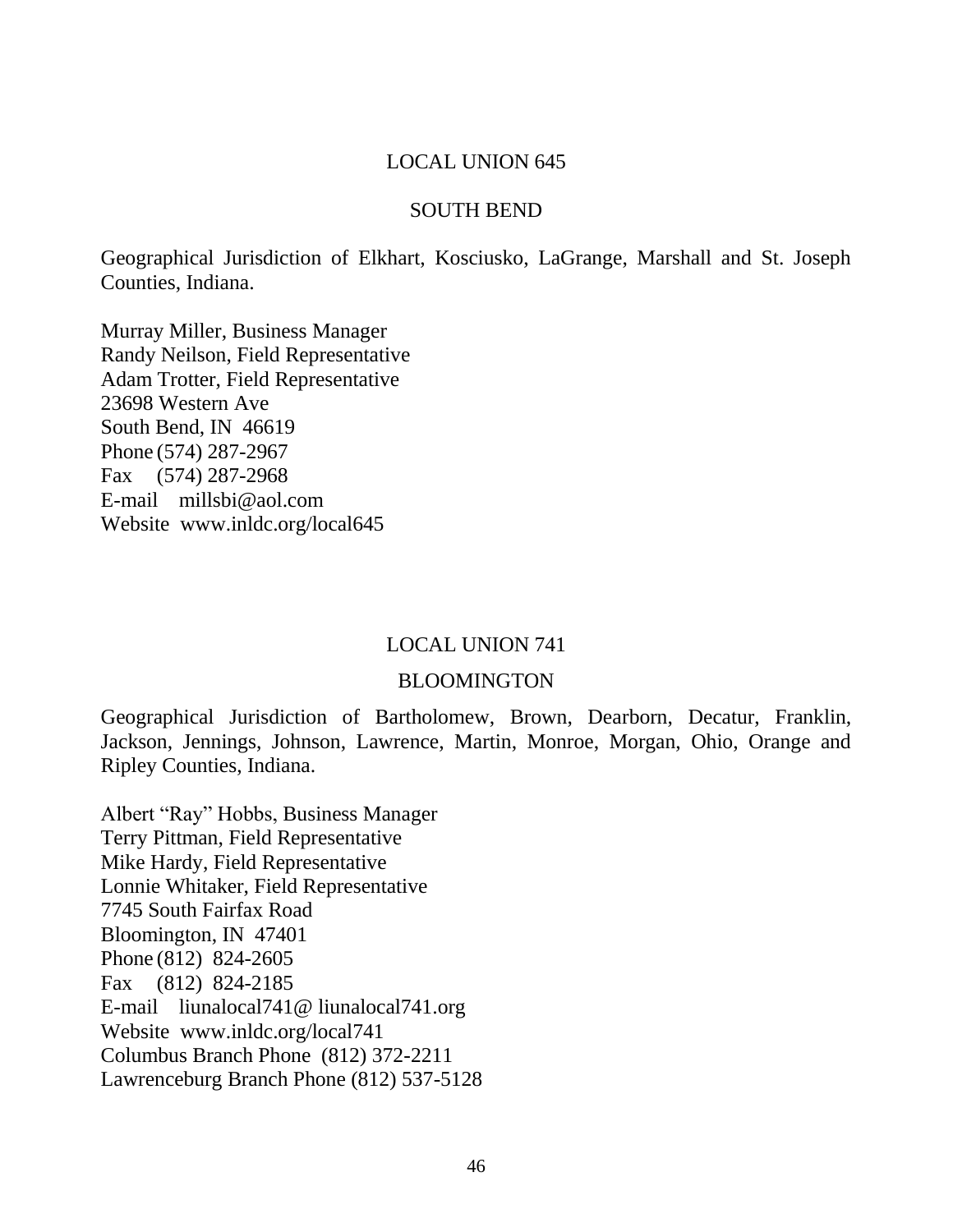## LOCAL UNION 645

## SOUTH BEND

Geographical Jurisdiction of Elkhart, Kosciusko, LaGrange, Marshall and St. Joseph Counties, Indiana.

Murray Miller, Business Manager
Randy Neilson, Field Representative
Adam Trotter, Field Representative
23698 Western Ave
South Bend, IN 46619
Phone (574) 287-2967
Fax (574) 287-2968
E-mail millsbi@aol.com
Website www.inldc.org/local645

## LOCAL UNION 741

## BLOOMINGTON

Geographical Jurisdiction of Bartholomew, Brown, Dearborn, Decatur, Franklin, Jackson, Jennings, Johnson, Lawrence, Martin, Monroe, Morgan, Ohio, Orange and Ripley Counties, Indiana.

Albert "Ray" Hobbs, Business Manager
Terry Pittman, Field Representative
Mike Hardy, Field Representative
Lonnie Whitaker, Field Representative
7745 South Fairfax Road
Bloomington, IN 47401
Phone (812) 824-2605
Fax (812) 824-2185
E-mail liunalocal741@ liunalocal741.org
Website www.inldc.org/local741
Columbus Branch Phone (812) 372-2211
Lawrenceburg Branch Phone (812) 537-5128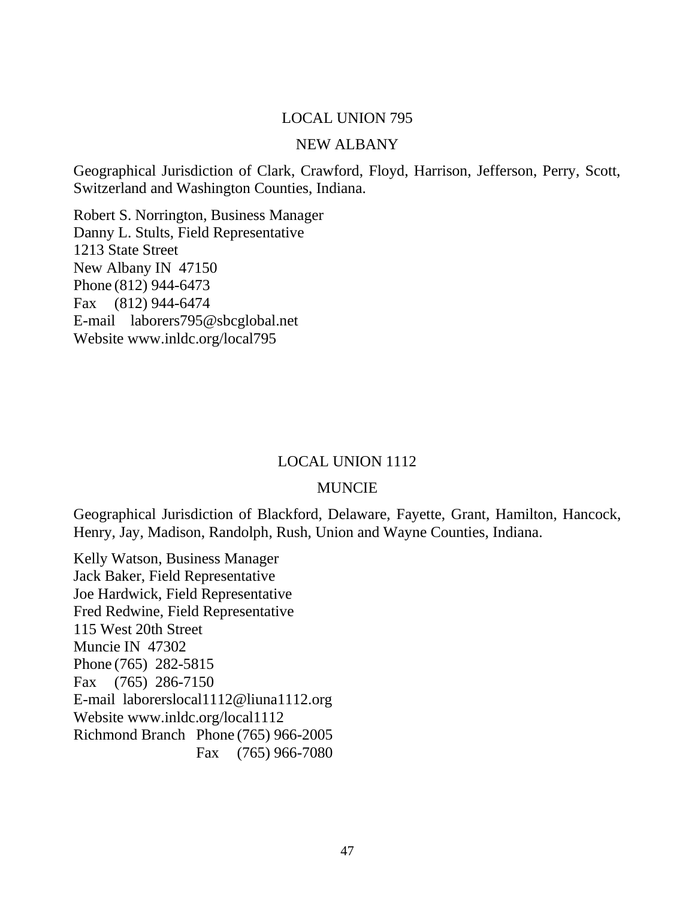## LOCAL UNION 795

## NEW ALBANY

Geographical Jurisdiction of Clark, Crawford, Floyd, Harrison, Jefferson, Perry, Scott, Switzerland and Washington Counties, Indiana.

Robert S. Norrington, Business Manager  
Danny L. Stults, Field Representative  
1213 State Street  
New Albany IN 47150  
Phone (812) 944-6473  
Fax (812) 944-6474  
E-mail laborers795@sbcglobal.net  
Website www.inldc.org/local795

## LOCAL UNION 1112

## MUNCIE

Geographical Jurisdiction of Blackford, Delaware, Fayette, Grant, Hamilton, Hancock, Henry, Jay, Madison, Randolph, Rush, Union and Wayne Counties, Indiana.

Kelly Watson, Business Manager  
Jack Baker, Field Representative  
Joe Hardwick, Field Representative  
Fred Redwine, Field Representative  
115 West 20th Street  
Muncie IN 47302  
Phone (765) 282-5815  
Fax (765) 286-7150  
E-mail laborerslocal1112@liuna1112.org  
Website www.inldc.org/local1112  
Richmond Branch Phone (765) 966-2005  
Fax (765) 966-7080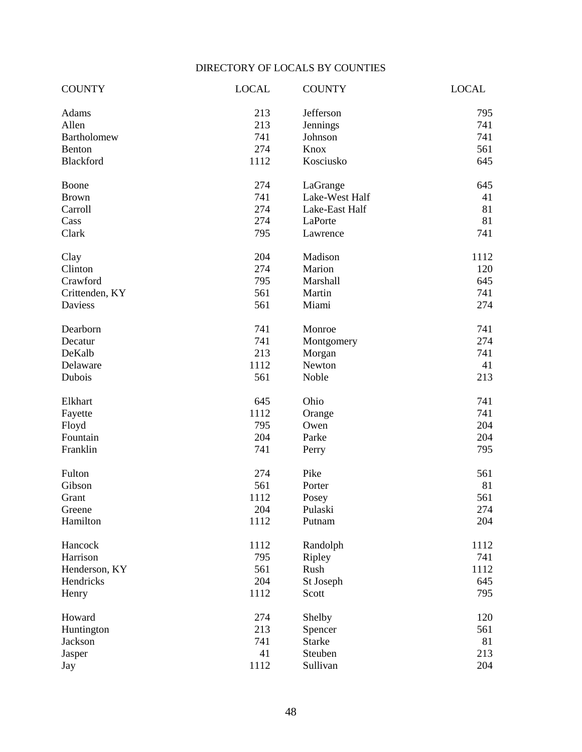# DIRECTORY OF LOCALS BY COUNTIES

| COUNTY | LOCAL | COUNTY | LOCAL |
|---|---|---|---|
| Adams | 213 | Jefferson | 795 |
| Allen | 213 | Jennings | 741 |
| Bartholomew | 741 | Johnson | 741 |
| Benton | 274 | Knox | 561 |
| Blackford | 1112 | Kosciusko | 645 |
| Boone | 274 | LaGrange | 645 |
| Brown | 741 | Lake-West Half | 41 |
| Carroll | 274 | Lake-East Half | 81 |
| Cass | 274 | LaPorte | 81 |
| Clark | 795 | Lawrence | 741 |
| Clay | 204 | Madison | 1112 |
| Clinton | 274 | Marion | 120 |
| Crawford | 795 | Marshall | 645 |
| Crittenden, KY | 561 | Martin | 741 |
| Daviess | 561 | Miami | 274 |
| Dearborn | 741 | Monroe | 741 |
| Decatur | 741 | Montgomery | 274 |
| DeKalb | 213 | Morgan | 741 |
| Delaware | 1112 | Newton | 41 |
| Dubois | 561 | Noble | 213 |
| Elkhart | 645 | Ohio | 741 |
| Fayette | 1112 | Orange | 741 |
| Floyd | 795 | Owen | 204 |
| Fountain | 204 | Parke | 204 |
| Franklin | 741 | Perry | 795 |
| Fulton | 274 | Pike | 561 |
| Gibson | 561 | Porter | 81 |
| Grant | 1112 | Posey | 561 |
| Greene | 204 | Pulaski | 274 |
| Hamilton | 1112 | Putnam | 204 |
| Hancock | 1112 | Randolph | 1112 |
| Harrison | 795 | Ripley | 741 |
| Henderson, KY | 561 | Rush | 1112 |
| Hendricks | 204 | St Joseph | 645 |
| Henry | 1112 | Scott | 795 |
| Howard | 274 | Shelby | 120 |
| Huntington | 213 | Spencer | 561 |
| Jackson | 741 | Starke | 81 |
| Jasper | 41 | Steuben | 213 |
| Jay | 1112 | Sullivan | 204 |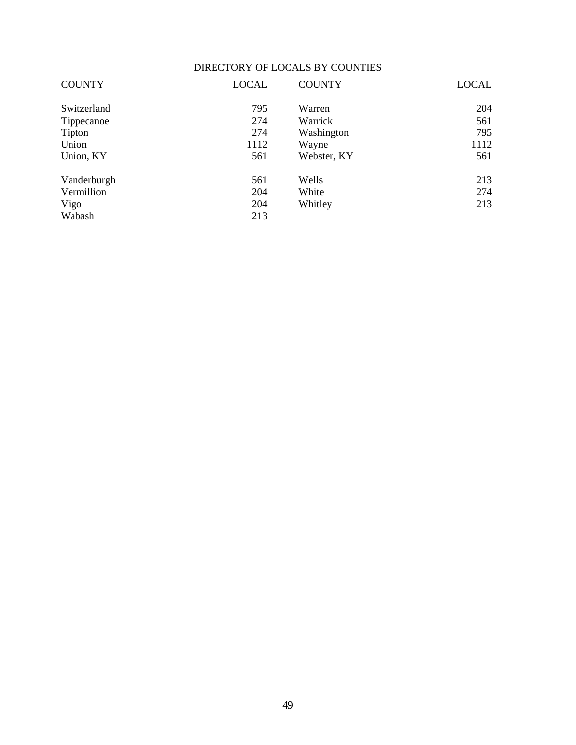## DIRECTORY OF LOCALS BY COUNTIES

| COUNTY | LOCAL | COUNTY | LOCAL |
|---|---|---|---|
| Switzerland | 795 | Warren | 204 |
| Tippecanoe | 274 | Warrick | 561 |
| Tipton | 274 | Washington | 795 |
| Union | 1112 | Wayne | 1112 |
| Union, KY | 561 | Webster, KY | 561 |
| Vanderburgh | 561 | Wells | 213 |
| Vermillion | 204 | White | 274 |
| Vigo | 204 | Whitley | 213 |
| Wabash | 213 | | |